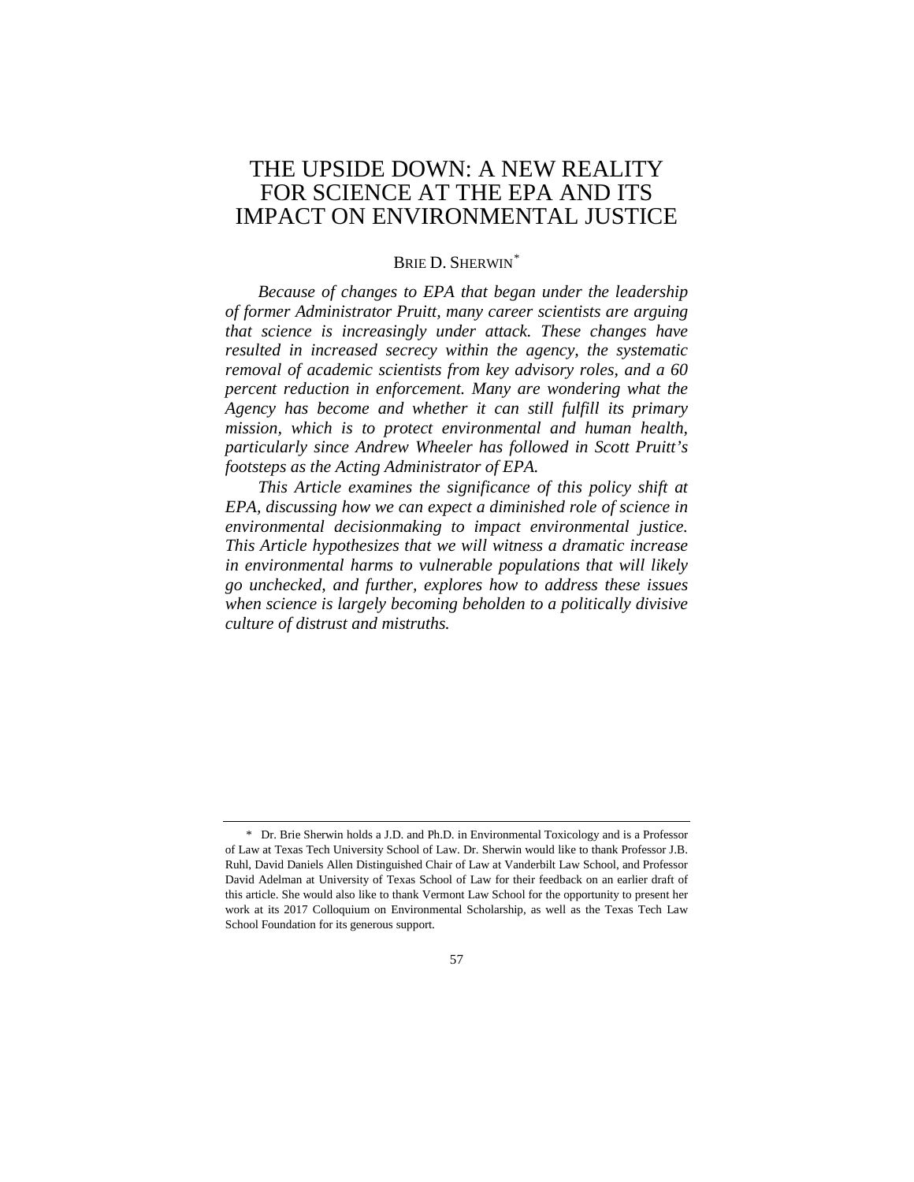# THE UPSIDE DOWN: A NEW REALITY FOR SCIENCE AT THE EPA AND ITS IMPACT ON ENVIRONMENTAL JUSTICE

BRIE D. SHERWIN[*]

*Because of changes to EPA that began under the leadership of former Administrator Pruitt, many career scientists are arguing that science is increasingly under attack. These changes have resulted in increased secrecy within the agency, the systematic removal of academic scientists from key advisory roles, and a 60 percent reduction in enforcement. Many are wondering what the Agency has become and whether it can still fulfill its primary mission, which is to protect environmental and human health, particularly since Andrew Wheeler has followed in Scott Pruitt's footsteps as the Acting Administrator of EPA.*

*This Article examines the significance of this policy shift at EPA, discussing how we can expect a diminished role of science in environmental decisionmaking to impact environmental justice. This Article hypothesizes that we will witness a dramatic increase in environmental harms to vulnerable populations that will likely go unchecked, and further, explores how to address these issues when science is largely becoming beholden to a politically divisive culture of distrust and mistruths.*

---

\* Dr. Brie Sherwin holds a J.D. and Ph.D. in Environmental Toxicology and is a Professor of Law at Texas Tech University School of Law. Dr. Sherwin would like to thank Professor J.B. Ruhl, David Daniels Allen Distinguished Chair of Law at Vanderbilt Law School, and Professor David Adelman at University of Texas School of Law for their feedback on an earlier draft of this article. She would also like to thank Vermont Law School for the opportunity to present her work at its 2017 Colloquium on Environmental Scholarship, as well as the Texas Tech Law School Foundation for its generous support.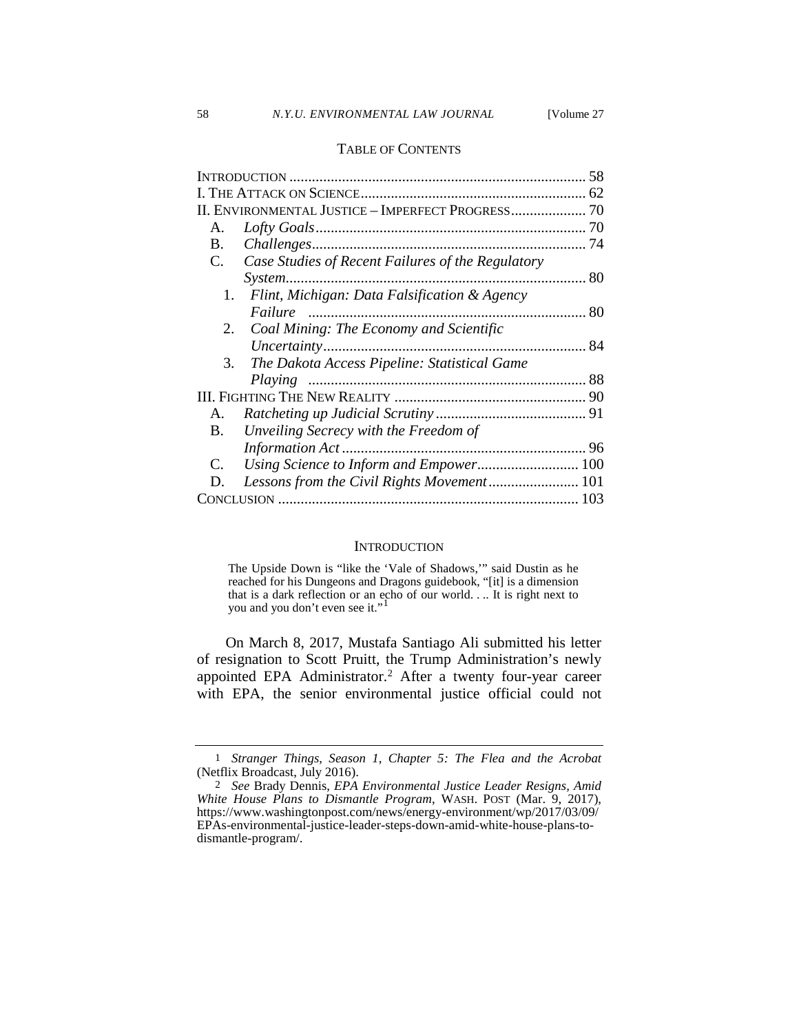## TABLE OF CONTENTS

INTRODUCTION ............................................................................... 58
I. THE ATTACK ON SCIENCE ............................................................ 62
II. ENVIRONMENTAL JUSTICE – IMPERFECT PROGRESS .................... 70
- A. *Lofty Goals* ........................................................................ 70
- B. *Challenges* ......................................................................... 74
- C. *Case Studies of Recent Failures of the Regulatory System* ............................................................................... 80
  1. *Flint, Michigan: Data Falsification & Agency Failure* .......................................................................... 80
  2. *Coal Mining: The Economy and Scientific Uncertainty* ...................................................................... 84
  3. *The Dakota Access Pipeline: Statistical Game Playing* .......................................................................... 88

III. FIGHTING THE NEW REALITY ................................................... 90
- A. *Ratcheting up Judicial Scrutiny* ........................................ 91
- B. *Unveiling Secrecy with the Freedom of Information Act* ................................................................. 96
- C. *Using Science to Inform and Empower* ............................ 100
- D. *Lessons from the Civil Rights Movement* ........................ 101

CONCLUSION ............................................................................... 103

## INTRODUCTION

> The Upside Down is "like the 'Vale of Shadows,'" said Dustin as he reached for his Dungeons and Dragons guidebook, "[it] is a dimension that is a dark reflection or an echo of our world. . .. It is right next to you and you don't even see it."[1]

On March 8, 2017, Mustafa Santiago Ali submitted his letter of resignation to Scott Pruitt, the Trump Administration's newly appointed EPA Administrator.[2] After a twenty four-year career with EPA, the senior environmental justice official could not

---

1 *Stranger Things, Season 1, Chapter 5: The Flea and the Acrobat* (Netflix Broadcast, July 2016).

2 *See* Brady Dennis, *EPA Environmental Justice Leader Resigns, Amid White House Plans to Dismantle Program*, WASH. POST (Mar. 9, 2017), https://www.washingtonpost.com/news/energy-environment/wp/2017/03/09/EPAs-environmental-justice-leader-steps-down-amid-white-house-plans-to-dismantle-program/.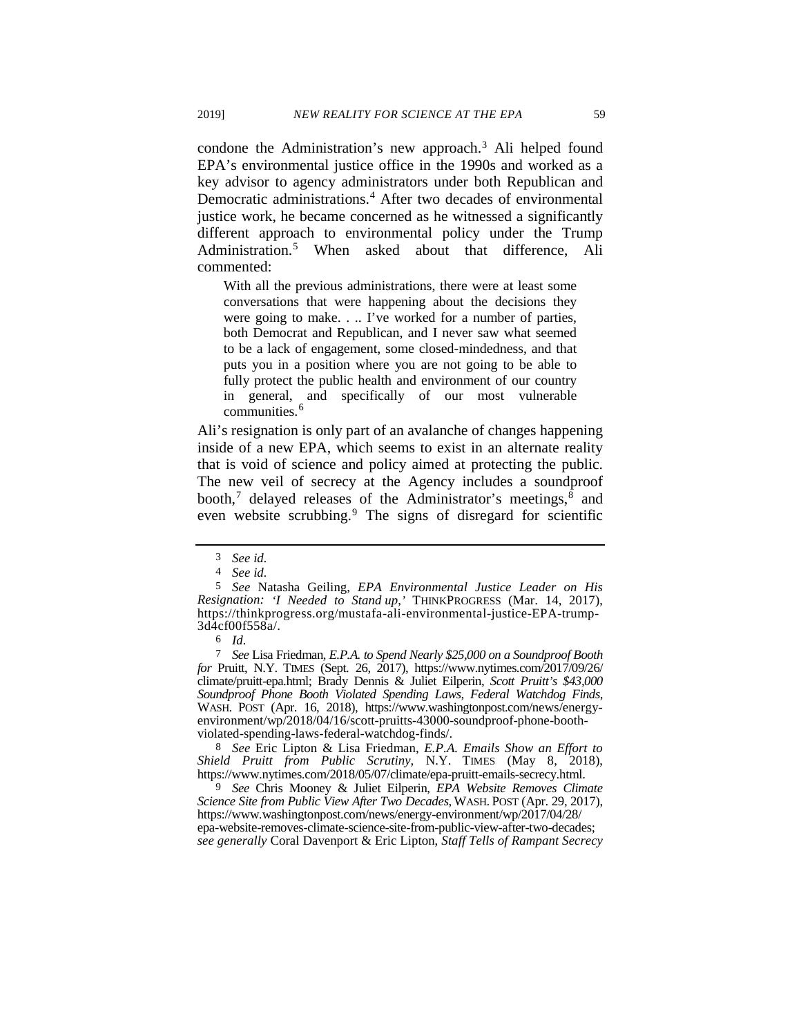condone the Administration's new approach.[3] Ali helped found EPA's environmental justice office in the 1990s and worked as a key advisor to agency administrators under both Republican and Democratic administrations.[4] After two decades of environmental justice work, he became concerned as he witnessed a significantly different approach to environmental policy under the Trump Administration.[5] When asked about that difference, Ali commented:

> With all the previous administrations, there were at least some conversations that were happening about the decisions they were going to make. . .. I've worked for a number of parties, both Democrat and Republican, and I never saw what seemed to be a lack of engagement, some closed-mindedness, and that puts you in a position where you are not going to be able to fully protect the public health and environment of our country in general, and specifically of our most vulnerable communities.[6]

Ali's resignation is only part of an avalanche of changes happening inside of a new EPA, which seems to exist in an alternate reality that is void of science and policy aimed at protecting the public. The new veil of secrecy at the Agency includes a soundproof booth,[7] delayed releases of the Administrator's meetings,[8] and even website scrubbing.[9] The signs of disregard for scientific

---

3 *See id.*

4 *See id.*

5 *See* Natasha Geiling, *EPA Environmental Justice Leader on His Resignation: 'I Needed to Stand up,'* THINKPROGRESS (Mar. 14, 2017), https://thinkprogress.org/mustafa-ali-environmental-justice-EPA-trump-3d4cf00f558a/.

6 *Id.*

7 *See* Lisa Friedman, *E.P.A. to Spend Nearly $25,000 on a Soundproof Booth for* Pruitt, N.Y. TIMES (Sept. 26, 2017), https://www.nytimes.com/2017/09/26/climate/pruitt-epa.html; Brady Dennis & Juliet Eilperin, *Scott Pruitt's $43,000 Soundproof Phone Booth Violated Spending Laws, Federal Watchdog Finds*, WASH. POST (Apr. 16, 2018), https://www.washingtonpost.com/news/energy-environment/wp/2018/04/16/scott-pruitts-43000-soundproof-phone-booth-violated-spending-laws-federal-watchdog-finds/.

8 *See* Eric Lipton & Lisa Friedman, *E.P.A. Emails Show an Effort to Shield Pruitt from Public Scrutiny*, N.Y. TIMES (May 8, 2018), https://www.nytimes.com/2018/05/07/climate/epa-pruitt-emails-secrecy.html.

9 *See* Chris Mooney & Juliet Eilperin, *EPA Website Removes Climate Science Site from Public View After Two Decades*, WASH. POST (Apr. 29, 2017), https://www.washingtonpost.com/news/energy-environment/wp/2017/04/28/epa-website-removes-climate-science-site-from-public-view-after-two-decades; *see generally* Coral Davenport & Eric Lipton, *Staff Tells of Rampant Secrecy*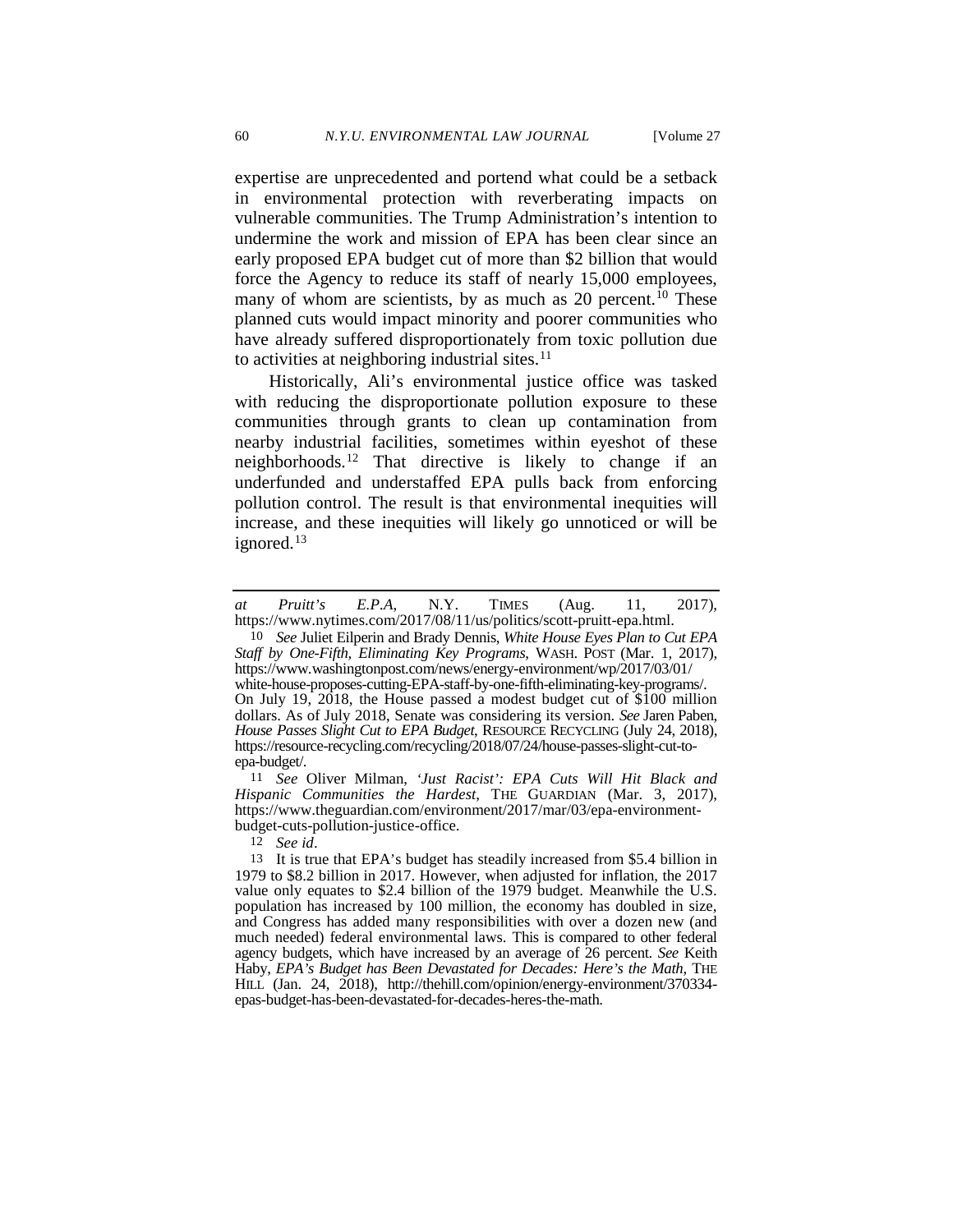expertise are unprecedented and portend what could be a setback in environmental protection with reverberating impacts on vulnerable communities. The Trump Administration's intention to undermine the work and mission of EPA has been clear since an early proposed EPA budget cut of more than $2 billion that would force the Agency to reduce its staff of nearly 15,000 employees, many of whom are scientists, by as much as 20 percent.[10] These planned cuts would impact minority and poorer communities who have already suffered disproportionately from toxic pollution due to activities at neighboring industrial sites.[11]

Historically, Ali's environmental justice office was tasked with reducing the disproportionate pollution exposure to these communities through grants to clean up contamination from nearby industrial facilities, sometimes within eyeshot of these neighborhoods.[12] That directive is likely to change if an underfunded and understaffed EPA pulls back from enforcing pollution control. The result is that environmental inequities will increase, and these inequities will likely go unnoticed or will be ignored.[13]

---

*at Pruitt's E.P.A*, N.Y. TIMES (Aug. 11, 2017), https://www.nytimes.com/2017/08/11/us/politics/scott-pruitt-epa.html.

10 *See* Juliet Eilperin and Brady Dennis, *White House Eyes Plan to Cut EPA Staff by One-Fifth, Eliminating Key Programs*, WASH. POST (Mar. 1, 2017), https://www.washingtonpost.com/news/energy-environment/wp/2017/03/01/white-house-proposes-cutting-EPA-staff-by-one-fifth-eliminating-key-programs/. On July 19, 2018, the House passed a modest budget cut of $100 million dollars. As of July 2018, Senate was considering its version. *See* Jaren Paben, *House Passes Slight Cut to EPA Budget*, RESOURCE RECYCLING (July 24, 2018), https://resource-recycling.com/recycling/2018/07/24/house-passes-slight-cut-to-epa-budget/.

11 *See* Oliver Milman, *'Just Racist': EPA Cuts Will Hit Black and Hispanic Communities the Hardest*, THE GUARDIAN (Mar. 3, 2017), https://www.theguardian.com/environment/2017/mar/03/epa-environment-budget-cuts-pollution-justice-office.

12 *See id*.

13 It is true that EPA's budget has steadily increased from $5.4 billion in 1979 to $8.2 billion in 2017. However, when adjusted for inflation, the 2017 value only equates to $2.4 billion of the 1979 budget. Meanwhile the U.S. population has increased by 100 million, the economy has doubled in size, and Congress has added many responsibilities with over a dozen new (and much needed) federal environmental laws. This is compared to other federal agency budgets, which have increased by an average of 26 percent. *See* Keith Haby, *EPA's Budget has Been Devastated for Decades: Here's the Math*, THE HILL (Jan. 24, 2018), http://thehill.com/opinion/energy-environment/370334-epas-budget-has-been-devastated-for-decades-heres-the-math.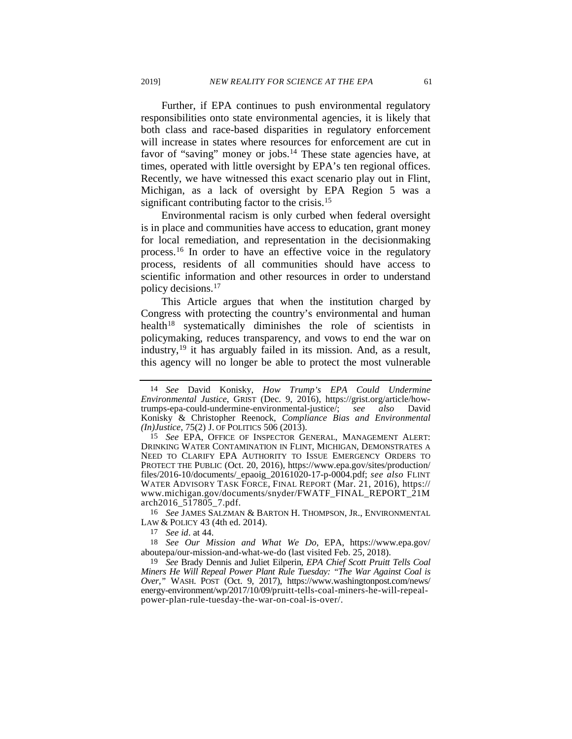Further, if EPA continues to push environmental regulatory responsibilities onto state environmental agencies, it is likely that both class and race-based disparities in regulatory enforcement will increase in states where resources for enforcement are cut in favor of "saving" money or jobs.[14] These state agencies have, at times, operated with little oversight by EPA's ten regional offices. Recently, we have witnessed this exact scenario play out in Flint, Michigan, as a lack of oversight by EPA Region 5 was a significant contributing factor to the crisis.[15]

Environmental racism is only curbed when federal oversight is in place and communities have access to education, grant money for local remediation, and representation in the decisionmaking process.[16] In order to have an effective voice in the regulatory process, residents of all communities should have access to scientific information and other resources in order to understand policy decisions.[17]

This Article argues that when the institution charged by Congress with protecting the country's environmental and human health[18] systematically diminishes the role of scientists in policymaking, reduces transparency, and vows to end the war on industry,[19] it has arguably failed in its mission. And, as a result, this agency will no longer be able to protect the most vulnerable

---

14 *See* David Konisky, *How Trump's EPA Could Undermine Environmental Justice*, GRIST (Dec. 9, 2016), https://grist.org/article/how-trumps-epa-could-undermine-environmental-justice/; *see also* David Konisky & Christopher Reenock, *Compliance Bias and Environmental (In)Justice*, 75(2) J. OF POLITICS 506 (2013).

15 *See* EPA, OFFICE OF INSPECTOR GENERAL, MANAGEMENT ALERT: DRINKING WATER CONTAMINATION IN FLINT, MICHIGAN, DEMONSTRATES A NEED TO CLARIFY EPA AUTHORITY TO ISSUE EMERGENCY ORDERS TO PROTECT THE PUBLIC (Oct. 20, 2016), https://www.epa.gov/sites/production/files/2016-10/documents/_epaoig_20161020-17-p-0004.pdf; *see also* FLINT WATER ADVISORY TASK FORCE, FINAL REPORT (Mar. 21, 2016), https://www.michigan.gov/documents/snyder/FWATF_FINAL_REPORT_21March2016_517805_7.pdf.

16 *See* JAMES SALZMAN & BARTON H. THOMPSON, JR., ENVIRONMENTAL LAW & POLICY 43 (4th ed. 2014).

17 *See id*. at 44.

18 *See Our Mission and What We Do*, EPA, https://www.epa.gov/aboutepa/our-mission-and-what-we-do (last visited Feb. 25, 2018).

19 *See* Brady Dennis and Juliet Eilperin, *EPA Chief Scott Pruitt Tells Coal Miners He Will Repeal Power Plant Rule Tuesday: "The War Against Coal is Over,"* WASH. POST (Oct. 9, 2017), https://www.washingtonpost.com/news/energy-environment/wp/2017/10/09/pruitt-tells-coal-miners-he-will-repeal-power-plan-rule-tuesday-the-war-on-coal-is-over/.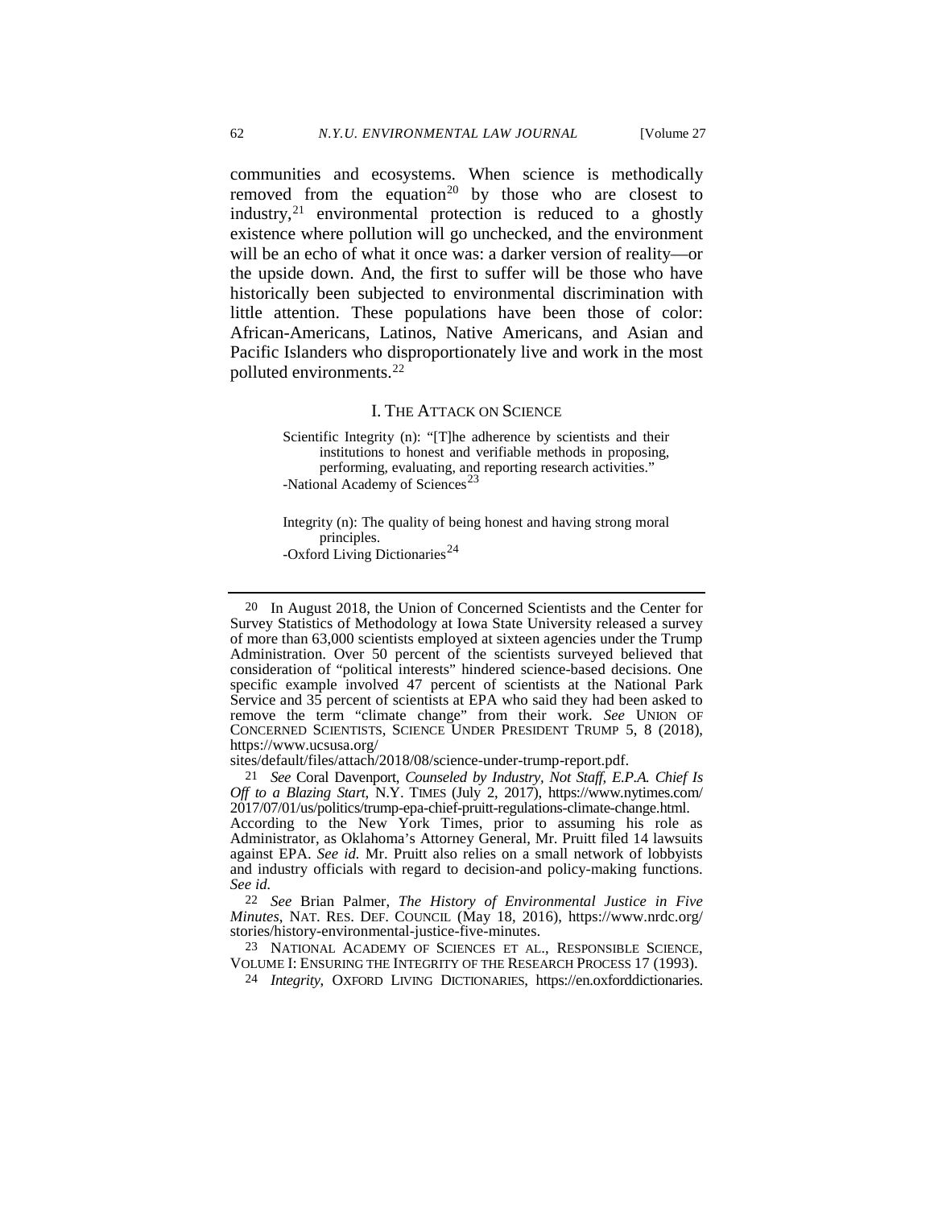communities and ecosystems. When science is methodically removed from the equation[20] by those who are closest to industry,[21] environmental protection is reduced to a ghostly existence where pollution will go unchecked, and the environment will be an echo of what it once was: a darker version of reality—or the upside down. And, the first to suffer will be those who have historically been subjected to environmental discrimination with little attention. These populations have been those of color: African-Americans, Latinos, Native Americans, and Asian and Pacific Islanders who disproportionately live and work in the most polluted environments.[22]

## I. The Attack on Science

> Scientific Integrity (n): "[T]he adherence by scientists and their institutions to honest and verifiable methods in proposing, performing, evaluating, and reporting research activities."
> -National Academy of Sciences[23]

> Integrity (n): The quality of being honest and having strong moral principles.
> -Oxford Living Dictionaries[24]

---

20 In August 2018, the Union of Concerned Scientists and the Center for Survey Statistics of Methodology at Iowa State University released a survey of more than 63,000 scientists employed at sixteen agencies under the Trump Administration. Over 50 percent of the scientists surveyed believed that consideration of "political interests" hindered science-based decisions. One specific example involved 47 percent of scientists at the National Park Service and 35 percent of scientists at EPA who said they had been asked to remove the term "climate change" from their work. *See* UNION OF CONCERNED SCIENTISTS, SCIENCE UNDER PRESIDENT TRUMP 5, 8 (2018), https://www.ucsusa.org/sites/default/files/attach/2018/08/science-under-trump-report.pdf.

21 *See* Coral Davenport, *Counseled by Industry, Not Staff, E.P.A. Chief Is Off to a Blazing Start*, N.Y. TIMES (July 2, 2017), https://www.nytimes.com/2017/07/01/us/politics/trump-epa-chief-pruitt-regulations-climate-change.html. According to the New York Times, prior to assuming his role as Administrator, as Oklahoma's Attorney General, Mr. Pruitt filed 14 lawsuits against EPA. *See id.* Mr. Pruitt also relies on a small network of lobbyists and industry officials with regard to decision-and policy-making functions. *See id.*

22 *See* Brian Palmer, *The History of Environmental Justice in Five Minutes*, NAT. RES. DEF. COUNCIL (May 18, 2016), https://www.nrdc.org/stories/history-environmental-justice-five-minutes.

23 NATIONAL ACADEMY OF SCIENCES ET AL., RESPONSIBLE SCIENCE, VOLUME I: ENSURING THE INTEGRITY OF THE RESEARCH PROCESS 17 (1993).

24 *Integrity*, OXFORD LIVING DICTIONARIES, https://en.oxforddictionaries.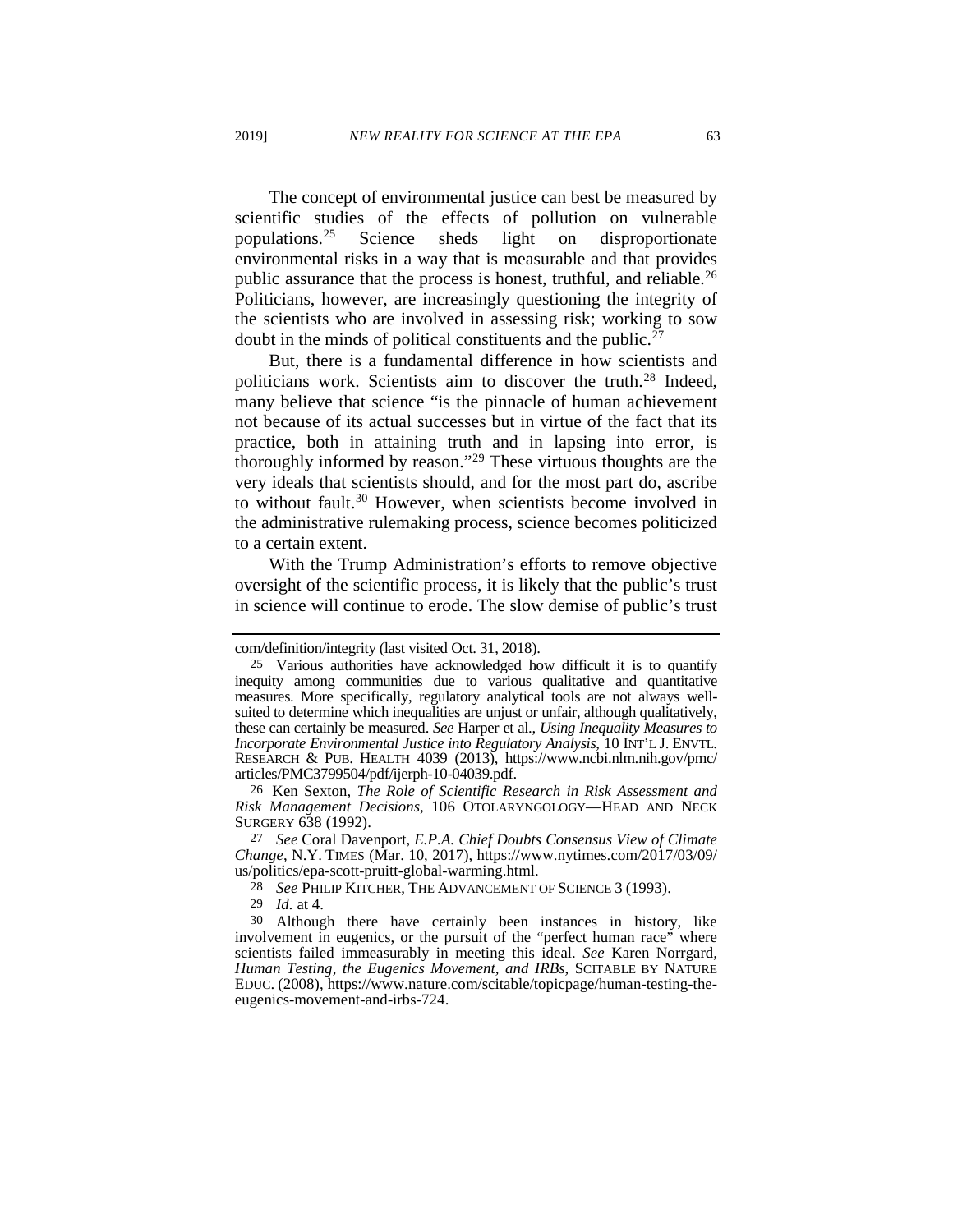The concept of environmental justice can best be measured by scientific studies of the effects of pollution on vulnerable populations.[25] Science sheds light on disproportionate environmental risks in a way that is measurable and that provides public assurance that the process is honest, truthful, and reliable.[26] Politicians, however, are increasingly questioning the integrity of the scientists who are involved in assessing risk; working to sow doubt in the minds of political constituents and the public.[27]

But, there is a fundamental difference in how scientists and politicians work. Scientists aim to discover the truth.[28] Indeed, many believe that science "is the pinnacle of human achievement not because of its actual successes but in virtue of the fact that its practice, both in attaining truth and in lapsing into error, is thoroughly informed by reason."[29] These virtuous thoughts are the very ideals that scientists should, and for the most part do, ascribe to without fault.[30] However, when scientists become involved in the administrative rulemaking process, science becomes politicized to a certain extent.

With the Trump Administration's efforts to remove objective oversight of the scientific process, it is likely that the public's trust in science will continue to erode. The slow demise of public's trust

---

com/definition/integrity (last visited Oct. 31, 2018).

25 Various authorities have acknowledged how difficult it is to quantify inequity among communities due to various qualitative and quantitative measures. More specifically, regulatory analytical tools are not always well-suited to determine which inequalities are unjust or unfair, although qualitatively, these can certainly be measured. *See* Harper et al., *Using Inequality Measures to Incorporate Environmental Justice into Regulatory Analysis*, 10 INT'L J. ENVTL. RESEARCH & PUB. HEALTH 4039 (2013), https://www.ncbi.nlm.nih.gov/pmc/articles/PMC3799504/pdf/ijerph-10-04039.pdf.

26 Ken Sexton, *The Role of Scientific Research in Risk Assessment and Risk Management Decisions*, 106 OTOLARYNGOLOGY—HEAD AND NECK SURGERY 638 (1992).

27 *See* Coral Davenport, *E.P.A. Chief Doubts Consensus View of Climate Change*, N.Y. TIMES (Mar. 10, 2017), https://www.nytimes.com/2017/03/09/us/politics/epa-scott-pruitt-global-warming.html.

28 *See* PHILIP KITCHER, THE ADVANCEMENT OF SCIENCE 3 (1993).

29 *Id.* at 4.

30 Although there have certainly been instances in history, like involvement in eugenics, or the pursuit of the "perfect human race" where scientists failed immeasurably in meeting this ideal. *See* Karen Norrgard, *Human Testing, the Eugenics Movement, and IRBs*, SCITABLE BY NATURE EDUC. (2008), https://www.nature.com/scitable/topicpage/human-testing-the-eugenics-movement-and-irbs-724.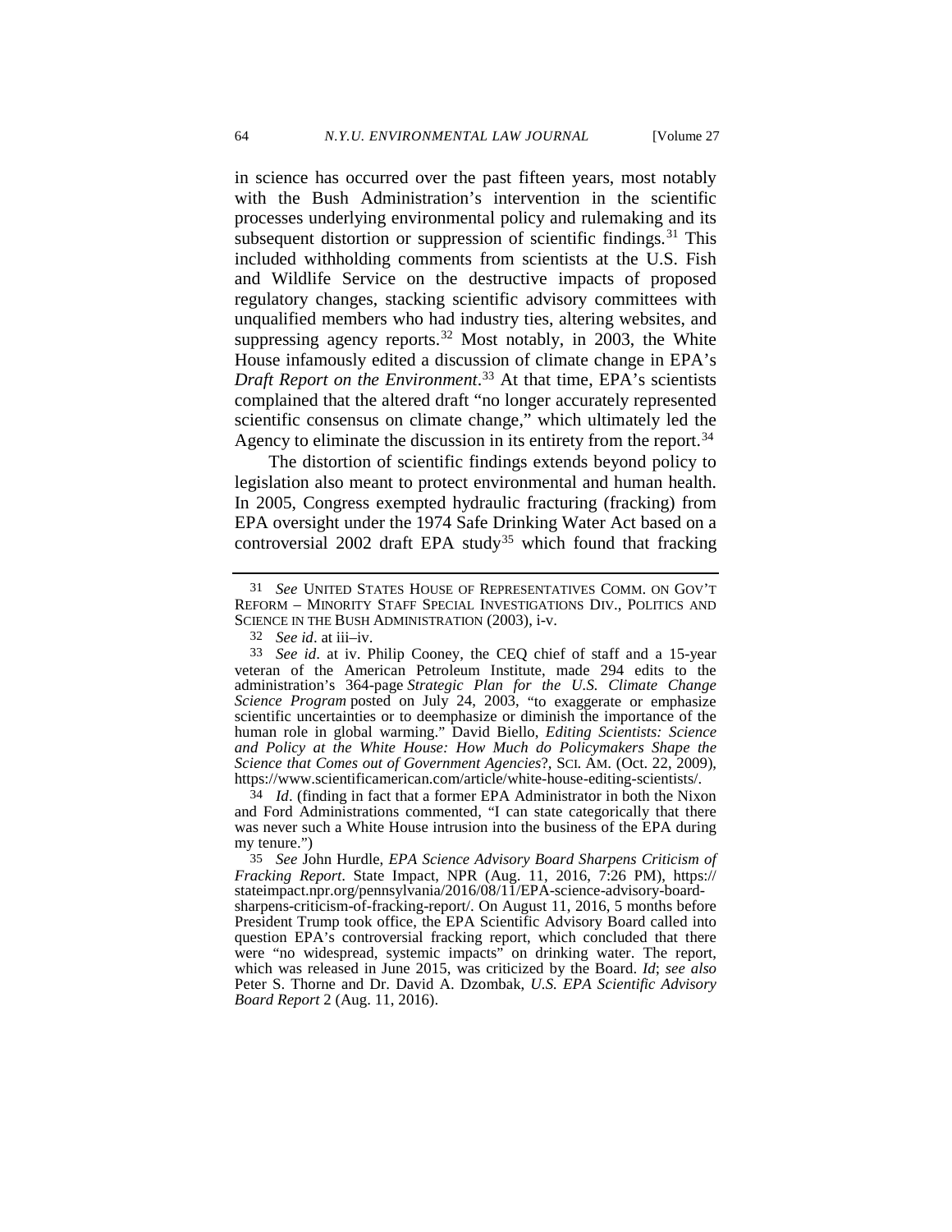in science has occurred over the past fifteen years, most notably with the Bush Administration's intervention in the scientific processes underlying environmental policy and rulemaking and its subsequent distortion or suppression of scientific findings.[31] This included withholding comments from scientists at the U.S. Fish and Wildlife Service on the destructive impacts of proposed regulatory changes, stacking scientific advisory committees with unqualified members who had industry ties, altering websites, and suppressing agency reports.[32] Most notably, in 2003, the White House infamously edited a discussion of climate change in EPA's *Draft Report on the Environment*.[33] At that time, EPA's scientists complained that the altered draft "no longer accurately represented scientific consensus on climate change," which ultimately led the Agency to eliminate the discussion in its entirety from the report.[34]

The distortion of scientific findings extends beyond policy to legislation also meant to protect environmental and human health. In 2005, Congress exempted hydraulic fracturing (fracking) from EPA oversight under the 1974 Safe Drinking Water Act based on a controversial 2002 draft EPA study[35] which found that fracking

---

31 *See* UNITED STATES HOUSE OF REPRESENTATIVES COMM. ON GOV'T REFORM – MINORITY STAFF SPECIAL INVESTIGATIONS DIV., POLITICS AND SCIENCE IN THE BUSH ADMINISTRATION (2003), i-v.

32 *See id*. at iii–iv.

33 *See id*. at iv. Philip Cooney, the CEQ chief of staff and a 15-year veteran of the American Petroleum Institute, made 294 edits to the administration's 364-page *Strategic Plan for the U.S. Climate Change Science Program* posted on July 24, 2003, "to exaggerate or emphasize scientific uncertainties or to deemphasize or diminish the importance of the human role in global warming." David Biello, *Editing Scientists: Science and Policy at the White House: How Much do Policymakers Shape the Science that Comes out of Government Agencies*?, SCI. AM. (Oct. 22, 2009), https://www.scientificamerican.com/article/white-house-editing-scientists/.

34 *Id*. (finding in fact that a former EPA Administrator in both the Nixon and Ford Administrations commented, "I can state categorically that there was never such a White House intrusion into the business of the EPA during my tenure.")

35 *See* John Hurdle, *EPA Science Advisory Board Sharpens Criticism of Fracking Report*. State Impact, NPR (Aug. 11, 2016, 7:26 PM), https://stateimpact.npr.org/pennsylvania/2016/08/11/EPA-science-advisory-board-sharpens-criticism-of-fracking-report/. On August 11, 2016, 5 months before President Trump took office, the EPA Scientific Advisory Board called into question EPA's controversial fracking report, which concluded that there were "no widespread, systemic impacts" on drinking water. The report, which was released in June 2015, was criticized by the Board. *Id*; *see also* Peter S. Thorne and Dr. David A. Dzombak, *U.S. EPA Scientific Advisory Board Report* 2 (Aug. 11, 2016).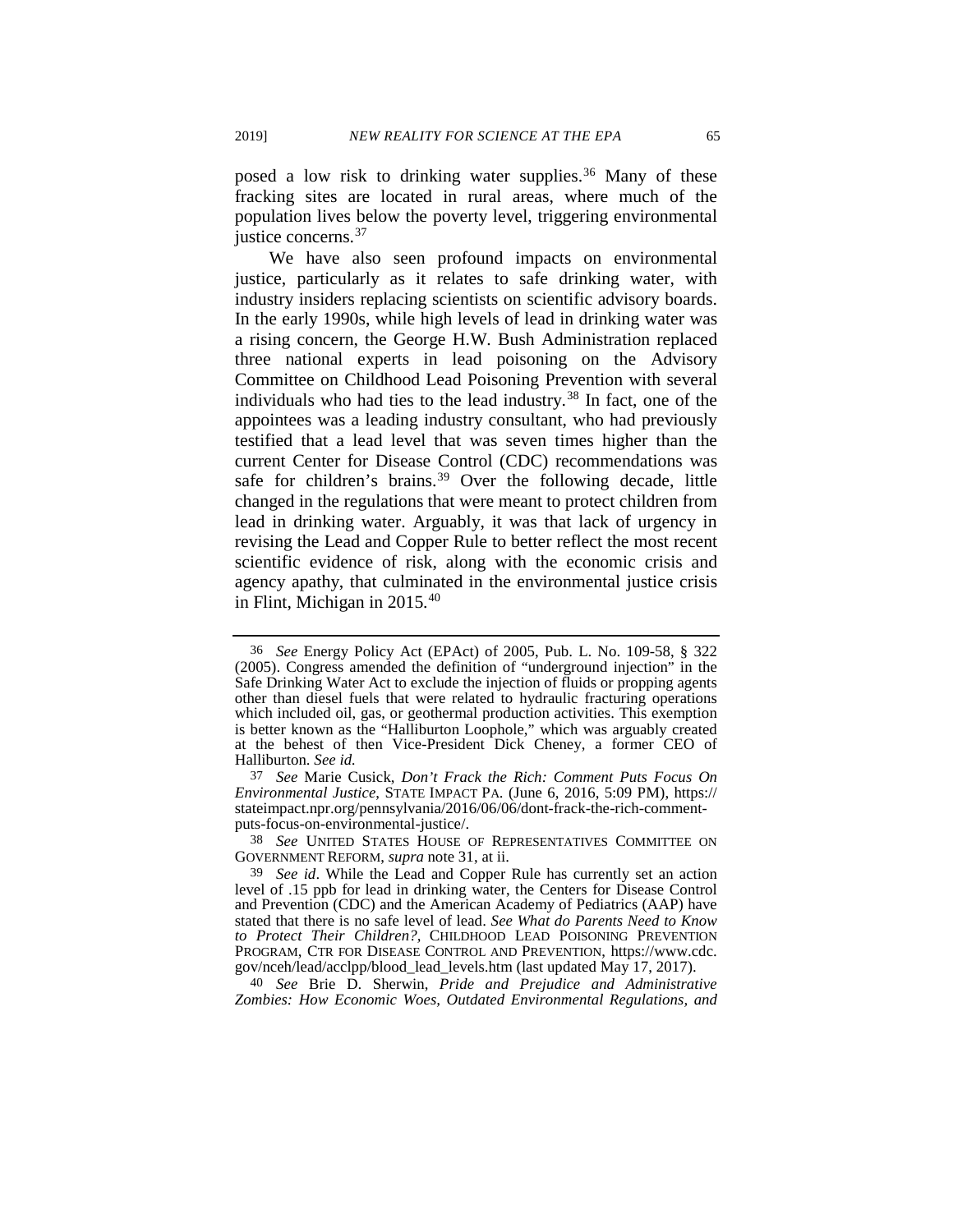posed a low risk to drinking water supplies.[36] Many of these fracking sites are located in rural areas, where much of the population lives below the poverty level, triggering environmental justice concerns.[37]

We have also seen profound impacts on environmental justice, particularly as it relates to safe drinking water, with industry insiders replacing scientists on scientific advisory boards. In the early 1990s, while high levels of lead in drinking water was a rising concern, the George H.W. Bush Administration replaced three national experts in lead poisoning on the Advisory Committee on Childhood Lead Poisoning Prevention with several individuals who had ties to the lead industry.[38] In fact, one of the appointees was a leading industry consultant, who had previously testified that a lead level that was seven times higher than the current Center for Disease Control (CDC) recommendations was safe for children's brains.[39] Over the following decade, little changed in the regulations that were meant to protect children from lead in drinking water. Arguably, it was that lack of urgency in revising the Lead and Copper Rule to better reflect the most recent scientific evidence of risk, along with the economic crisis and agency apathy, that culminated in the environmental justice crisis in Flint, Michigan in 2015.[40]

---

36 *See* Energy Policy Act (EPAct) of 2005, Pub. L. No. 109-58, § 322 (2005). Congress amended the definition of "underground injection" in the Safe Drinking Water Act to exclude the injection of fluids or propping agents other than diesel fuels that were related to hydraulic fracturing operations which included oil, gas, or geothermal production activities. This exemption is better known as the "Halliburton Loophole," which was arguably created at the behest of then Vice-President Dick Cheney, a former CEO of Halliburton. *See id.*

37 *See* Marie Cusick, *Don't Frack the Rich: Comment Puts Focus On Environmental Justice*, STATE IMPACT PA. (June 6, 2016, 5:09 PM), https://stateimpact.npr.org/pennsylvania/2016/06/06/dont-frack-the-rich-comment-puts-focus-on-environmental-justice/.

38 *See* UNITED STATES HOUSE OF REPRESENTATIVES COMMITTEE ON GOVERNMENT REFORM, *supra* note 31, at ii.

39 *See id*. While the Lead and Copper Rule has currently set an action level of .15 ppb for lead in drinking water, the Centers for Disease Control and Prevention (CDC) and the American Academy of Pediatrics (AAP) have stated that there is no safe level of lead. *See What do Parents Need to Know to Protect Their Children?*, CHILDHOOD LEAD POISONING PREVENTION PROGRAM, CTR FOR DISEASE CONTROL AND PREVENTION, https://www.cdc.gov/nceh/lead/acclpp/blood_lead_levels.htm (last updated May 17, 2017).

40 *See* Brie D. Sherwin, *Pride and Prejudice and Administrative Zombies: How Economic Woes, Outdated Environmental Regulations, and*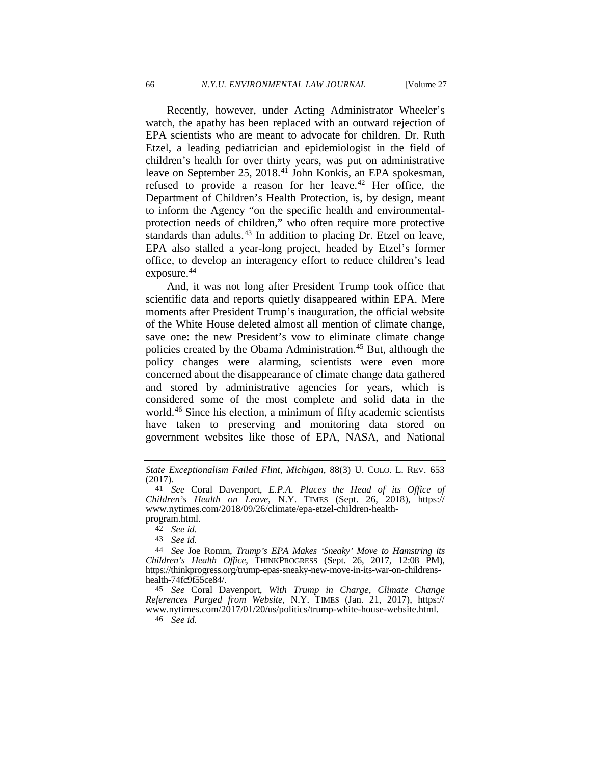Recently, however, under Acting Administrator Wheeler's watch, the apathy has been replaced with an outward rejection of EPA scientists who are meant to advocate for children. Dr. Ruth Etzel, a leading pediatrician and epidemiologist in the field of children's health for over thirty years, was put on administrative leave on September 25, 2018.[41] John Konkis, an EPA spokesman, refused to provide a reason for her leave.[42] Her office, the Department of Children's Health Protection, is, by design, meant to inform the Agency "on the specific health and environmental-protection needs of children," who often require more protective standards than adults.[43] In addition to placing Dr. Etzel on leave, EPA also stalled a year-long project, headed by Etzel's former office, to develop an interagency effort to reduce children's lead exposure.[44]

And, it was not long after President Trump took office that scientific data and reports quietly disappeared within EPA. Mere moments after President Trump's inauguration, the official website of the White House deleted almost all mention of climate change, save one: the new President's vow to eliminate climate change policies created by the Obama Administration.[45] But, although the policy changes were alarming, scientists were even more concerned about the disappearance of climate change data gathered and stored by administrative agencies for years, which is considered some of the most complete and solid data in the world.[46] Since his election, a minimum of fifty academic scientists have taken to preserving and monitoring data stored on government websites like those of EPA, NASA, and National

---

*State Exceptionalism Failed Flint, Michigan*, 88(3) U. COLO. L. REV. 653 (2017).

41 *See* Coral Davenport, *E.P.A. Places the Head of its Office of Children's Health on Leave*, N.Y. TIMES (Sept. 26, 2018), https://www.nytimes.com/2018/09/26/climate/epa-etzel-children-health-program.html.

42 *See id.*

43 *See id.*

44 *See* Joe Romm, *Trump's EPA Makes 'Sneaky' Move to Hamstring its Children's Health Office*, THINKPROGRESS (Sept. 26, 2017, 12:08 PM), https://thinkprogress.org/trump-epas-sneaky-new-move-in-its-war-on-childrens-health-74fc9f55ce84/.

45 *See* Coral Davenport, *With Trump in Charge, Climate Change References Purged from Website*, N.Y. TIMES (Jan. 21, 2017), https://www.nytimes.com/2017/01/20/us/politics/trump-white-house-website.html.

46 *See id.*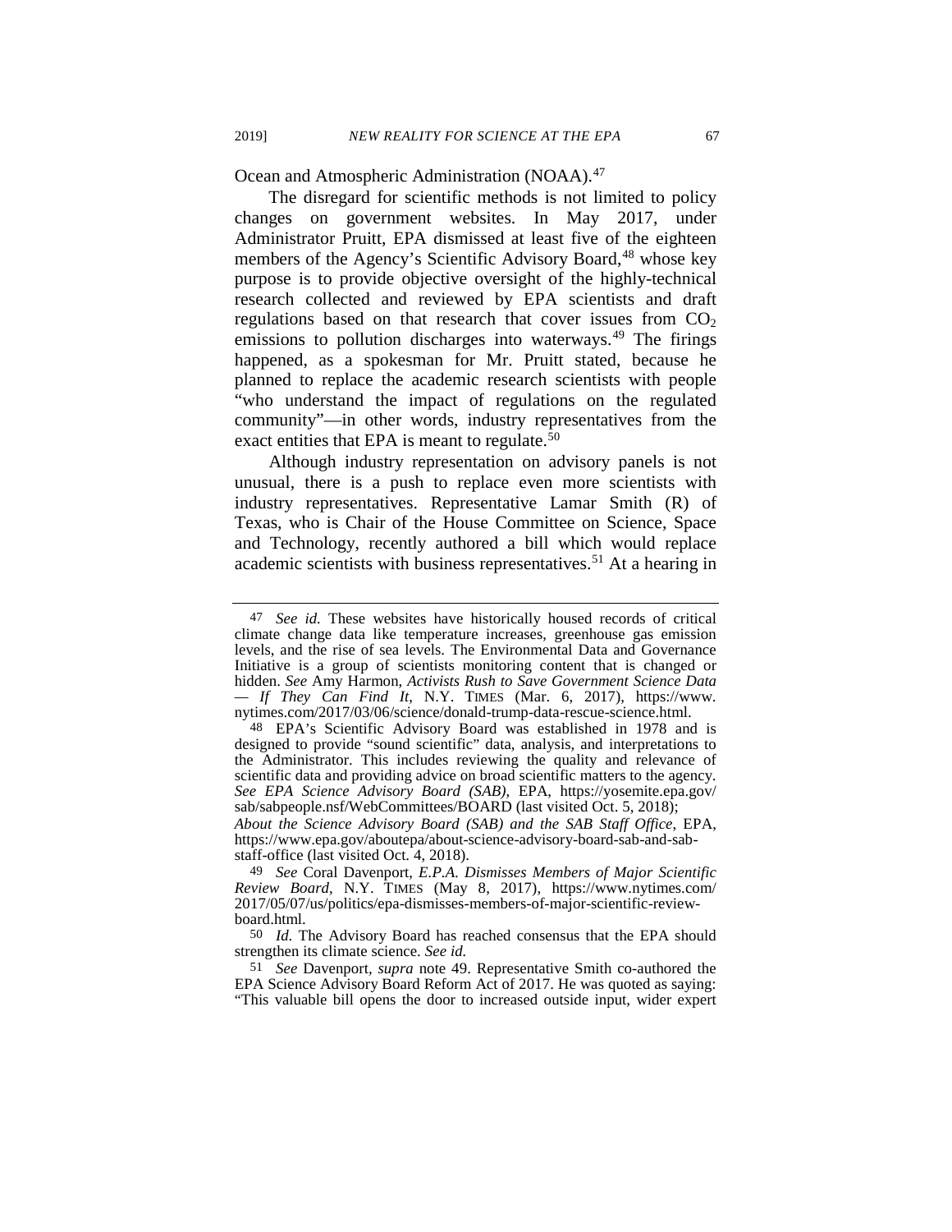Ocean and Atmospheric Administration (NOAA).[47]

The disregard for scientific methods is not limited to policy changes on government websites. In May 2017, under Administrator Pruitt, EPA dismissed at least five of the eighteen members of the Agency's Scientific Advisory Board,[48] whose key purpose is to provide objective oversight of the highly-technical research collected and reviewed by EPA scientists and draft regulations based on that research that cover issues from $CO_2$ emissions to pollution discharges into waterways.[49] The firings happened, as a spokesman for Mr. Pruitt stated, because he planned to replace the academic research scientists with people "who understand the impact of regulations on the regulated community"—in other words, industry representatives from the exact entities that EPA is meant to regulate.[50]

Although industry representation on advisory panels is not unusual, there is a push to replace even more scientists with industry representatives. Representative Lamar Smith (R) of Texas, who is Chair of the House Committee on Science, Space and Technology, recently authored a bill which would replace academic scientists with business representatives.[51] At a hearing in

---

47 *See id.* These websites have historically housed records of critical climate change data like temperature increases, greenhouse gas emission levels, and the rise of sea levels. The Environmental Data and Governance Initiative is a group of scientists monitoring content that is changed or hidden. *See* Amy Harmon, *Activists Rush to Save Government Science Data — If They Can Find It*, N.Y. TIMES (Mar. 6, 2017), https://www.nytimes.com/2017/03/06/science/donald-trump-data-rescue-science.html.

48 EPA's Scientific Advisory Board was established in 1978 and is designed to provide "sound scientific" data, analysis, and interpretations to the Administrator. This includes reviewing the quality and relevance of scientific data and providing advice on broad scientific matters to the agency. *See EPA Science Advisory Board (SAB)*, EPA, https://yosemite.epa.gov/sab/sabpeople.nsf/WebCommittees/BOARD (last visited Oct. 5, 2018); *About the Science Advisory Board (SAB) and the SAB Staff Office*, EPA, https://www.epa.gov/aboutepa/about-science-advisory-board-sab-and-sab-staff-office (last visited Oct. 4, 2018).

49 *See* Coral Davenport, *E.P.A. Dismisses Members of Major Scientific Review Board*, N.Y. TIMES (May 8, 2017), https://www.nytimes.com/2017/05/07/us/politics/epa-dismisses-members-of-major-scientific-review-board.html.

50 *Id.* The Advisory Board has reached consensus that the EPA should strengthen its climate science. *See id.*

51 *See* Davenport, *supra* note 49. Representative Smith co-authored the EPA Science Advisory Board Reform Act of 2017. He was quoted as saying: "This valuable bill opens the door to increased outside input, wider expert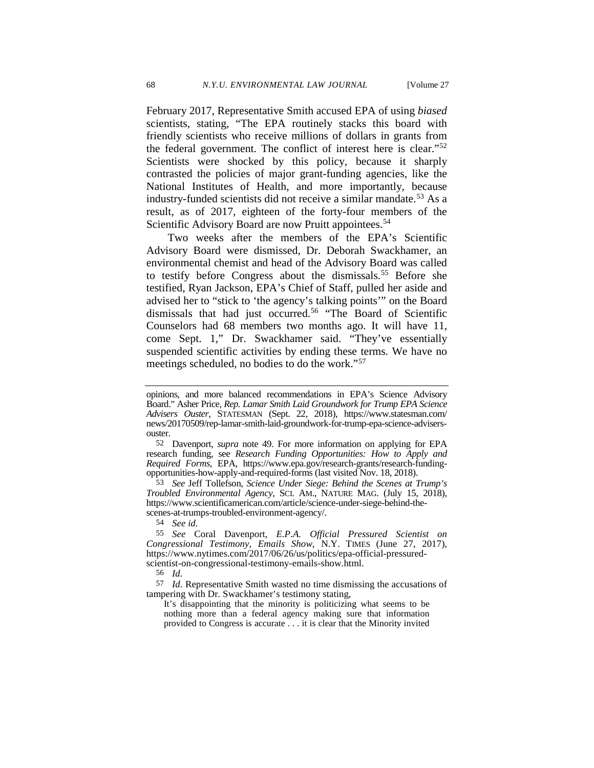February 2017, Representative Smith accused EPA of using *biased* scientists, stating, "The EPA routinely stacks this board with friendly scientists who receive millions of dollars in grants from the federal government. The conflict of interest here is clear."[52] Scientists were shocked by this policy, because it sharply contrasted the policies of major grant-funding agencies, like the National Institutes of Health, and more importantly, because industry-funded scientists did not receive a similar mandate.[53] As a result, as of 2017, eighteen of the forty-four members of the Scientific Advisory Board are now Pruitt appointees.[54]

Two weeks after the members of the EPA's Scientific Advisory Board were dismissed, Dr. Deborah Swackhamer, an environmental chemist and head of the Advisory Board was called to testify before Congress about the dismissals.[55] Before she testified, Ryan Jackson, EPA's Chief of Staff, pulled her aside and advised her to "stick to 'the agency's talking points'" on the Board dismissals that had just occurred.[56] "The Board of Scientific Counselors had 68 members two months ago. It will have 11, come Sept. 1," Dr. Swackhamer said. "They've essentially suspended scientific activities by ending these terms. We have no meetings scheduled, no bodies to do the work."[57]

---

opinions, and more balanced recommendations in EPA's Science Advisory Board." Asher Price, *Rep. Lamar Smith Laid Groundwork for Trump EPA Science Advisers Ouster*, STATESMAN (Sept. 22, 2018), https://www.statesman.com/news/20170509/rep-lamar-smith-laid-groundwork-for-trump-epa-science-advisers-ouster.

52 Davenport, *supra* note 49. For more information on applying for EPA research funding, see *Research Funding Opportunities: How to Apply and Required Forms*, EPA, https://www.epa.gov/research-grants/research-funding-opportunities-how-apply-and-required-forms (last visited Nov. 18, 2018).

53 *See* Jeff Tollefson, *Science Under Siege: Behind the Scenes at Trump's Troubled Environmental Agency*, SCI. AM., NATURE MAG. (July 15, 2018), https://www.scientificamerican.com/article/science-under-siege-behind-the-scenes-at-trumps-troubled-environment-agency/.

54 *See id.*

55 *See* Coral Davenport, *E.P.A. Official Pressured Scientist on Congressional Testimony, Emails Show*, N.Y. TIMES (June 27, 2017), https://www.nytimes.com/2017/06/26/us/politics/epa-official-pressured-scientist-on-congressional-testimony-emails-show.html.

56 *Id.*

57 *Id.* Representative Smith wasted no time dismissing the accusations of tampering with Dr. Swackhamer's testimony stating,

> It's disappointing that the minority is politicizing what seems to be nothing more than a federal agency making sure that information provided to Congress is accurate . . . it is clear that the Minority invited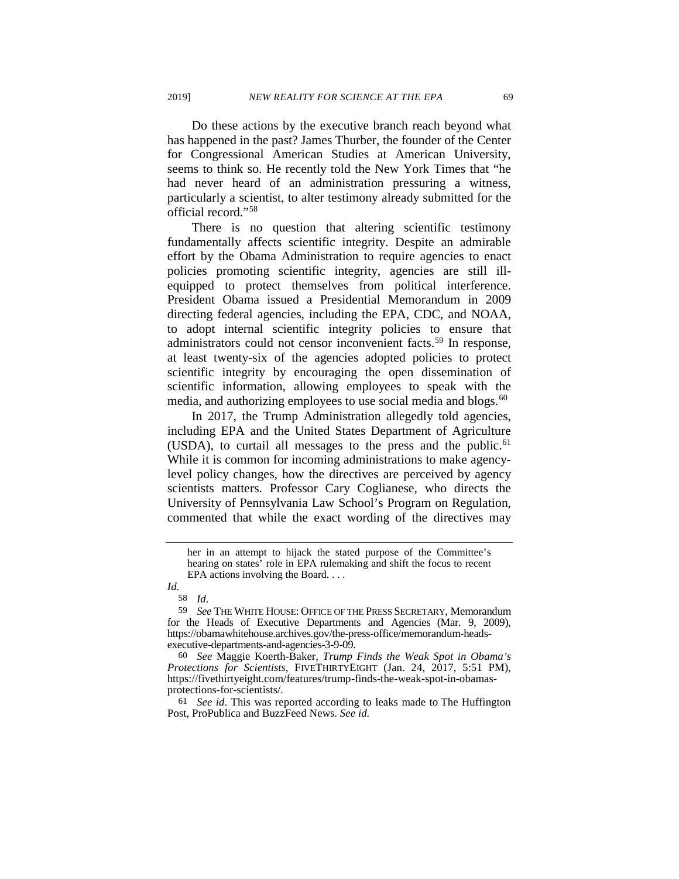Do these actions by the executive branch reach beyond what has happened in the past? James Thurber, the founder of the Center for Congressional American Studies at American University, seems to think so. He recently told the New York Times that "he had never heard of an administration pressuring a witness, particularly a scientist, to alter testimony already submitted for the official record."[58]

There is no question that altering scientific testimony fundamentally affects scientific integrity. Despite an admirable effort by the Obama Administration to require agencies to enact policies promoting scientific integrity, agencies are still ill-equipped to protect themselves from political interference. President Obama issued a Presidential Memorandum in 2009 directing federal agencies, including the EPA, CDC, and NOAA, to adopt internal scientific integrity policies to ensure that administrators could not censor inconvenient facts.[59] In response, at least twenty-six of the agencies adopted policies to protect scientific integrity by encouraging the open dissemination of scientific information, allowing employees to speak with the media, and authorizing employees to use social media and blogs.[60]

In 2017, the Trump Administration allegedly told agencies, including EPA and the United States Department of Agriculture (USDA), to curtail all messages to the press and the public.[61] While it is common for incoming administrations to make agency-level policy changes, how the directives are perceived by agency scientists matters. Professor Cary Coglianese, who directs the University of Pennsylvania Law School's Program on Regulation, commented that while the exact wording of the directives may

---

> her in an attempt to hijack the stated purpose of the Committee's hearing on states' role in EPA rulemaking and shift the focus to recent EPA actions involving the Board. . . .

*Id.*

58 *Id.*

59 *See* THE WHITE HOUSE: OFFICE OF THE PRESS SECRETARY, Memorandum for the Heads of Executive Departments and Agencies (Mar. 9, 2009), https://obamawhitehouse.archives.gov/the-press-office/memorandum-heads-executive-departments-and-agencies-3-9-09.

60 *See* Maggie Koerth-Baker, *Trump Finds the Weak Spot in Obama's Protections for Scientists*, FIVETHIRTYEIGHT (Jan. 24, 2017, 5:51 PM), https://fivethirtyeight.com/features/trump-finds-the-weak-spot-in-obamas-protections-for-scientists/.

61 *See id*. This was reported according to leaks made to The Huffington Post, ProPublica and BuzzFeed News. *See id.*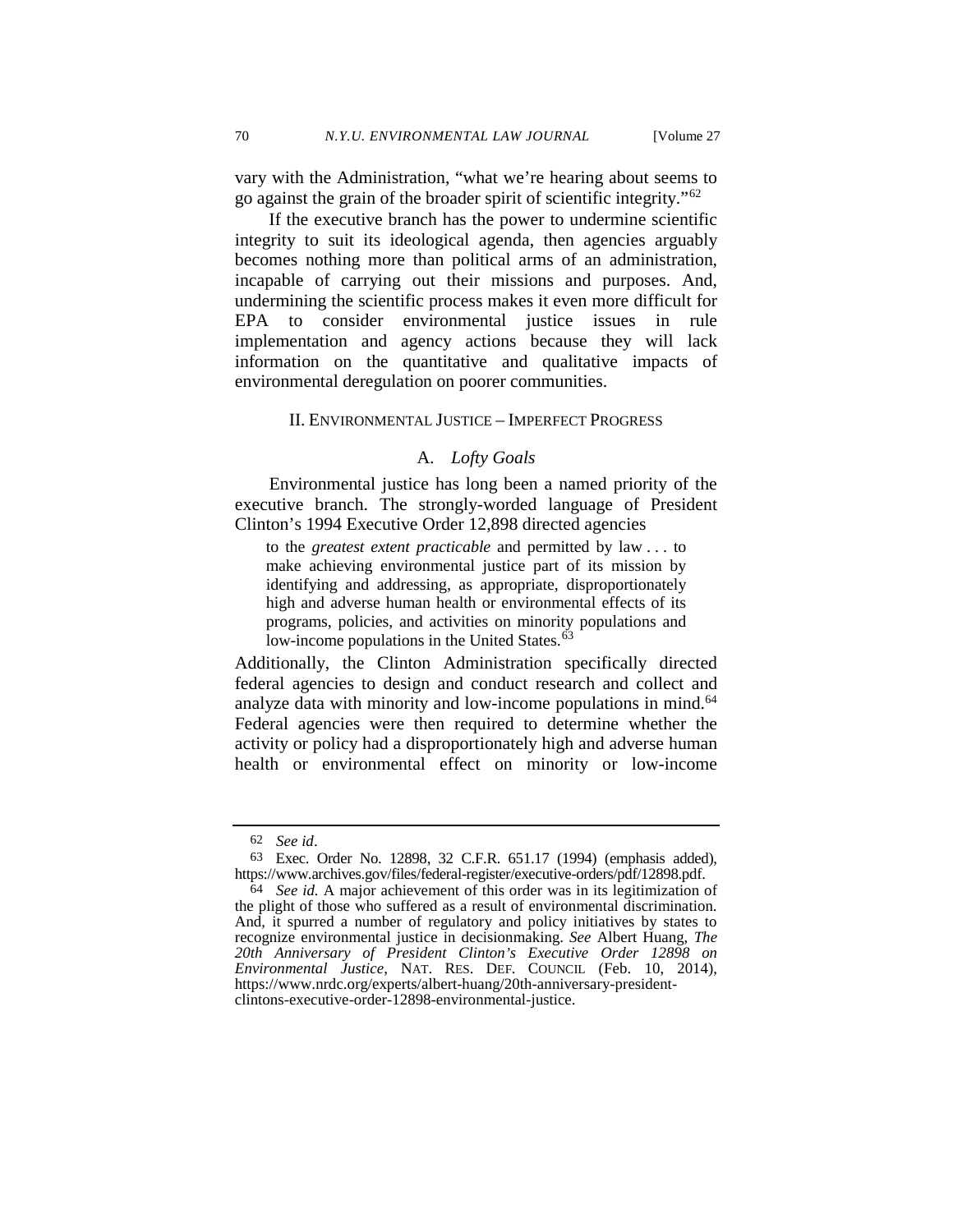vary with the Administration, "what we're hearing about seems to go against the grain of the broader spirit of scientific integrity."[62]

If the executive branch has the power to undermine scientific integrity to suit its ideological agenda, then agencies arguably becomes nothing more than political arms of an administration, incapable of carrying out their missions and purposes. And, undermining the scientific process makes it even more difficult for EPA to consider environmental justice issues in rule implementation and agency actions because they will lack information on the quantitative and qualitative impacts of environmental deregulation on poorer communities.

## II. ENVIRONMENTAL JUSTICE – IMPERFECT PROGRESS

### A. *Lofty Goals*

Environmental justice has long been a named priority of the executive branch. The strongly-worded language of President Clinton's 1994 Executive Order 12,898 directed agencies

> to the *greatest extent practicable* and permitted by law . . . to make achieving environmental justice part of its mission by identifying and addressing, as appropriate, disproportionately high and adverse human health or environmental effects of its programs, policies, and activities on minority populations and low-income populations in the United States.[63]

Additionally, the Clinton Administration specifically directed federal agencies to design and conduct research and collect and analyze data with minority and low-income populations in mind.[64] Federal agencies were then required to determine whether the activity or policy had a disproportionately high and adverse human health or environmental effect on minority or low-income

---

62 *See id*.

63 Exec. Order No. 12898, 32 C.F.R. 651.17 (1994) (emphasis added), https://www.archives.gov/files/federal-register/executive-orders/pdf/12898.pdf.

64 *See id.* A major achievement of this order was in its legitimization of the plight of those who suffered as a result of environmental discrimination. And, it spurred a number of regulatory and policy initiatives by states to recognize environmental justice in decisionmaking. *See* Albert Huang, *The 20th Anniversary of President Clinton's Executive Order 12898 on Environmental Justice*, NAT. RES. DEF. COUNCIL (Feb. 10, 2014), https://www.nrdc.org/experts/albert-huang/20th-anniversary-president-clintons-executive-order-12898-environmental-justice.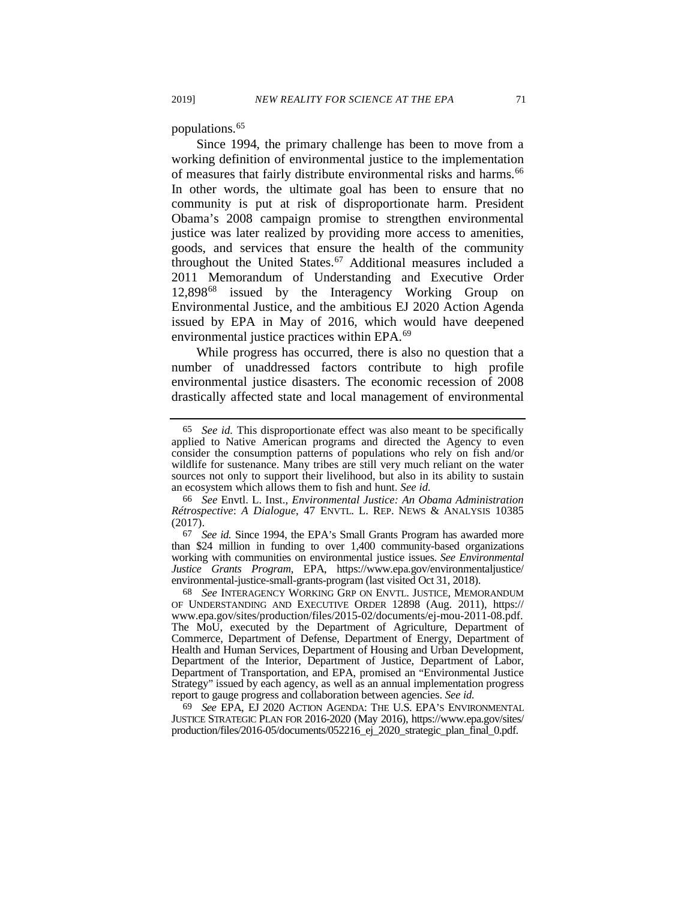populations.[65]

Since 1994, the primary challenge has been to move from a working definition of environmental justice to the implementation of measures that fairly distribute environmental risks and harms.[66] In other words, the ultimate goal has been to ensure that no community is put at risk of disproportionate harm. President Obama's 2008 campaign promise to strengthen environmental justice was later realized by providing more access to amenities, goods, and services that ensure the health of the community throughout the United States.[67] Additional measures included a 2011 Memorandum of Understanding and Executive Order 12,898[68] issued by the Interagency Working Group on Environmental Justice, and the ambitious EJ 2020 Action Agenda issued by EPA in May of 2016, which would have deepened environmental justice practices within EPA.[69]

While progress has occurred, there is also no question that a number of unaddressed factors contribute to high profile environmental justice disasters. The economic recession of 2008 drastically affected state and local management of environmental

---

65 *See id.* This disproportionate effect was also meant to be specifically applied to Native American programs and directed the Agency to even consider the consumption patterns of populations who rely on fish and/or wildlife for sustenance. Many tribes are still very much reliant on the water sources not only to support their livelihood, but also in its ability to sustain an ecosystem which allows them to fish and hunt. *See id.*

66 *See* Envtl. L. Inst., *Environmental Justice: An Obama Administration Rétrospective*: *A Dialogue*, 47 ENVTL. L. REP. NEWS & ANALYSIS 10385 (2017).

67 *See id.* Since 1994, the EPA's Small Grants Program has awarded more than $24 million in funding to over 1,400 community-based organizations working with communities on environmental justice issues. *See Environmental Justice Grants Program*, EPA, https://www.epa.gov/environmentaljustice/environmental-justice-small-grants-program (last visited Oct 31, 2018).

68 *See* INTERAGENCY WORKING GRP ON ENVTL. JUSTICE, MEMORANDUM OF UNDERSTANDING AND EXECUTIVE ORDER 12898 (Aug. 2011), https://www.epa.gov/sites/production/files/2015-02/documents/ej-mou-2011-08.pdf. The MoU, executed by the Department of Agriculture, Department of Commerce, Department of Defense, Department of Energy, Department of Health and Human Services, Department of Housing and Urban Development, Department of the Interior, Department of Justice, Department of Labor, Department of Transportation, and EPA, promised an "Environmental Justice Strategy" issued by each agency, as well as an annual implementation progress report to gauge progress and collaboration between agencies. *See id.*

69 *See* EPA, EJ 2020 ACTION AGENDA: THE U.S. EPA'S ENVIRONMENTAL JUSTICE STRATEGIC PLAN FOR 2016-2020 (May 2016), https://www.epa.gov/sites/production/files/2016-05/documents/052216_ej_2020_strategic_plan_final_0.pdf.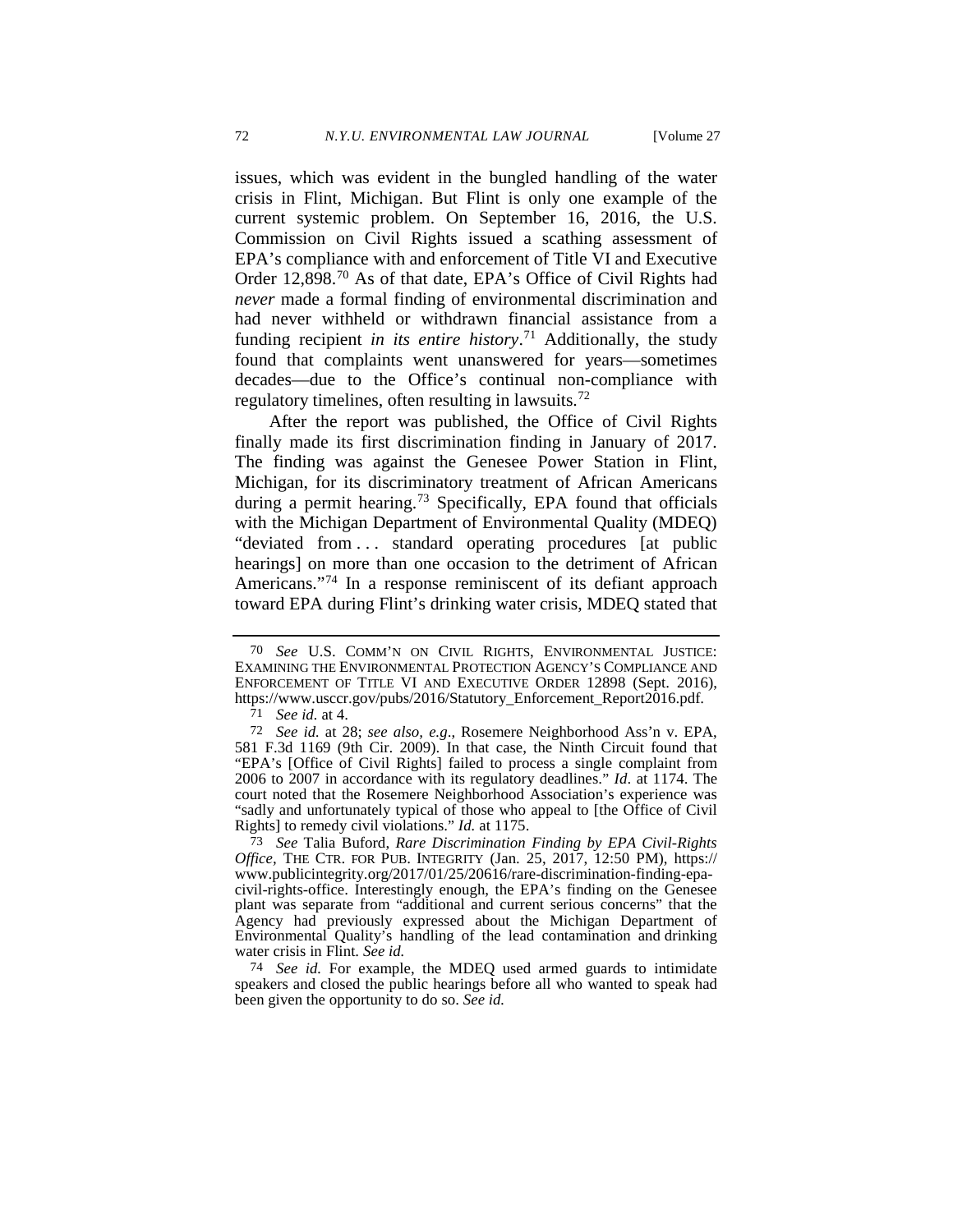issues, which was evident in the bungled handling of the water crisis in Flint, Michigan. But Flint is only one example of the current systemic problem. On September 16, 2016, the U.S. Commission on Civil Rights issued a scathing assessment of EPA's compliance with and enforcement of Title VI and Executive Order 12,898.[70] As of that date, EPA's Office of Civil Rights had *never* made a formal finding of environmental discrimination and had never withheld or withdrawn financial assistance from a funding recipient *in its entire history*.[71] Additionally, the study found that complaints went unanswered for years—sometimes decades—due to the Office's continual non-compliance with regulatory timelines, often resulting in lawsuits.[72]

After the report was published, the Office of Civil Rights finally made its first discrimination finding in January of 2017. The finding was against the Genesee Power Station in Flint, Michigan, for its discriminatory treatment of African Americans during a permit hearing.[73] Specifically, EPA found that officials with the Michigan Department of Environmental Quality (MDEQ) "deviated from . . . standard operating procedures [at public hearings] on more than one occasion to the detriment of African Americans."[74] In a response reminiscent of its defiant approach toward EPA during Flint's drinking water crisis, MDEQ stated that

---

70 *See* U.S. COMM'N ON CIVIL RIGHTS, ENVIRONMENTAL JUSTICE: EXAMINING THE ENVIRONMENTAL PROTECTION AGENCY'S COMPLIANCE AND ENFORCEMENT OF TITLE VI AND EXECUTIVE ORDER 12898 (Sept. 2016), https://www.usccr.gov/pubs/2016/Statutory_Enforcement_Report2016.pdf.

71 *See id.* at 4.

72 *See id.* at 28; *see also, e.g.*, Rosemere Neighborhood Ass'n v. EPA, 581 F.3d 1169 (9th Cir. 2009). In that case, the Ninth Circuit found that "EPA's [Office of Civil Rights] failed to process a single complaint from 2006 to 2007 in accordance with its regulatory deadlines." *Id*. at 1174. The court noted that the Rosemere Neighborhood Association's experience was "sadly and unfortunately typical of those who appeal to [the Office of Civil Rights] to remedy civil violations." *Id.* at 1175.

73 *See* Talia Buford, *Rare Discrimination Finding by EPA Civil-Rights Office*, THE CTR. FOR PUB. INTEGRITY (Jan. 25, 2017, 12:50 PM), https://www.publicintegrity.org/2017/01/25/20616/rare-discrimination-finding-epa-civil-rights-office. Interestingly enough, the EPA's finding on the Genesee plant was separate from "additional and current serious concerns" that the Agency had previously expressed about the Michigan Department of Environmental Quality's handling of the lead contamination and drinking water crisis in Flint. *See id.*

74 *See id.* For example, the MDEQ used armed guards to intimidate speakers and closed the public hearings before all who wanted to speak had been given the opportunity to do so. *See id.*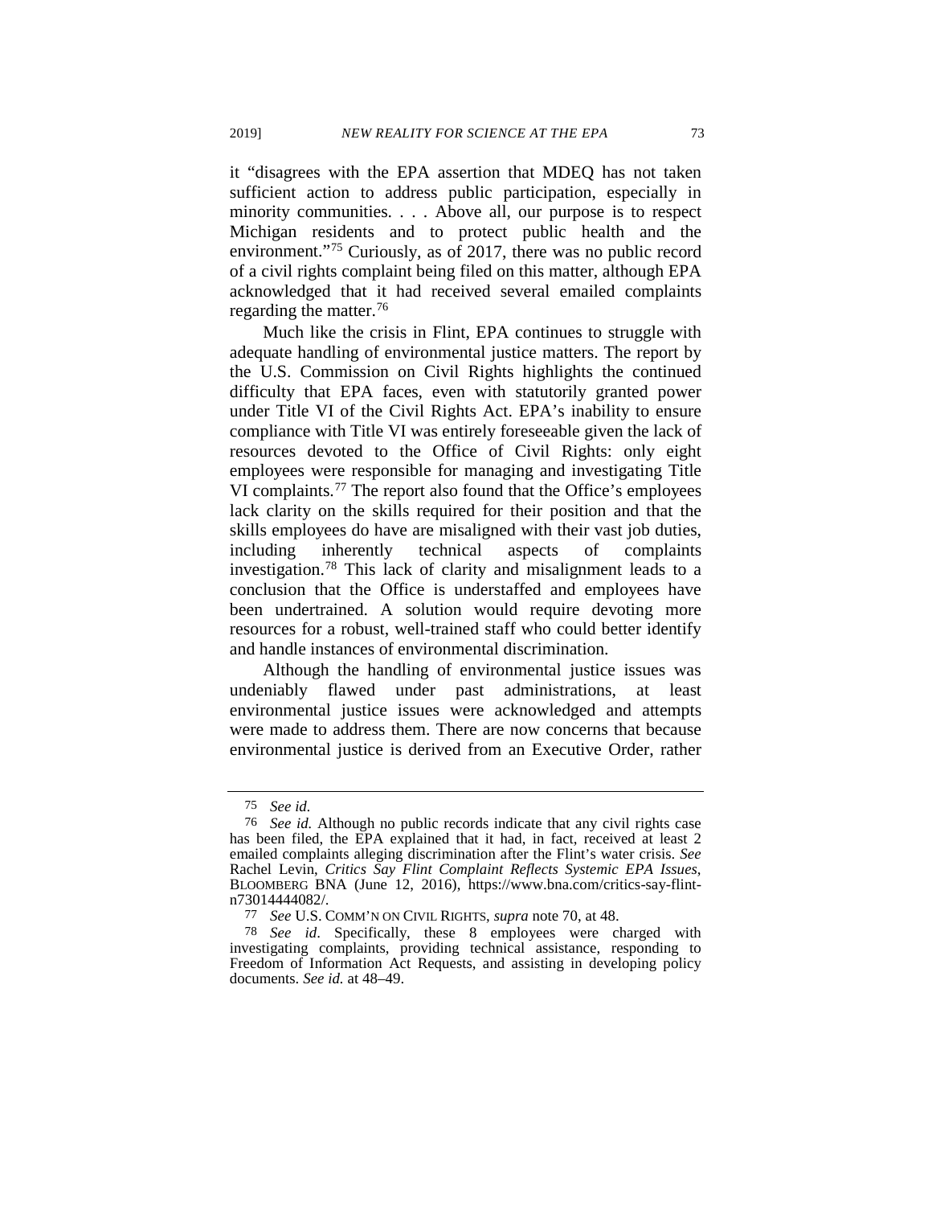it "disagrees with the EPA assertion that MDEQ has not taken sufficient action to address public participation, especially in minority communities. . . . Above all, our purpose is to respect Michigan residents and to protect public health and the environment."[75] Curiously, as of 2017, there was no public record of a civil rights complaint being filed on this matter, although EPA acknowledged that it had received several emailed complaints regarding the matter.[76]

Much like the crisis in Flint, EPA continues to struggle with adequate handling of environmental justice matters. The report by the U.S. Commission on Civil Rights highlights the continued difficulty that EPA faces, even with statutorily granted power under Title VI of the Civil Rights Act. EPA's inability to ensure compliance with Title VI was entirely foreseeable given the lack of resources devoted to the Office of Civil Rights: only eight employees were responsible for managing and investigating Title VI complaints.[77] The report also found that the Office's employees lack clarity on the skills required for their position and that the skills employees do have are misaligned with their vast job duties, including inherently technical aspects of complaints investigation.[78] This lack of clarity and misalignment leads to a conclusion that the Office is understaffed and employees have been undertrained. A solution would require devoting more resources for a robust, well-trained staff who could better identify and handle instances of environmental discrimination.

Although the handling of environmental justice issues was undeniably flawed under past administrations, at least environmental justice issues were acknowledged and attempts were made to address them. There are now concerns that because environmental justice is derived from an Executive Order, rather

---

75 *See id.*

76 *See id.* Although no public records indicate that any civil rights case has been filed, the EPA explained that it had, in fact, received at least 2 emailed complaints alleging discrimination after the Flint's water crisis. *See* Rachel Levin, *Critics Say Flint Complaint Reflects Systemic EPA Issues*, BLOOMBERG BNA (June 12, 2016), https://www.bna.com/critics-say-flint-n73014444082/.

77 *See* U.S. COMM'N ON CIVIL RIGHTS, *supra* note 70, at 48.

78 *See id*. Specifically, these 8 employees were charged with investigating complaints, providing technical assistance, responding to Freedom of Information Act Requests, and assisting in developing policy documents. *See id.* at 48–49.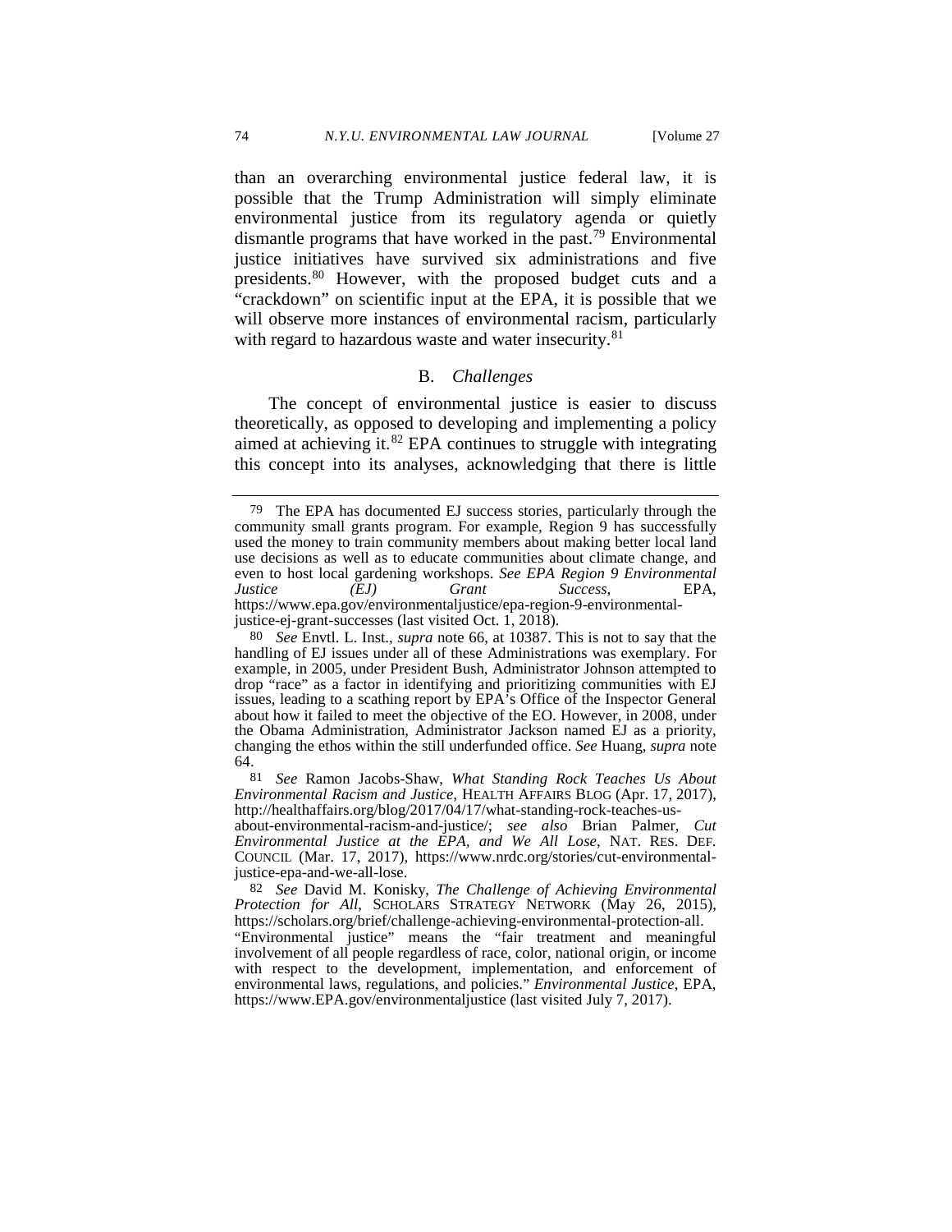than an overarching environmental justice federal law, it is possible that the Trump Administration will simply eliminate environmental justice from its regulatory agenda or quietly dismantle programs that have worked in the past.[79] Environmental justice initiatives have survived six administrations and five presidents.[80] However, with the proposed budget cuts and a "crackdown" on scientific input at the EPA, it is possible that we will observe more instances of environmental racism, particularly with regard to hazardous waste and water insecurity.[81]

### B. *Challenges*

The concept of environmental justice is easier to discuss theoretically, as opposed to developing and implementing a policy aimed at achieving it.[82] EPA continues to struggle with integrating this concept into its analyses, acknowledging that there is little

---

79 The EPA has documented EJ success stories, particularly through the community small grants program. For example, Region 9 has successfully used the money to train community members about making better local land use decisions as well as to educate communities about climate change, and even to host local gardening workshops. *See EPA Region 9 Environmental Justice (EJ) Grant Success*, EPA, https://www.epa.gov/environmentaljustice/epa-region-9-environmental-justice-ej-grant-successes (last visited Oct. 1, 2018).

80 *See* Envtl. L. Inst., *supra* note 66, at 10387. This is not to say that the handling of EJ issues under all of these Administrations was exemplary. For example, in 2005, under President Bush, Administrator Johnson attempted to drop "race" as a factor in identifying and prioritizing communities with EJ issues, leading to a scathing report by EPA's Office of the Inspector General about how it failed to meet the objective of the EO. However, in 2008, under the Obama Administration, Administrator Jackson named EJ as a priority, changing the ethos within the still underfunded office. *See* Huang, *supra* note 64.

81 *See* Ramon Jacobs-Shaw, *What Standing Rock Teaches Us About Environmental Racism and Justice*, HEALTH AFFAIRS BLOG (Apr. 17, 2017), http://healthaffairs.org/blog/2017/04/17/what-standing-rock-teaches-us-about-environmental-racism-and-justice/; *see also* Brian Palmer, *Cut Environmental Justice at the EPA, and We All Lose*, NAT. RES. DEF. COUNCIL (Mar. 17, 2017), https://www.nrdc.org/stories/cut-environmental-justice-epa-and-we-all-lose.

82 *See* David M. Konisky, *The Challenge of Achieving Environmental Protection for All*, SCHOLARS STRATEGY NETWORK (May 26, 2015), https://scholars.org/brief/challenge-achieving-environmental-protection-all. "Environmental justice" means the "fair treatment and meaningful involvement of all people regardless of race, color, national origin, or income with respect to the development, implementation, and enforcement of environmental laws, regulations, and policies." *Environmental Justice*, EPA, https://www.EPA.gov/environmentaljustice (last visited July 7, 2017).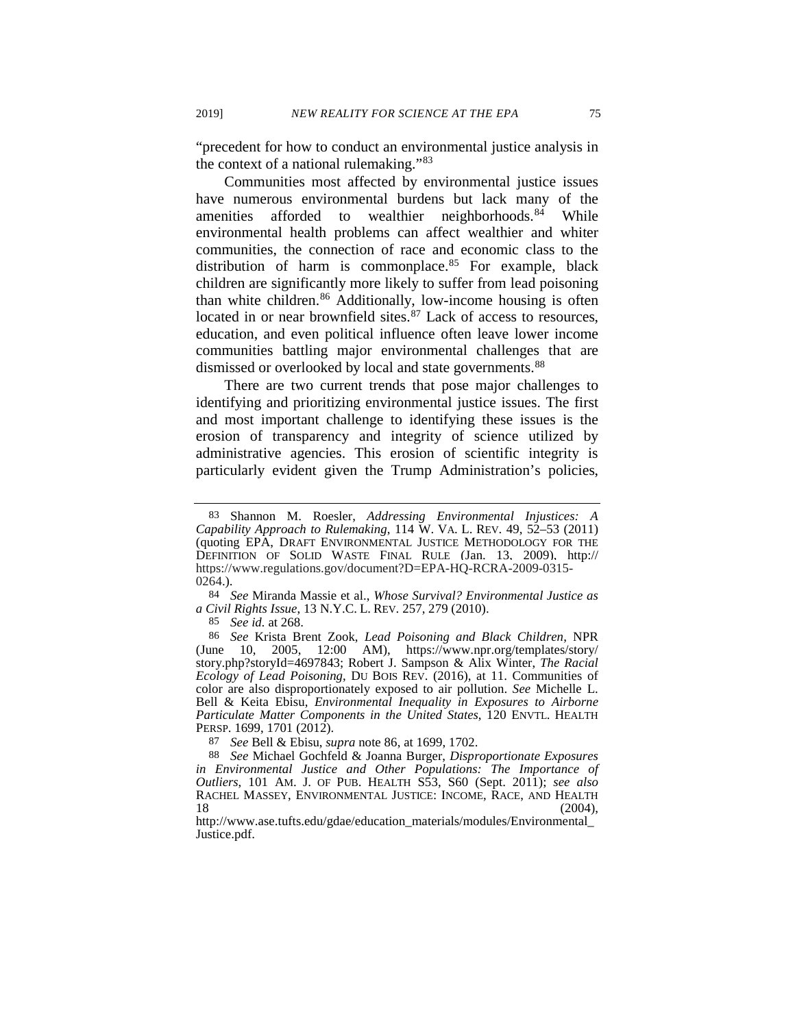"precedent for how to conduct an environmental justice analysis in the context of a national rulemaking."[83]

Communities most affected by environmental justice issues have numerous environmental burdens but lack many of the amenities afforded to wealthier neighborhoods.[84] While environmental health problems can affect wealthier and whiter communities, the connection of race and economic class to the distribution of harm is commonplace.[85] For example, black children are significantly more likely to suffer from lead poisoning than white children.[86] Additionally, low-income housing is often located in or near brownfield sites.[87] Lack of access to resources, education, and even political influence often leave lower income communities battling major environmental challenges that are dismissed or overlooked by local and state governments.[88]

There are two current trends that pose major challenges to identifying and prioritizing environmental justice issues. The first and most important challenge to identifying these issues is the erosion of transparency and integrity of science utilized by administrative agencies. This erosion of scientific integrity is particularly evident given the Trump Administration's policies,

---

83 Shannon M. Roesler, *Addressing Environmental Injustices: A Capability Approach to Rulemaking*, 114 W. VA. L. REV. 49, 52–53 (2011) (quoting EPA, DRAFT ENVIRONMENTAL JUSTICE METHODOLOGY FOR THE DEFINITION OF SOLID WASTE FINAL RULE (Jan. 13, 2009), http:// https://www.regulations.gov/document?D=EPA-HQ-RCRA-2009-0315-0264.).

84 *See* Miranda Massie et al., *Whose Survival? Environmental Justice as a Civil Rights Issue*, 13 N.Y.C. L. REV. 257, 279 (2010).

85 *See id.* at 268.

86 *See* Krista Brent Zook, *Lead Poisoning and Black Children*, NPR (June 10, 2005, 12:00 AM), https://www.npr.org/templates/story/story.php?storyId=4697843; Robert J. Sampson & Alix Winter, *The Racial Ecology of Lead Poisoning*, DU BOIS REV. (2016), at 11. Communities of color are also disproportionately exposed to air pollution. *See* Michelle L. Bell & Keita Ebisu, *Environmental Inequality in Exposures to Airborne Particulate Matter Components in the United States*, 120 ENVTL. HEALTH PERSP. 1699, 1701 (2012).

87 *See* Bell & Ebisu, *supra* note 86, at 1699, 1702.

88 *See* Michael Gochfeld & Joanna Burger, *Disproportionate Exposures in Environmental Justice and Other Populations: The Importance of Outliers*, 101 AM. J. OF PUB. HEALTH S53, S60 (Sept. 2011); *see also* RACHEL MASSEY, ENVIRONMENTAL JUSTICE: INCOME, RACE, AND HEALTH 18 (2004), http://www.ase.tufts.edu/gdae/education_materials/modules/Environmental_Justice.pdf.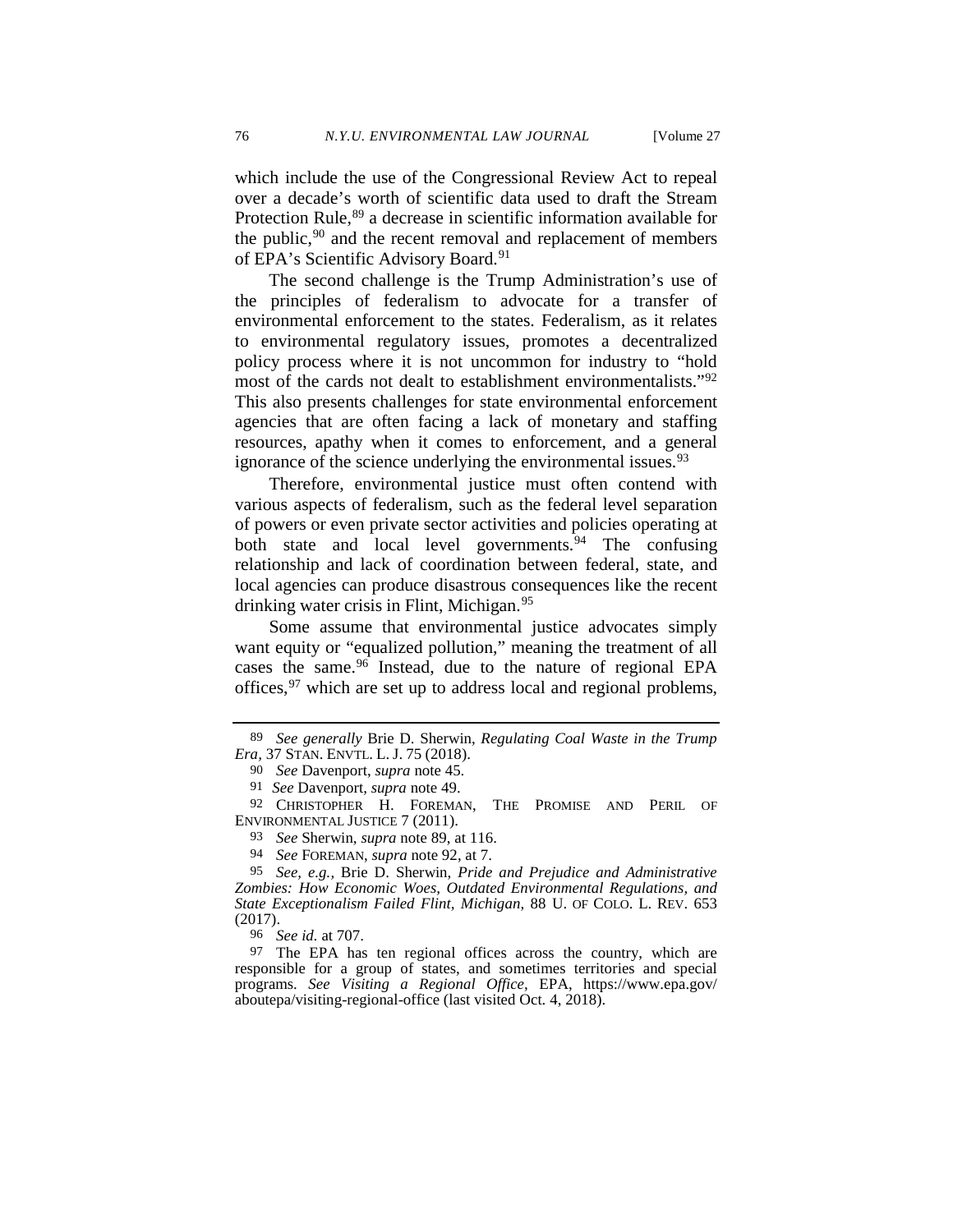which include the use of the Congressional Review Act to repeal over a decade's worth of scientific data used to draft the Stream Protection Rule,[89] a decrease in scientific information available for the public,[90] and the recent removal and replacement of members of EPA's Scientific Advisory Board.[91]

The second challenge is the Trump Administration's use of the principles of federalism to advocate for a transfer of environmental enforcement to the states. Federalism, as it relates to environmental regulatory issues, promotes a decentralized policy process where it is not uncommon for industry to "hold most of the cards not dealt to establishment environmentalists."[92] This also presents challenges for state environmental enforcement agencies that are often facing a lack of monetary and staffing resources, apathy when it comes to enforcement, and a general ignorance of the science underlying the environmental issues.[93]

Therefore, environmental justice must often contend with various aspects of federalism, such as the federal level separation of powers or even private sector activities and policies operating at both state and local level governments.[94] The confusing relationship and lack of coordination between federal, state, and local agencies can produce disastrous consequences like the recent drinking water crisis in Flint, Michigan.[95]

Some assume that environmental justice advocates simply want equity or "equalized pollution," meaning the treatment of all cases the same.[96] Instead, due to the nature of regional EPA offices,[97] which are set up to address local and regional problems,

---

89 *See generally* Brie D. Sherwin, *Regulating Coal Waste in the Trump Era*, 37 STAN. ENVTL. L. J. 75 (2018).

90 *See* Davenport, *supra* note 45.

91 *See* Davenport, *supra* note 49.

92 CHRISTOPHER H. FOREMAN, THE PROMISE AND PERIL OF ENVIRONMENTAL JUSTICE 7 (2011).

93 *See* Sherwin, *supra* note 89, at 116.

94 *See* FOREMAN, *supra* note 92, at 7.

95 *See, e.g.*, Brie D. Sherwin, *Pride and Prejudice and Administrative Zombies: How Economic Woes, Outdated Environmental Regulations, and State Exceptionalism Failed Flint, Michigan*, 88 U. OF COLO. L. REV. 653 (2017).

96 *See id.* at 707.

97 The EPA has ten regional offices across the country, which are responsible for a group of states, and sometimes territories and special programs. *See Visiting a Regional Office*, EPA, https://www.epa.gov/aboutepa/visiting-regional-office (last visited Oct. 4, 2018).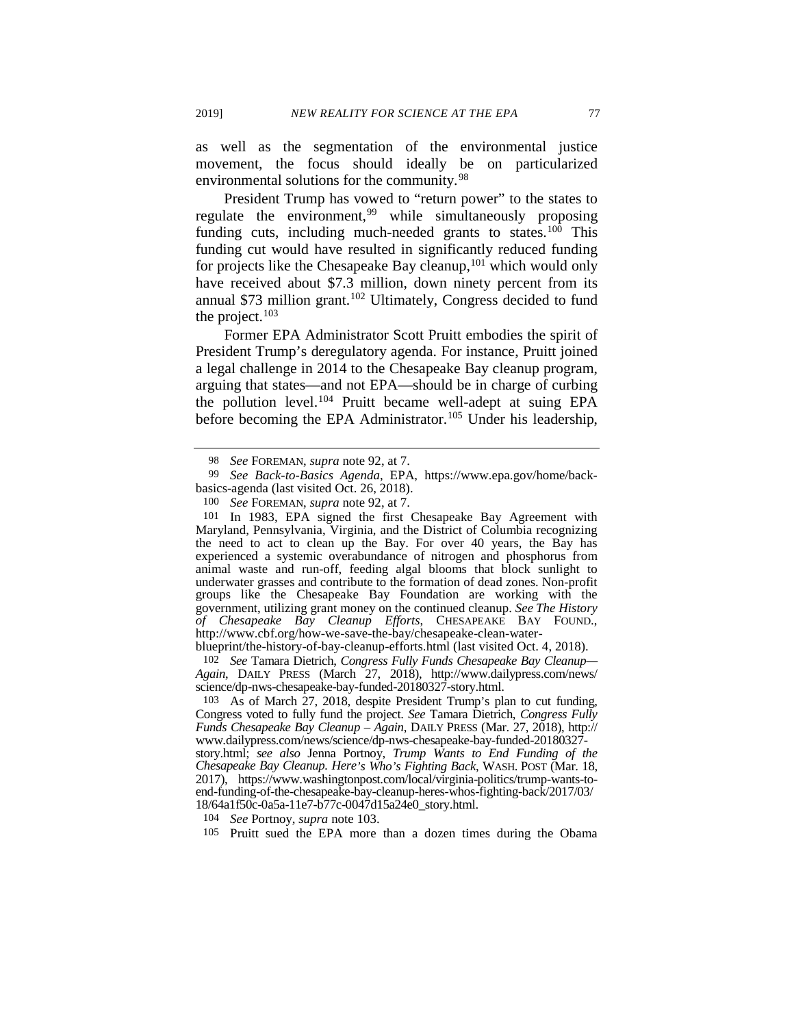as well as the segmentation of the environmental justice movement, the focus should ideally be on particularized environmental solutions for the community.[98]

President Trump has vowed to "return power" to the states to regulate the environment,[99] while simultaneously proposing funding cuts, including much-needed grants to states.[100] This funding cut would have resulted in significantly reduced funding for projects like the Chesapeake Bay cleanup,[101] which would only have received about $7.3 million, down ninety percent from its annual $73 million grant.[102] Ultimately, Congress decided to fund the project.[103]

Former EPA Administrator Scott Pruitt embodies the spirit of President Trump's deregulatory agenda. For instance, Pruitt joined a legal challenge in 2014 to the Chesapeake Bay cleanup program, arguing that states—and not EPA—should be in charge of curbing the pollution level.[104] Pruitt became well-adept at suing EPA before becoming the EPA Administrator.[105] Under his leadership,

---

98 *See* FOREMAN, *supra* note 92, at 7.

99 *See Back-to-Basics Agenda*, EPA, https://www.epa.gov/home/back-basics-agenda (last visited Oct. 26, 2018).

100 *See* FOREMAN, *supra* note 92, at 7.

101 In 1983, EPA signed the first Chesapeake Bay Agreement with Maryland, Pennsylvania, Virginia, and the District of Columbia recognizing the need to act to clean up the Bay. For over 40 years, the Bay has experienced a systemic overabundance of nitrogen and phosphorus from animal waste and run-off, feeding algal blooms that block sunlight to underwater grasses and contribute to the formation of dead zones. Non-profit groups like the Chesapeake Bay Foundation are working with the government, utilizing grant money on the continued cleanup. *See The History of Chesapeake Bay Cleanup Efforts*, CHESAPEAKE BAY FOUND., http://www.cbf.org/how-we-save-the-bay/chesapeake-clean-water-blueprint/the-history-of-bay-cleanup-efforts.html (last visited Oct. 4, 2018).

102 *See* Tamara Dietrich, *Congress Fully Funds Chesapeake Bay Cleanup—Again*, DAILY PRESS (March 27, 2018), http://www.dailypress.com/news/science/dp-nws-chesapeake-bay-funded-20180327-story.html.

103 As of March 27, 2018, despite President Trump's plan to cut funding, Congress voted to fully fund the project. *See* Tamara Dietrich, *Congress Fully Funds Chesapeake Bay Cleanup – Again*, DAILY PRESS (Mar. 27, 2018), http://www.dailypress.com/news/science/dp-nws-chesapeake-bay-funded-20180327-story.html; *see also* Jenna Portnoy, *Trump Wants to End Funding of the Chesapeake Bay Cleanup. Here's Who's Fighting Back*, WASH. POST (Mar. 18, 2017), https://www.washingtonpost.com/local/virginia-politics/trump-wants-to-end-funding-of-the-chesapeake-bay-cleanup-heres-whos-fighting-back/2017/03/18/64a1f50c-0a5a-11e7-b77c-0047d15a24e0_story.html.

104 *See* Portnoy, *supra* note 103.

105 Pruitt sued the EPA more than a dozen times during the Obama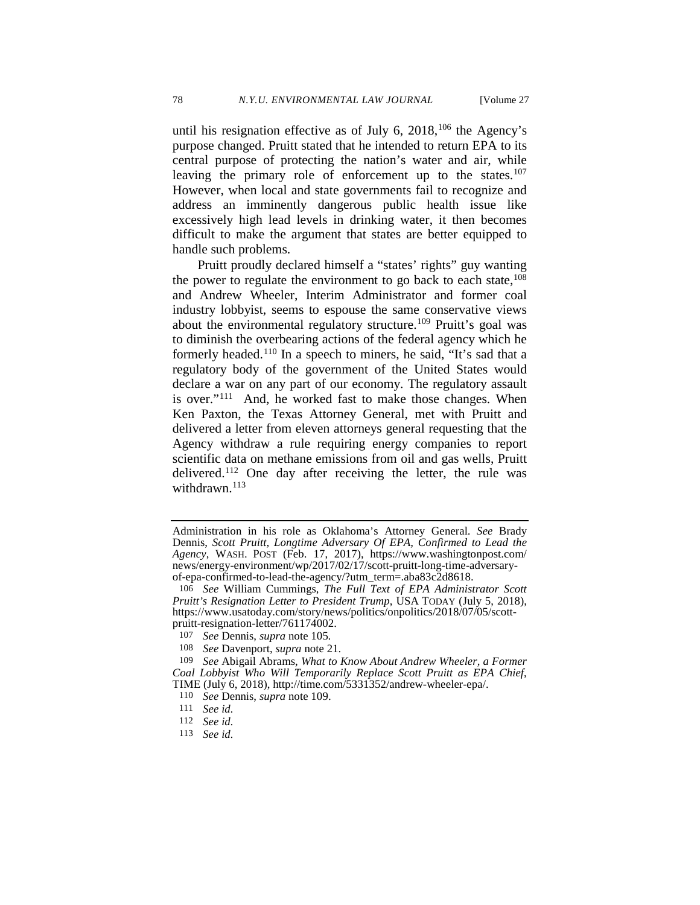until his resignation effective as of July 6, 2018,[106] the Agency's purpose changed. Pruitt stated that he intended to return EPA to its central purpose of protecting the nation's water and air, while leaving the primary role of enforcement up to the states.[107] However, when local and state governments fail to recognize and address an imminently dangerous public health issue like excessively high lead levels in drinking water, it then becomes difficult to make the argument that states are better equipped to handle such problems.

Pruitt proudly declared himself a "states' rights" guy wanting the power to regulate the environment to go back to each state,[108] and Andrew Wheeler, Interim Administrator and former coal industry lobbyist, seems to espouse the same conservative views about the environmental regulatory structure.[109] Pruitt's goal was to diminish the overbearing actions of the federal agency which he formerly headed.[110] In a speech to miners, he said, "It's sad that a regulatory body of the government of the United States would declare a war on any part of our economy. The regulatory assault is over."[111] And, he worked fast to make those changes. When Ken Paxton, the Texas Attorney General, met with Pruitt and delivered a letter from eleven attorneys general requesting that the Agency withdraw a rule requiring energy companies to report scientific data on methane emissions from oil and gas wells, Pruitt delivered.[112] One day after receiving the letter, the rule was withdrawn.[113]

---

Administration in his role as Oklahoma's Attorney General. *See* Brady Dennis, *Scott Pruitt, Longtime Adversary Of EPA, Confirmed to Lead the Agency*, WASH. POST (Feb. 17, 2017), https://www.washingtonpost.com/news/energy-environment/wp/2017/02/17/scott-pruitt-long-time-adversary-of-epa-confirmed-to-lead-the-agency/?utm_term=.aba83c2d8618.

106 *See* William Cummings, *The Full Text of EPA Administrator Scott Pruitt's Resignation Letter to President Trump*, USA TODAY (July 5, 2018), https://www.usatoday.com/story/news/politics/onpolitics/2018/07/05/scott-pruitt-resignation-letter/761174002.

107 *See* Dennis, *supra* note 105.

108 *See* Davenport, *supra* note 21.

109 *See* Abigail Abrams, *What to Know About Andrew Wheeler, a Former Coal Lobbyist Who Will Temporarily Replace Scott Pruitt as EPA Chief*, TIME (July 6, 2018), http://time.com/5331352/andrew-wheeler-epa/.

110 *See* Dennis, *supra* note 109.

111 *See id.*

112 *See id.*

113 *See id.*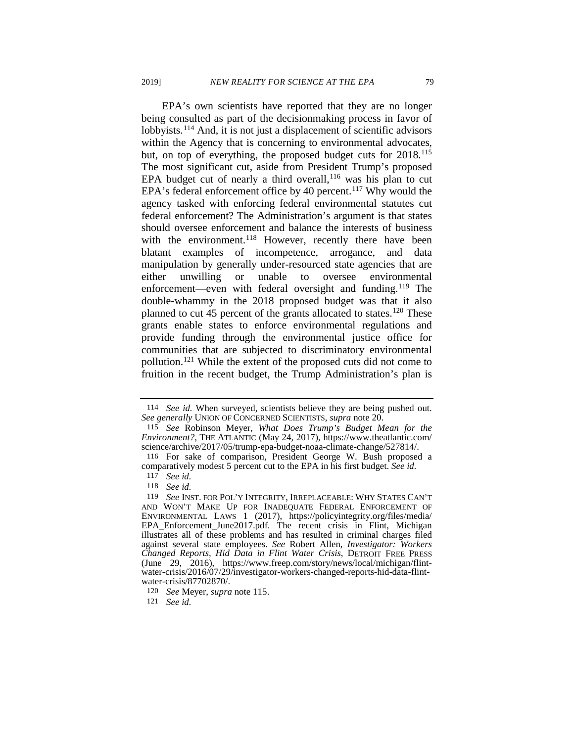EPA's own scientists have reported that they are no longer being consulted as part of the decisionmaking process in favor of lobbyists.[114] And, it is not just a displacement of scientific advisors within the Agency that is concerning to environmental advocates, but, on top of everything, the proposed budget cuts for 2018.[115] The most significant cut, aside from President Trump's proposed EPA budget cut of nearly a third overall,[116] was his plan to cut EPA's federal enforcement office by 40 percent.[117] Why would the agency tasked with enforcing federal environmental statutes cut federal enforcement? The Administration's argument is that states should oversee enforcement and balance the interests of business with the environment.[118] However, recently there have been blatant examples of incompetence, arrogance, and data manipulation by generally under-resourced state agencies that are either unwilling or unable to oversee environmental enforcement—even with federal oversight and funding.[119] The double-whammy in the 2018 proposed budget was that it also planned to cut 45 percent of the grants allocated to states.[120] These grants enable states to enforce environmental regulations and provide funding through the environmental justice office for communities that are subjected to discriminatory environmental pollution.[121] While the extent of the proposed cuts did not come to fruition in the recent budget, the Trump Administration's plan is

---

114 *See id.* When surveyed, scientists believe they are being pushed out. *See generally* UNION OF CONCERNED SCIENTISTS, *supra* note 20.

115 *See* Robinson Meyer, *What Does Trump's Budget Mean for the Environment?*, THE ATLANTIC (May 24, 2017), https://www.theatlantic.com/science/archive/2017/05/trump-epa-budget-noaa-climate-change/527814/.

116 For sake of comparison, President George W. Bush proposed a comparatively modest 5 percent cut to the EPA in his first budget. *See id.*

117 *See id.*

118 *See id.*

119 *See* INST. FOR POL'Y INTEGRITY, IRREPLACEABLE: WHY STATES CAN'T AND WON'T MAKE UP FOR INADEQUATE FEDERAL ENFORCEMENT OF ENVIRONMENTAL LAWS 1 (2017), https://policyintegrity.org/files/media/EPA_Enforcement_June2017.pdf. The recent crisis in Flint, Michigan illustrates all of these problems and has resulted in criminal charges filed against several state employees. *See* Robert Allen, *Investigator: Workers Changed Reports, Hid Data in Flint Water Crisis*, DETROIT FREE PRESS (June 29, 2016), https://www.freep.com/story/news/local/michigan/flint-water-crisis/2016/07/29/investigator-workers-changed-reports-hid-data-flint-water-crisis/87702870/.

120 *See* Meyer, *supra* note 115.

121 *See id.*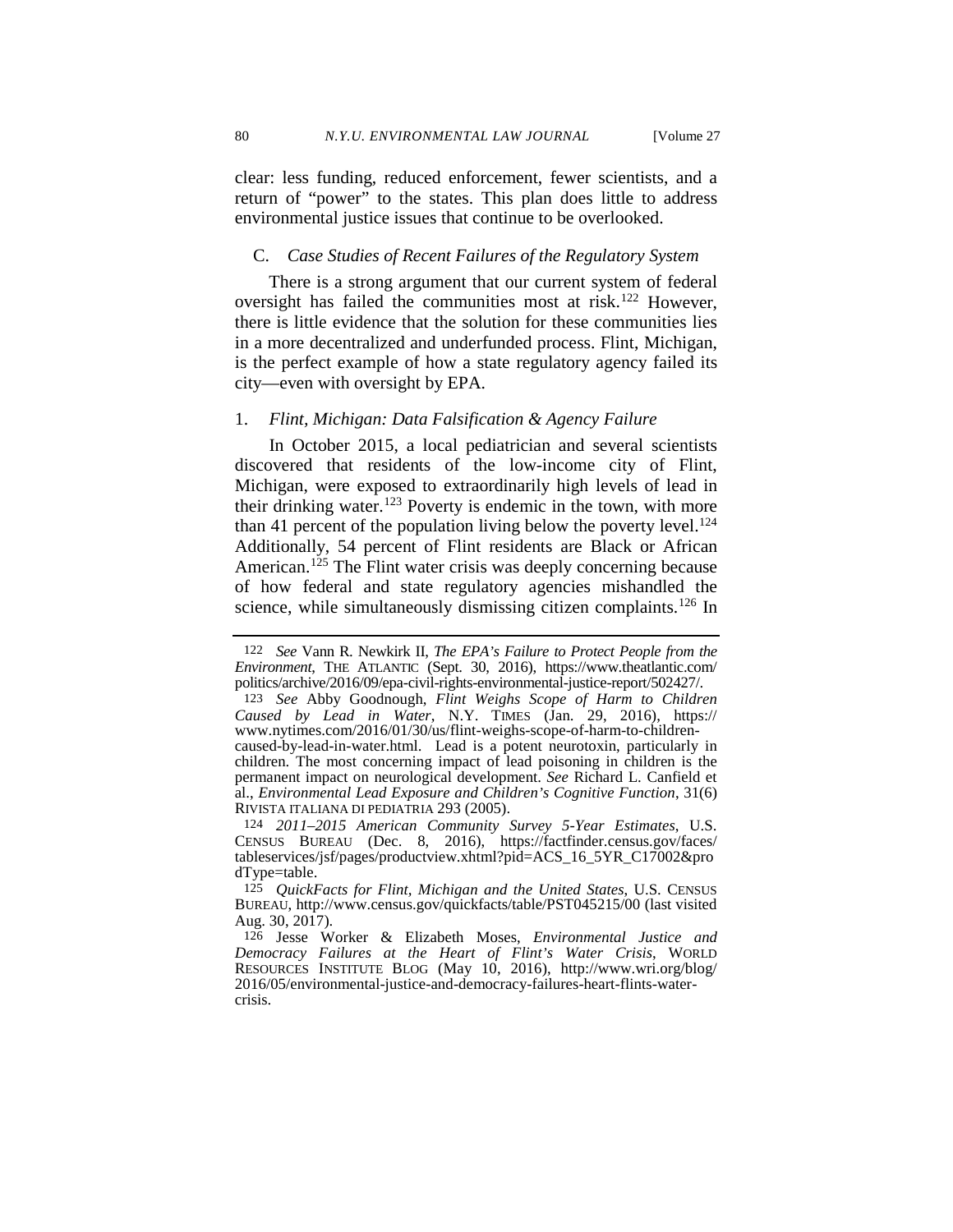clear: less funding, reduced enforcement, fewer scientists, and a return of "power" to the states. This plan does little to address environmental justice issues that continue to be overlooked.

### C. *Case Studies of Recent Failures of the Regulatory System*

There is a strong argument that our current system of federal oversight has failed the communities most at risk.[122] However, there is little evidence that the solution for these communities lies in a more decentralized and underfunded process. Flint, Michigan, is the perfect example of how a state regulatory agency failed its city—even with oversight by EPA.

#### 1. *Flint, Michigan: Data Falsification & Agency Failure*

In October 2015, a local pediatrician and several scientists discovered that residents of the low-income city of Flint, Michigan, were exposed to extraordinarily high levels of lead in their drinking water.[123] Poverty is endemic in the town, with more than 41 percent of the population living below the poverty level.[124] Additionally, 54 percent of Flint residents are Black or African American.[125] The Flint water crisis was deeply concerning because of how federal and state regulatory agencies mishandled the science, while simultaneously dismissing citizen complaints.[126] In

---

122 *See* Vann R. Newkirk II, *The EPA's Failure to Protect People from the Environment*, THE ATLANTIC (Sept. 30, 2016), https://www.theatlantic.com/politics/archive/2016/09/epa-civil-rights-environmental-justice-report/502427/.

123 *See* Abby Goodnough, *Flint Weighs Scope of Harm to Children Caused by Lead in Water*, N.Y. TIMES (Jan. 29, 2016), https://www.nytimes.com/2016/01/30/us/flint-weighs-scope-of-harm-to-children-caused-by-lead-in-water.html. Lead is a potent neurotoxin, particularly in children. The most concerning impact of lead poisoning in children is the permanent impact on neurological development. *See* Richard L. Canfield et al., *Environmental Lead Exposure and Children's Cognitive Function*, 31(6) RIVISTA ITALIANA DI PEDIATRIA 293 (2005).

124 *2011–2015 American Community Survey 5-Year Estimates*, U.S. CENSUS BUREAU (Dec. 8, 2016), https://factfinder.census.gov/faces/tableservices/jsf/pages/productview.xhtml?pid=ACS_16_5YR_C17002&prodType=table.

125 *QuickFacts for Flint, Michigan and the United States*, U.S. CENSUS BUREAU, http://www.census.gov/quickfacts/table/PST045215/00 (last visited Aug. 30, 2017).

126 Jesse Worker & Elizabeth Moses, *Environmental Justice and Democracy Failures at the Heart of Flint's Water Crisis*, WORLD RESOURCES INSTITUTE BLOG (May 10, 2016), http://www.wri.org/blog/2016/05/environmental-justice-and-democracy-failures-heart-flints-water-crisis.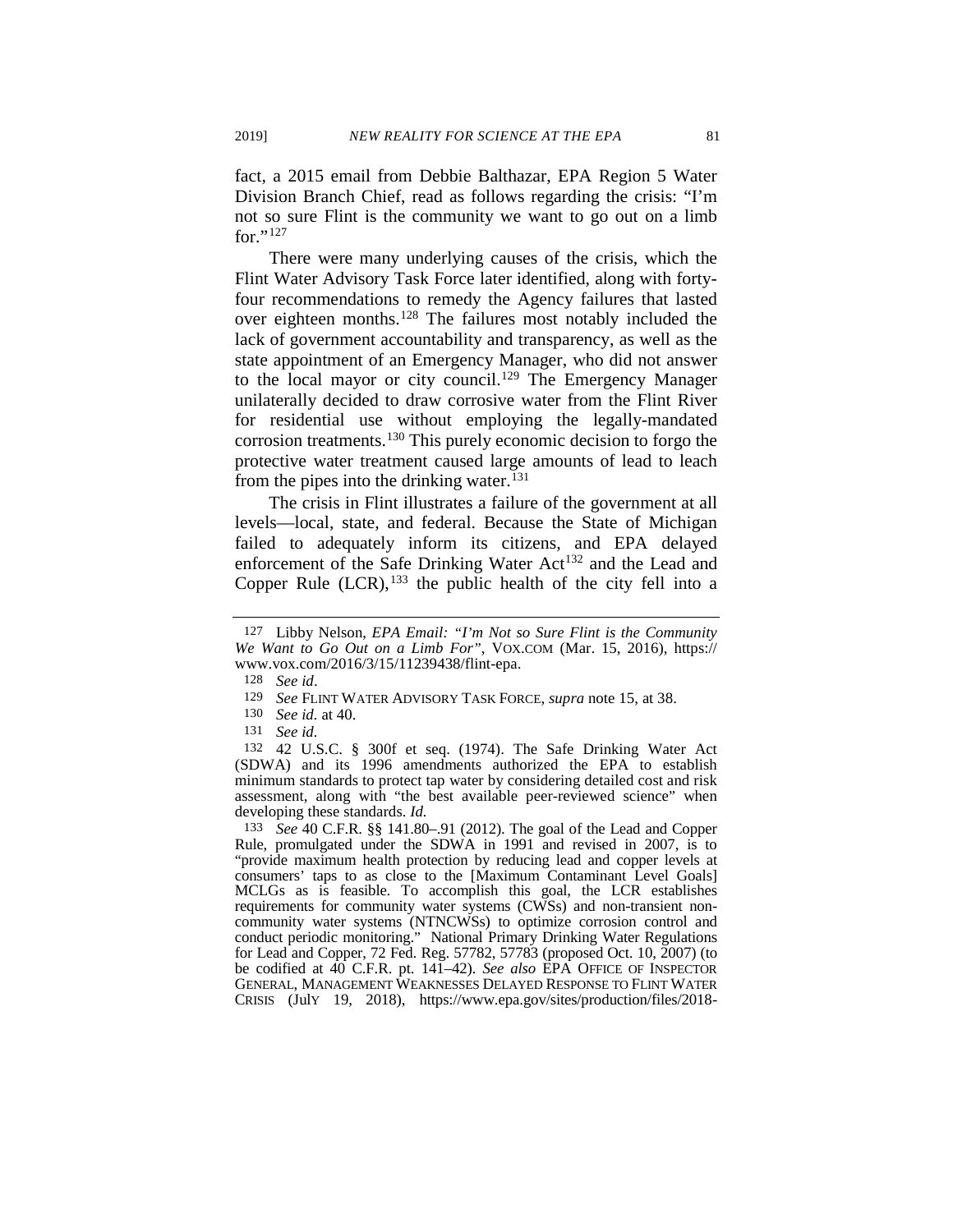fact, a 2015 email from Debbie Balthazar, EPA Region 5 Water Division Branch Chief, read as follows regarding the crisis: "I'm not so sure Flint is the community we want to go out on a limb for."[127]

There were many underlying causes of the crisis, which the Flint Water Advisory Task Force later identified, along with forty-four recommendations to remedy the Agency failures that lasted over eighteen months.[128] The failures most notably included the lack of government accountability and transparency, as well as the state appointment of an Emergency Manager, who did not answer to the local mayor or city council.[129] The Emergency Manager unilaterally decided to draw corrosive water from the Flint River for residential use without employing the legally-mandated corrosion treatments.[130] This purely economic decision to forgo the protective water treatment caused large amounts of lead to leach from the pipes into the drinking water.[131]

The crisis in Flint illustrates a failure of the government at all levels—local, state, and federal. Because the State of Michigan failed to adequately inform its citizens, and EPA delayed enforcement of the Safe Drinking Water Act[132] and the Lead and Copper Rule (LCR),[133] the public health of the city fell into a

---

127 Libby Nelson, *EPA Email: "I'm Not so Sure Flint is the Community We Want to Go Out on a Limb For"*, VOX.COM (Mar. 15, 2016), https://www.vox.com/2016/3/15/11239438/flint-epa.

128 *See id*.

129 *See* FLINT WATER ADVISORY TASK FORCE, *supra* note 15, at 38.

130 *See id.* at 40.

131 *See id.*

132 42 U.S.C. § 300f et seq. (1974). The Safe Drinking Water Act (SDWA) and its 1996 amendments authorized the EPA to establish minimum standards to protect tap water by considering detailed cost and risk assessment, along with "the best available peer-reviewed science" when developing these standards. *Id.*

133 *See* 40 C.F.R. §§ 141.80–.91 (2012). The goal of the Lead and Copper Rule, promulgated under the SDWA in 1991 and revised in 2007, is to "provide maximum health protection by reducing lead and copper levels at consumers' taps to as close to the [Maximum Contaminant Level Goals] MCLGs as is feasible. To accomplish this goal, the LCR establishes requirements for community water systems (CWSs) and non-transient non-community water systems (NTNCWSs) to optimize corrosion control and conduct periodic monitoring." National Primary Drinking Water Regulations for Lead and Copper, 72 Fed. Reg. 57782, 57783 (proposed Oct. 10, 2007) (to be codified at 40 C.F.R. pt. 141–42). *See also* EPA OFFICE OF INSPECTOR GENERAL, MANAGEMENT WEAKNESSES DELAYED RESPONSE TO FLINT WATER CRISIS (JulY 19, 2018), https://www.epa.gov/sites/production/files/2018-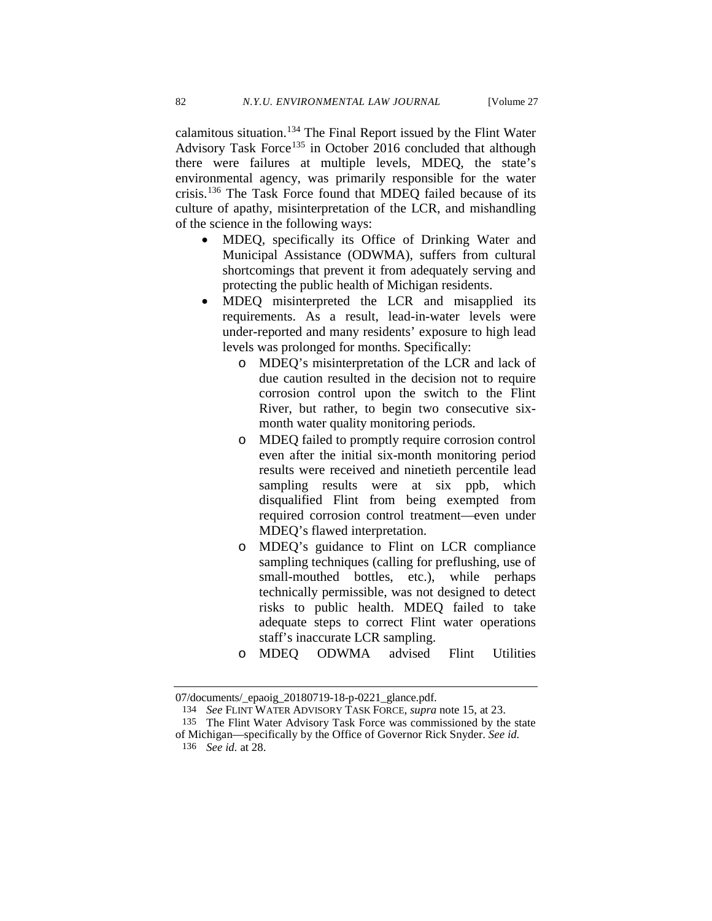calamitous situation.[134] The Final Report issued by the Flint Water Advisory Task Force[135] in October 2016 concluded that although there were failures at multiple levels, MDEQ, the state's environmental agency, was primarily responsible for the water crisis.[136] The Task Force found that MDEQ failed because of its culture of apathy, misinterpretation of the LCR, and mishandling of the science in the following ways:

- MDEQ, specifically its Office of Drinking Water and Municipal Assistance (ODWMA), suffers from cultural shortcomings that prevent it from adequately serving and protecting the public health of Michigan residents.
- MDEQ misinterpreted the LCR and misapplied its requirements. As a result, lead-in-water levels were under-reported and many residents' exposure to high lead levels was prolonged for months. Specifically:
    - MDEQ's misinterpretation of the LCR and lack of due caution resulted in the decision not to require corrosion control upon the switch to the Flint River, but rather, to begin two consecutive six-month water quality monitoring periods.
    - MDEQ failed to promptly require corrosion control even after the initial six-month monitoring period results were received and ninetieth percentile lead sampling results were at six ppb, which disqualified Flint from being exempted from required corrosion control treatment—even under MDEQ's flawed interpretation.
    - MDEQ's guidance to Flint on LCR compliance sampling techniques (calling for preflushing, use of small-mouthed bottles, etc.), while perhaps technically permissible, was not designed to detect risks to public health. MDEQ failed to take adequate steps to correct Flint water operations staff's inaccurate LCR sampling.
    - MDEQ ODWMA advised Flint Utilities

07/documents/_epaoig_20180719-18-p-0221_glance.pdf.

134 *See* FLINT WATER ADVISORY TASK FORCE, *supra* note 15, at 23.

135 The Flint Water Advisory Task Force was commissioned by the state of Michigan—specifically by the Office of Governor Rick Snyder. *See id.*

136 *See id.* at 28.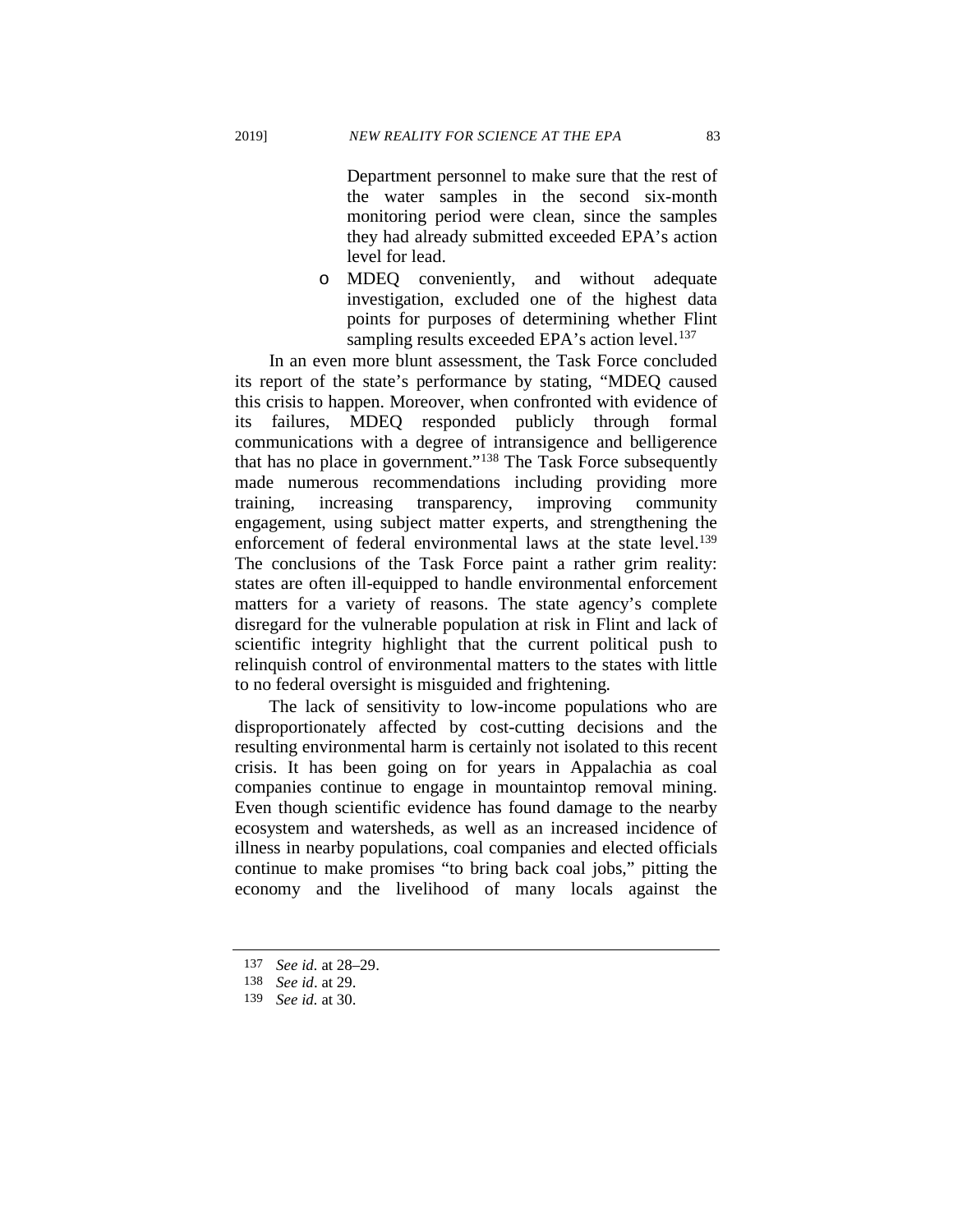Department personnel to make sure that the rest of the water samples in the second six-month monitoring period were clean, since the samples they had already submitted exceeded EPA's action level for lead.

- MDEQ conveniently, and without adequate investigation, excluded one of the highest data points for purposes of determining whether Flint sampling results exceeded EPA's action level.[137]

In an even more blunt assessment, the Task Force concluded its report of the state's performance by stating, "MDEQ caused this crisis to happen. Moreover, when confronted with evidence of its failures, MDEQ responded publicly through formal communications with a degree of intransigence and belligerence that has no place in government."[138] The Task Force subsequently made numerous recommendations including providing more training, increasing transparency, improving community engagement, using subject matter experts, and strengthening the enforcement of federal environmental laws at the state level.[139] The conclusions of the Task Force paint a rather grim reality: states are often ill-equipped to handle environmental enforcement matters for a variety of reasons. The state agency's complete disregard for the vulnerable population at risk in Flint and lack of scientific integrity highlight that the current political push to relinquish control of environmental matters to the states with little to no federal oversight is misguided and frightening.

The lack of sensitivity to low-income populations who are disproportionately affected by cost-cutting decisions and the resulting environmental harm is certainly not isolated to this recent crisis. It has been going on for years in Appalachia as coal companies continue to engage in mountaintop removal mining. Even though scientific evidence has found damage to the nearby ecosystem and watersheds, as well as an increased incidence of illness in nearby populations, coal companies and elected officials continue to make promises "to bring back coal jobs," pitting the economy and the livelihood of many locals against the

---

137 *See id.* at 28–29.

138 *See id*. at 29.

139 *See id.* at 30.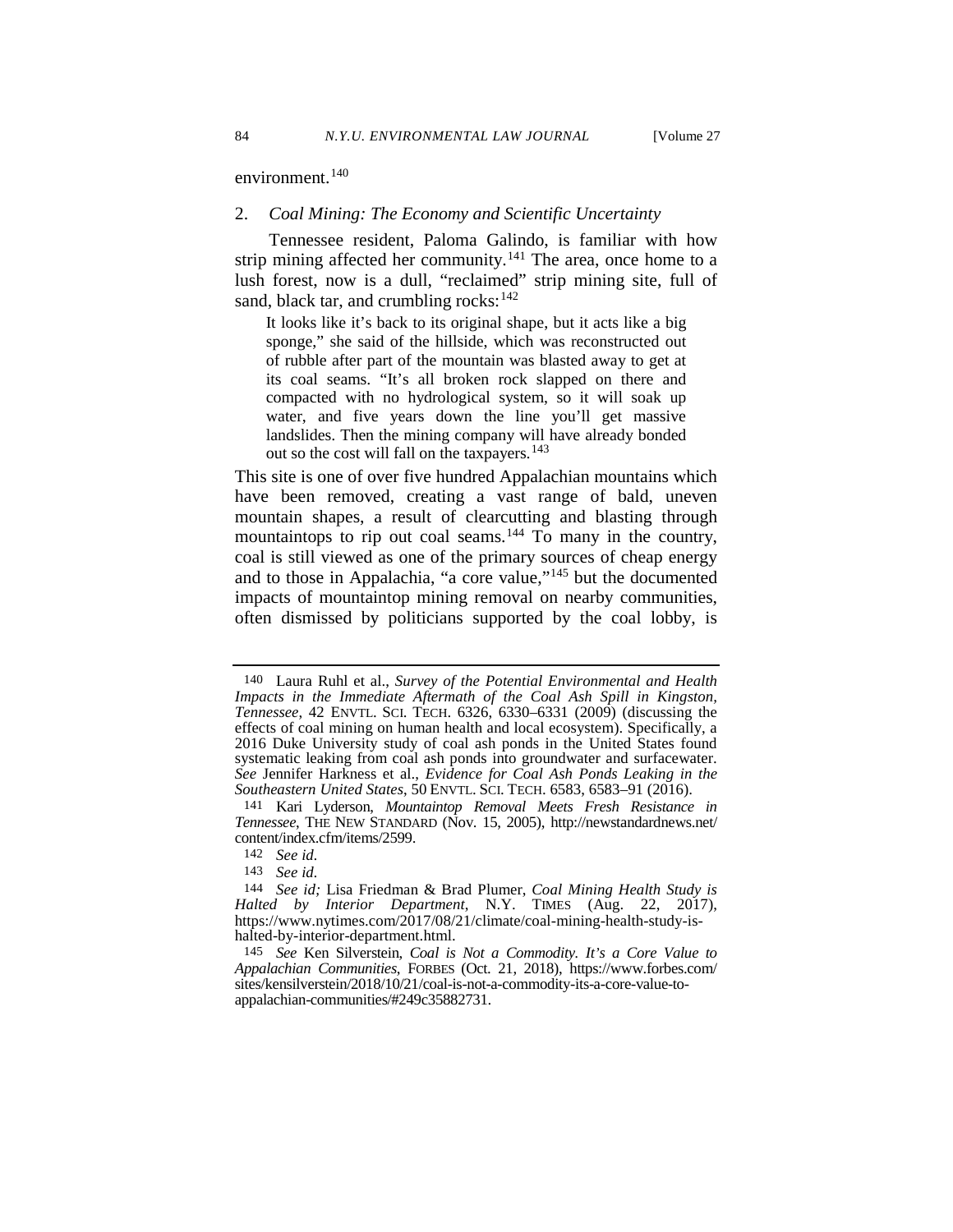environment.[140]

### 2. *Coal Mining: The Economy and Scientific Uncertainty*

Tennessee resident, Paloma Galindo, is familiar with how strip mining affected her community.[141] The area, once home to a lush forest, now is a dull, "reclaimed" strip mining site, full of sand, black tar, and crumbling rocks:[142]

> It looks like it's back to its original shape, but it acts like a big sponge," she said of the hillside, which was reconstructed out of rubble after part of the mountain was blasted away to get at its coal seams. "It's all broken rock slapped on there and compacted with no hydrological system, so it will soak up water, and five years down the line you'll get massive landslides. Then the mining company will have already bonded out so the cost will fall on the taxpayers.[143]

This site is one of over five hundred Appalachian mountains which have been removed, creating a vast range of bald, uneven mountain shapes, a result of clearcutting and blasting through mountaintops to rip out coal seams.[144] To many in the country, coal is still viewed as one of the primary sources of cheap energy and to those in Appalachia, "a core value,"[145] but the documented impacts of mountaintop mining removal on nearby communities, often dismissed by politicians supported by the coal lobby, is

---

140 Laura Ruhl et al., *Survey of the Potential Environmental and Health Impacts in the Immediate Aftermath of the Coal Ash Spill in Kingston, Tennessee*, 42 ENVTL. SCI. TECH. 6326, 6330–6331 (2009) (discussing the effects of coal mining on human health and local ecosystem). Specifically, a 2016 Duke University study of coal ash ponds in the United States found systematic leaking from coal ash ponds into groundwater and surfacewater. *See* Jennifer Harkness et al., *Evidence for Coal Ash Ponds Leaking in the Southeastern United States*, 50 ENVTL. SCI. TECH. 6583, 6583–91 (2016).

141 Kari Lyderson, *Mountaintop Removal Meets Fresh Resistance in Tennessee*, THE NEW STANDARD (Nov. 15, 2005), http://newstandardnews.net/content/index.cfm/items/2599.

142 *See id.*

143 *See id.*

144 *See id;* Lisa Friedman & Brad Plumer, *Coal Mining Health Study is Halted by Interior Department*, N.Y. TIMES (Aug. 22, 2017), https://www.nytimes.com/2017/08/21/climate/coal-mining-health-study-is-halted-by-interior-department.html.

145 *See* Ken Silverstein, *Coal is Not a Commodity. It's a Core Value to Appalachian Communities*, FORBES (Oct. 21, 2018), https://www.forbes.com/sites/kensilverstein/2018/10/21/coal-is-not-a-commodity-its-a-core-value-to-appalachian-communities/#249c35882731.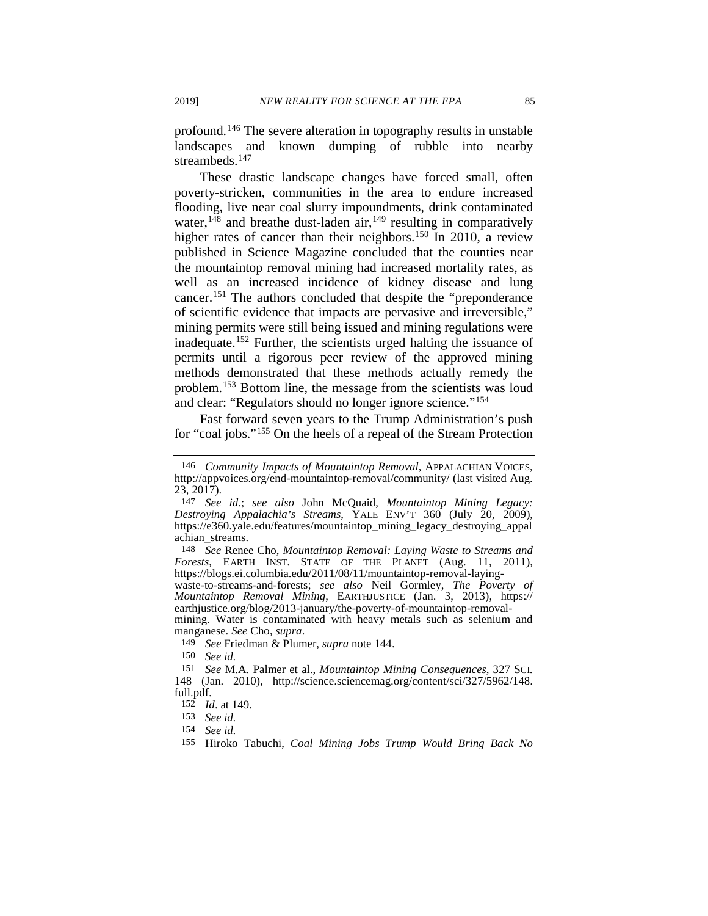profound.[146] The severe alteration in topography results in unstable landscapes and known dumping of rubble into nearby streambeds.[147]

These drastic landscape changes have forced small, often poverty-stricken, communities in the area to endure increased flooding, live near coal slurry impoundments, drink contaminated water,[148] and breathe dust-laden air,[149] resulting in comparatively higher rates of cancer than their neighbors.[150] In 2010, a review published in Science Magazine concluded that the counties near the mountaintop removal mining had increased mortality rates, as well as an increased incidence of kidney disease and lung cancer.[151] The authors concluded that despite the "preponderance of scientific evidence that impacts are pervasive and irreversible," mining permits were still being issued and mining regulations were inadequate.[152] Further, the scientists urged halting the issuance of permits until a rigorous peer review of the approved mining methods demonstrated that these methods actually remedy the problem.[153] Bottom line, the message from the scientists was loud and clear: "Regulators should no longer ignore science."[154]

Fast forward seven years to the Trump Administration's push for "coal jobs."[155] On the heels of a repeal of the Stream Protection

---

146 *Community Impacts of Mountaintop Removal*, APPALACHIAN VOICES, http://appvoices.org/end-mountaintop-removal/community/ (last visited Aug. 23, 2017).

147 *See id.*; *see also* John McQuaid, *Mountaintop Mining Legacy: Destroying Appalachia's Streams*, YALE ENV'T 360 (July 20, 2009), https://e360.yale.edu/features/mountaintop_mining_legacy_destroying_appalachian_streams.

148 *See* Renee Cho, *Mountaintop Removal: Laying Waste to Streams and Forests*, EARTH INST. STATE OF THE PLANET (Aug. 11, 2011), https://blogs.ei.columbia.edu/2011/08/11/mountaintop-removal-laying-waste-to-streams-and-forests; *see also* Neil Gormley, *The Poverty of Mountaintop Removal Mining*, EARTHJUSTICE (Jan. 3, 2013), https://earthjustice.org/blog/2013-january/the-poverty-of-mountaintop-removal-mining. Water is contaminated with heavy metals such as selenium and manganese. *See* Cho, *supra*.

149 *See* Friedman & Plumer, *supra* note 144.

150 *See id.*

151 *See* M.A. Palmer et al., *Mountaintop Mining Consequences*, 327 SCI. 148 (Jan. 2010), http://science.sciencemag.org/content/sci/327/5962/148.full.pdf.

152 *Id*. at 149.

153 *See id.*

154 *See id.*

155 Hiroko Tabuchi, *Coal Mining Jobs Trump Would Bring Back No*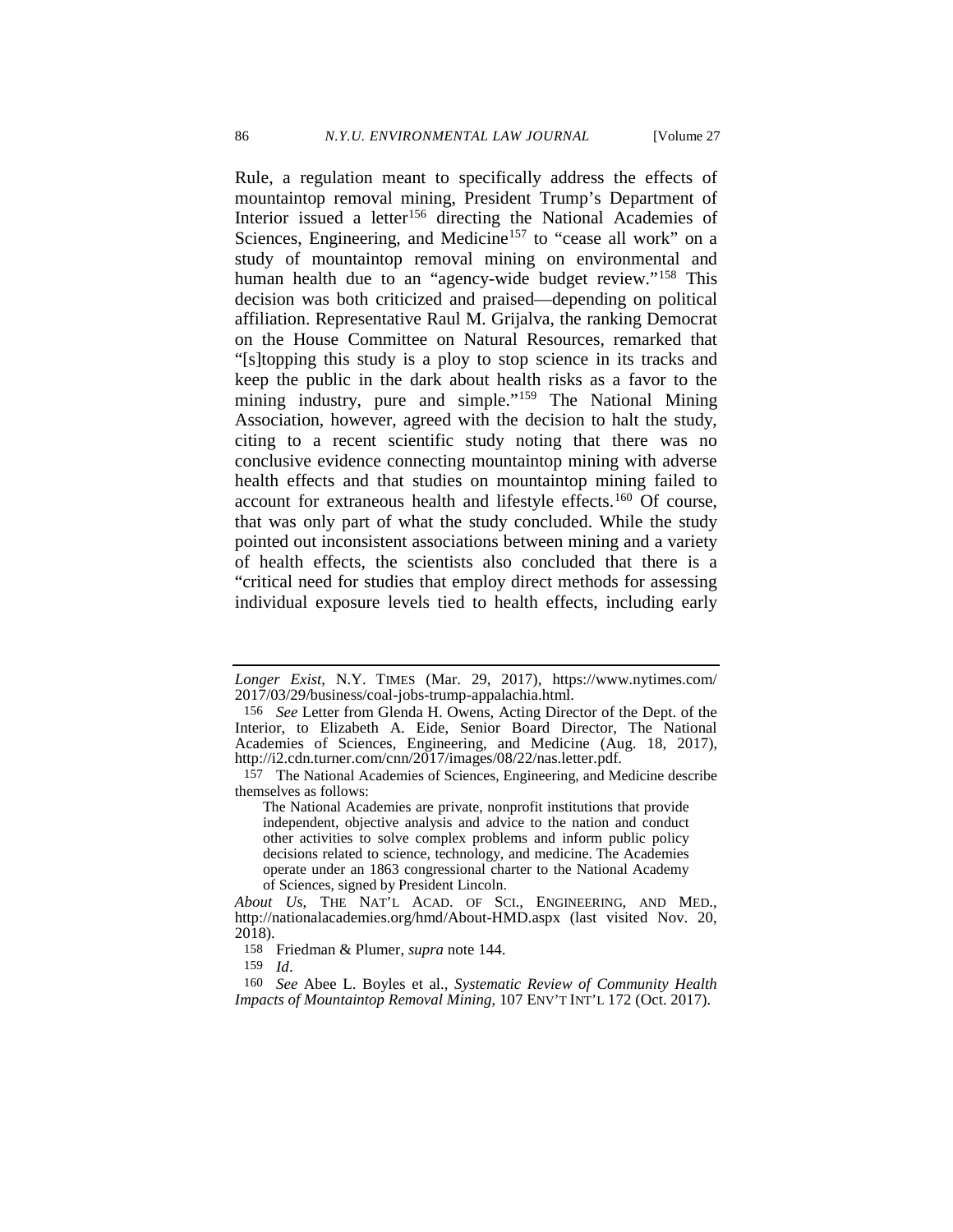Rule, a regulation meant to specifically address the effects of mountaintop removal mining, President Trump's Department of Interior issued a letter[156] directing the National Academies of Sciences, Engineering, and Medicine[157] to "cease all work" on a study of mountaintop removal mining on environmental and human health due to an "agency-wide budget review."[158] This decision was both criticized and praised—depending on political affiliation. Representative Raul M. Grijalva, the ranking Democrat on the House Committee on Natural Resources, remarked that "[s]topping this study is a ploy to stop science in its tracks and keep the public in the dark about health risks as a favor to the mining industry, pure and simple."[159] The National Mining Association, however, agreed with the decision to halt the study, citing to a recent scientific study noting that there was no conclusive evidence connecting mountaintop mining with adverse health effects and that studies on mountaintop mining failed to account for extraneous health and lifestyle effects.[160] Of course, that was only part of what the study concluded. While the study pointed out inconsistent associations between mining and a variety of health effects, the scientists also concluded that there is a "critical need for studies that employ direct methods for assessing individual exposure levels tied to health effects, including early

---

*Longer Exist*, N.Y. TIMES (Mar. 29, 2017), https://www.nytimes.com/2017/03/29/business/coal-jobs-trump-appalachia.html.

156 *See* Letter from Glenda H. Owens, Acting Director of the Dept. of the Interior, to Elizabeth A. Eide, Senior Board Director, The National Academies of Sciences, Engineering, and Medicine (Aug. 18, 2017), http://i2.cdn.turner.com/cnn/2017/images/08/22/nas.letter.pdf.

157 The National Academies of Sciences, Engineering, and Medicine describe themselves as follows:

> The National Academies are private, nonprofit institutions that provide independent, objective analysis and advice to the nation and conduct other activities to solve complex problems and inform public policy decisions related to science, technology, and medicine. The Academies operate under an 1863 congressional charter to the National Academy of Sciences, signed by President Lincoln.

*About Us*, THE NAT'L ACAD. OF SCI., ENGINEERING, AND MED., http://nationalacademies.org/hmd/About-HMD.aspx (last visited Nov. 20, 2018).

158 Friedman & Plumer, *supra* note 144.

159 *Id*.

160 *See* Abee L. Boyles et al., *Systematic Review of Community Health Impacts of Mountaintop Removal Mining*, 107 ENV'T INT'L 172 (Oct. 2017).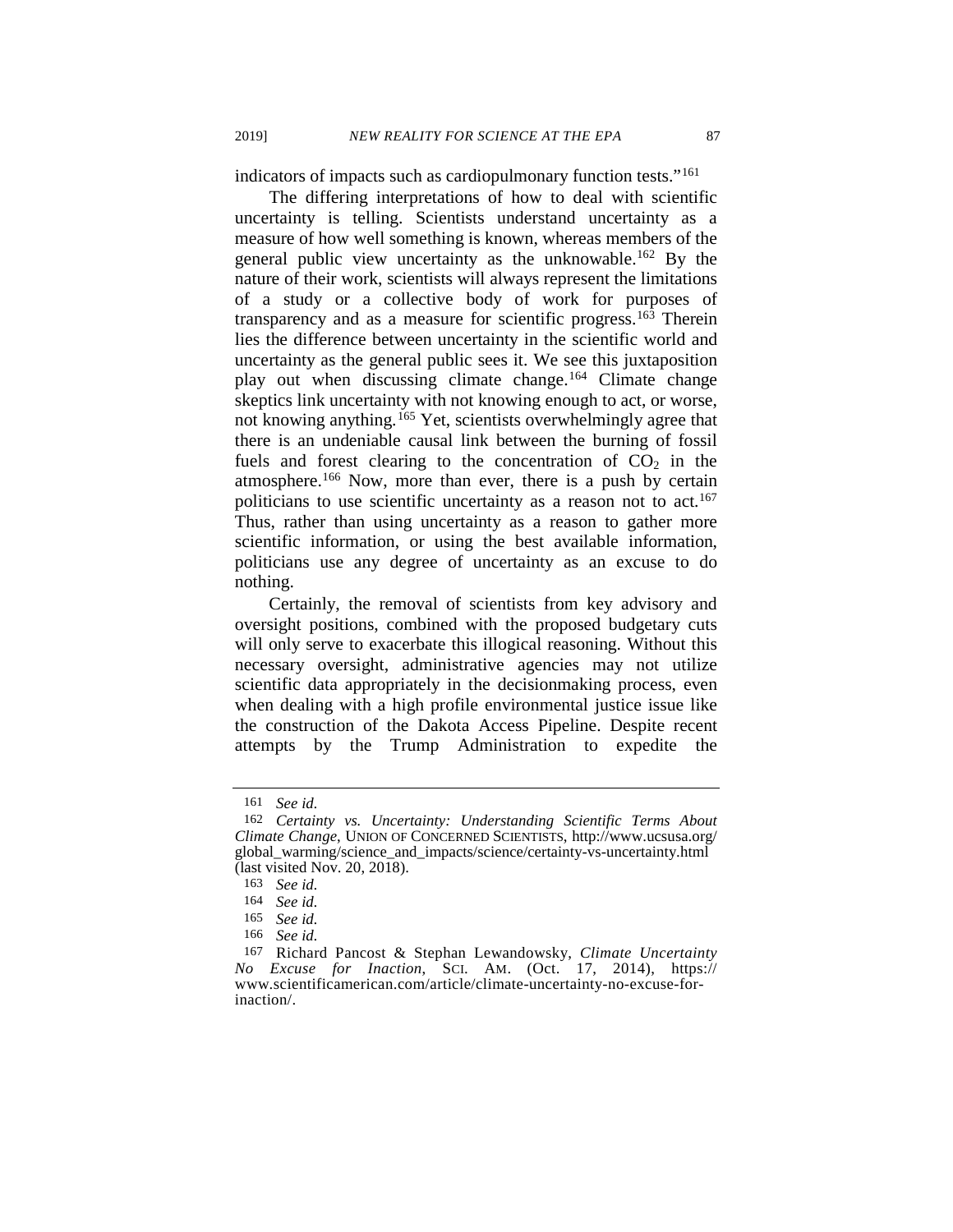indicators of impacts such as cardiopulmonary function tests."[161]

The differing interpretations of how to deal with scientific uncertainty is telling. Scientists understand uncertainty as a measure of how well something is known, whereas members of the general public view uncertainty as the unknowable.[162] By the nature of their work, scientists will always represent the limitations of a study or a collective body of work for purposes of transparency and as a measure for scientific progress.[163] Therein lies the difference between uncertainty in the scientific world and uncertainty as the general public sees it. We see this juxtaposition play out when discussing climate change.[164] Climate change skeptics link uncertainty with not knowing enough to act, or worse, not knowing anything.[165] Yet, scientists overwhelmingly agree that there is an undeniable causal link between the burning of fossil fuels and forest clearing to the concentration of $CO_2$ in the atmosphere.[166] Now, more than ever, there is a push by certain politicians to use scientific uncertainty as a reason not to act.[167] Thus, rather than using uncertainty as a reason to gather more scientific information, or using the best available information, politicians use any degree of uncertainty as an excuse to do nothing.

Certainly, the removal of scientists from key advisory and oversight positions, combined with the proposed budgetary cuts will only serve to exacerbate this illogical reasoning. Without this necessary oversight, administrative agencies may not utilize scientific data appropriately in the decisionmaking process, even when dealing with a high profile environmental justice issue like the construction of the Dakota Access Pipeline. Despite recent attempts by the Trump Administration to expedite the

---

161 *See id.*

162 *Certainty vs. Uncertainty: Understanding Scientific Terms About Climate Change*, UNION OF CONCERNED SCIENTISTS, http://www.ucsusa.org/global_warming/science_and_impacts/science/certainty-vs-uncertainty.html (last visited Nov. 20, 2018).

163 *See id.*

164 *See id.*

165 *See id.*

166 *See id.*

167 Richard Pancost & Stephan Lewandowsky, *Climate Uncertainty No Excuse for Inaction*, SCI. AM. (Oct. 17, 2014), https://www.scientificamerican.com/article/climate-uncertainty-no-excuse-for-inaction/.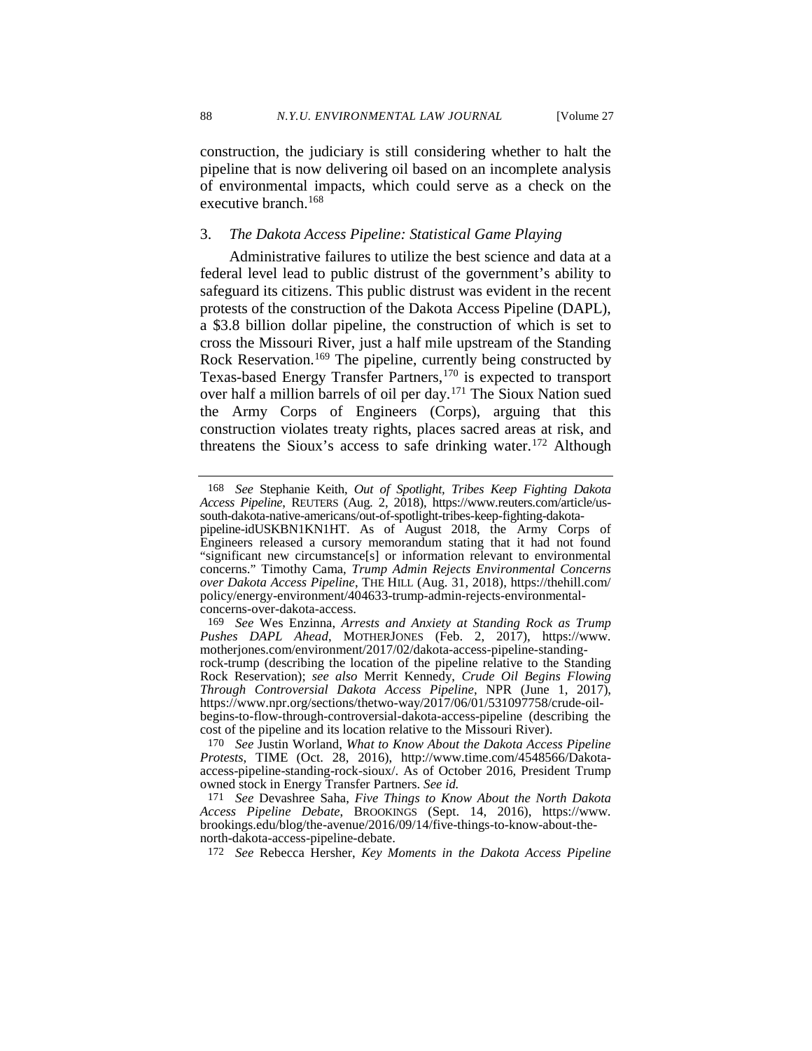construction, the judiciary is still considering whether to halt the pipeline that is now delivering oil based on an incomplete analysis of environmental impacts, which could serve as a check on the executive branch.[168]

### 3. *The Dakota Access Pipeline: Statistical Game Playing*

Administrative failures to utilize the best science and data at a federal level lead to public distrust of the government's ability to safeguard its citizens. This public distrust was evident in the recent protests of the construction of the Dakota Access Pipeline (DAPL), a $3.8 billion dollar pipeline, the construction of which is set to cross the Missouri River, just a half mile upstream of the Standing Rock Reservation.[169] The pipeline, currently being constructed by Texas-based Energy Transfer Partners,[170] is expected to transport over half a million barrels of oil per day.[171] The Sioux Nation sued the Army Corps of Engineers (Corps), arguing that this construction violates treaty rights, places sacred areas at risk, and threatens the Sioux's access to safe drinking water.[172] Although

---

168 *See* Stephanie Keith, *Out of Spotlight, Tribes Keep Fighting Dakota Access Pipeline*, REUTERS (Aug. 2, 2018), https://www.reuters.com/article/us-south-dakota-native-americans/out-of-spotlight-tribes-keep-fighting-dakota-pipeline-idUSKBN1KN1HT. As of August 2018, the Army Corps of Engineers released a cursory memorandum stating that it had not found "significant new circumstance[s] or information relevant to environmental concerns." Timothy Cama, *Trump Admin Rejects Environmental Concerns over Dakota Access Pipeline*, THE HILL (Aug. 31, 2018), https://thehill.com/policy/energy-environment/404633-trump-admin-rejects-environmental-concerns-over-dakota-access.

169 *See* Wes Enzinna, *Arrests and Anxiety at Standing Rock as Trump Pushes DAPL Ahead*, MOTHERJONES (Feb. 2, 2017), https://www.motherjones.com/environment/2017/02/dakota-access-pipeline-standing-rock-trump (describing the location of the pipeline relative to the Standing Rock Reservation); *see also* Merrit Kennedy, *Crude Oil Begins Flowing Through Controversial Dakota Access Pipeline*, NPR (June 1, 2017), https://www.npr.org/sections/thetwo-way/2017/06/01/531097758/crude-oil-begins-to-flow-through-controversial-dakota-access-pipeline (describing the cost of the pipeline and its location relative to the Missouri River).

170 *See* Justin Worland, *What to Know About the Dakota Access Pipeline Protests*, TIME (Oct. 28, 2016), http://www.time.com/4548566/Dakota-access-pipeline-standing-rock-sioux/. As of October 2016, President Trump owned stock in Energy Transfer Partners. *See id.*

171 *See* Devashree Saha, *Five Things to Know About the North Dakota Access Pipeline Debate*, BROOKINGS (Sept. 14, 2016), https://www.brookings.edu/blog/the-avenue/2016/09/14/five-things-to-know-about-the-north-dakota-access-pipeline-debate.

172 *See* Rebecca Hersher, *Key Moments in the Dakota Access Pipeline*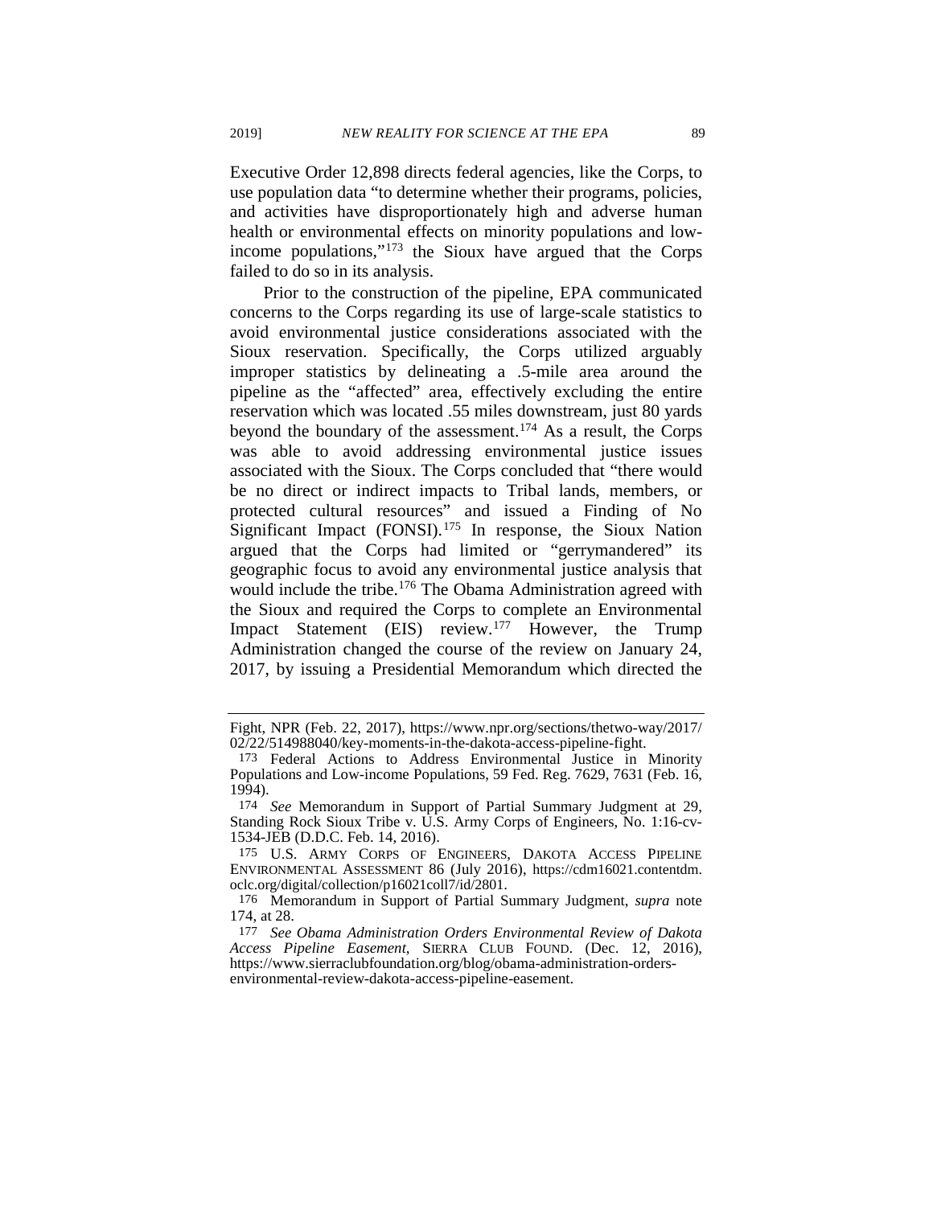Executive Order 12,898 directs federal agencies, like the Corps, to use population data "to determine whether their programs, policies, and activities have disproportionately high and adverse human health or environmental effects on minority populations and low-income populations,"[173] the Sioux have argued that the Corps failed to do so in its analysis.

Prior to the construction of the pipeline, EPA communicated concerns to the Corps regarding its use of large-scale statistics to avoid environmental justice considerations associated with the Sioux reservation. Specifically, the Corps utilized arguably improper statistics by delineating a .5-mile area around the pipeline as the "affected" area, effectively excluding the entire reservation which was located .55 miles downstream, just 80 yards beyond the boundary of the assessment.[174] As a result, the Corps was able to avoid addressing environmental justice issues associated with the Sioux. The Corps concluded that "there would be no direct or indirect impacts to Tribal lands, members, or protected cultural resources" and issued a Finding of No Significant Impact (FONSI).[175] In response, the Sioux Nation argued that the Corps had limited or "gerrymandered" its geographic focus to avoid any environmental justice analysis that would include the tribe.[176] The Obama Administration agreed with the Sioux and required the Corps to complete an Environmental Impact Statement (EIS) review.[177] However, the Trump Administration changed the course of the review on January 24, 2017, by issuing a Presidential Memorandum which directed the

---

Fight, NPR (Feb. 22, 2017), https://www.npr.org/sections/thetwo-way/2017/02/22/514988040/key-moments-in-the-dakota-access-pipeline-fight.

173 Federal Actions to Address Environmental Justice in Minority Populations and Low-income Populations, 59 Fed. Reg. 7629, 7631 (Feb. 16, 1994).

174 *See* Memorandum in Support of Partial Summary Judgment at 29, Standing Rock Sioux Tribe v. U.S. Army Corps of Engineers, No. 1:16-cv-1534-JEB (D.D.C. Feb. 14, 2016).

175 U.S. ARMY CORPS OF ENGINEERS, DAKOTA ACCESS PIPELINE ENVIRONMENTAL ASSESSMENT 86 (July 2016), https://cdm16021.contentdm.oclc.org/digital/collection/p16021coll7/id/2801.

176 Memorandum in Support of Partial Summary Judgment, *supra* note 174, at 28.

177 *See Obama Administration Orders Environmental Review of Dakota Access Pipeline Easement*, SIERRA CLUB FOUND. (Dec. 12, 2016), https://www.sierraclubfoundation.org/blog/obama-administration-orders-environmental-review-dakota-access-pipeline-easement.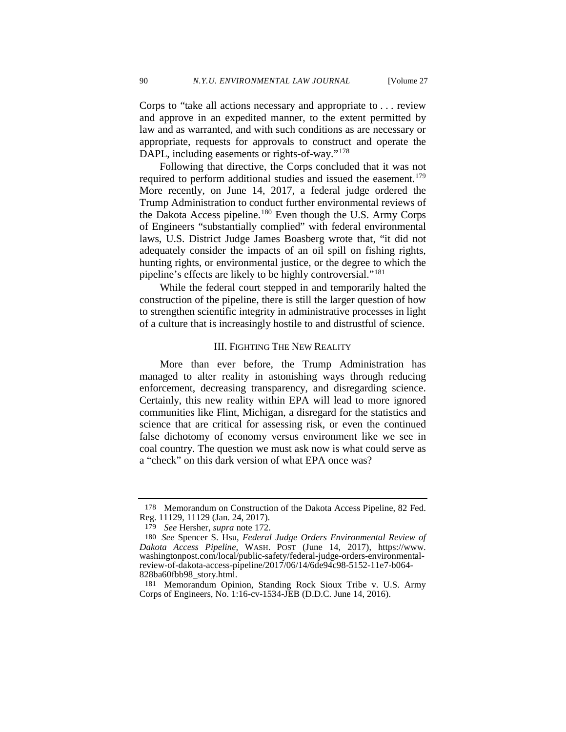Corps to "take all actions necessary and appropriate to . . . review and approve in an expedited manner, to the extent permitted by law and as warranted, and with such conditions as are necessary or appropriate, requests for approvals to construct and operate the DAPL, including easements or rights-of-way."[178]

Following that directive, the Corps concluded that it was not required to perform additional studies and issued the easement.[179] More recently, on June 14, 2017, a federal judge ordered the Trump Administration to conduct further environmental reviews of the Dakota Access pipeline.[180] Even though the U.S. Army Corps of Engineers "substantially complied" with federal environmental laws, U.S. District Judge James Boasberg wrote that, "it did not adequately consider the impacts of an oil spill on fishing rights, hunting rights, or environmental justice, or the degree to which the pipeline's effects are likely to be highly controversial."[181]

While the federal court stepped in and temporarily halted the construction of the pipeline, there is still the larger question of how to strengthen scientific integrity in administrative processes in light of a culture that is increasingly hostile to and distrustful of science.

## III. Fighting The New Reality

More than ever before, the Trump Administration has managed to alter reality in astonishing ways through reducing enforcement, decreasing transparency, and disregarding science. Certainly, this new reality within EPA will lead to more ignored communities like Flint, Michigan, a disregard for the statistics and science that are critical for assessing risk, or even the continued false dichotomy of economy versus environment like we see in coal country. The question we must ask now is what could serve as a "check" on this dark version of what EPA once was?

---

178 Memorandum on Construction of the Dakota Access Pipeline, 82 Fed. Reg. 11129, 11129 (Jan. 24, 2017).

179 *See* Hersher, *supra* note 172.

180 *See* Spencer S. Hsu, *Federal Judge Orders Environmental Review of Dakota Access Pipeline*, WASH. POST (June 14, 2017), https://www.washingtonpost.com/local/public-safety/federal-judge-orders-environmental-review-of-dakota-access-pipeline/2017/06/14/6de94c98-5152-11e7-b064-828ba60fbb98_story.html.

181 Memorandum Opinion, Standing Rock Sioux Tribe v. U.S. Army Corps of Engineers, No. 1:16-cv-1534-JEB (D.D.C. June 14, 2016).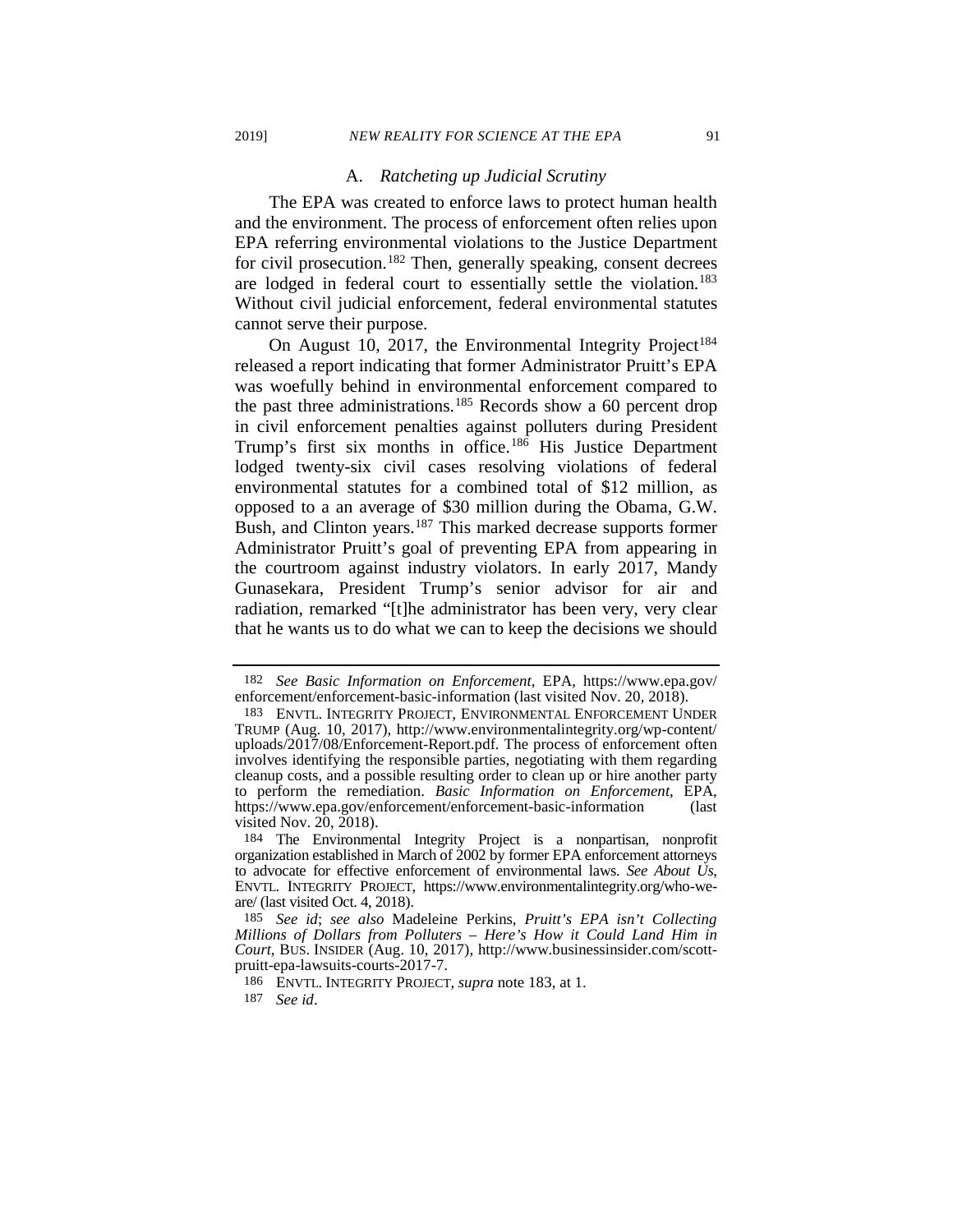### A. *Ratcheting up Judicial Scrutiny*

The EPA was created to enforce laws to protect human health and the environment. The process of enforcement often relies upon EPA referring environmental violations to the Justice Department for civil prosecution.[182] Then, generally speaking, consent decrees are lodged in federal court to essentially settle the violation.[183] Without civil judicial enforcement, federal environmental statutes cannot serve their purpose.

On August 10, 2017, the Environmental Integrity Project[184] released a report indicating that former Administrator Pruitt's EPA was woefully behind in environmental enforcement compared to the past three administrations.[185] Records show a 60 percent drop in civil enforcement penalties against polluters during President Trump's first six months in office.[186] His Justice Department lodged twenty-six civil cases resolving violations of federal environmental statutes for a combined total of $12 million, as opposed to a an average of $30 million during the Obama, G.W. Bush, and Clinton years.[187] This marked decrease supports former Administrator Pruitt's goal of preventing EPA from appearing in the courtroom against industry violators. In early 2017, Mandy Gunasekara, President Trump's senior advisor for air and radiation, remarked "[t]he administrator has been very, very clear that he wants us to do what we can to keep the decisions we should

---

182 *See Basic Information on Enforcement*, EPA, https://www.epa.gov/enforcement/enforcement-basic-information (last visited Nov. 20, 2018).

183 ENVTL. INTEGRITY PROJECT, ENVIRONMENTAL ENFORCEMENT UNDER TRUMP (Aug. 10, 2017), http://www.environmentalintegrity.org/wp-content/uploads/2017/08/Enforcement-Report.pdf. The process of enforcement often involves identifying the responsible parties, negotiating with them regarding cleanup costs, and a possible resulting order to clean up or hire another party to perform the remediation. *Basic Information on Enforcement*, EPA, https://www.epa.gov/enforcement/enforcement-basic-information (last visited Nov. 20, 2018).

184 The Environmental Integrity Project is a nonpartisan, nonprofit organization established in March of 2002 by former EPA enforcement attorneys to advocate for effective enforcement of environmental laws. *See About Us*, ENVTL. INTEGRITY PROJECT, https://www.environmentalintegrity.org/who-we-are/ (last visited Oct. 4, 2018).

185 *See id*; *see also* Madeleine Perkins, *Pruitt's EPA isn't Collecting Millions of Dollars from Polluters – Here's How it Could Land Him in Court*, BUS. INSIDER (Aug. 10, 2017), http://www.businessinsider.com/scott-pruitt-epa-lawsuits-courts-2017-7.

186 ENVTL. INTEGRITY PROJECT, *supra* note 183, at 1.

187 *See id*.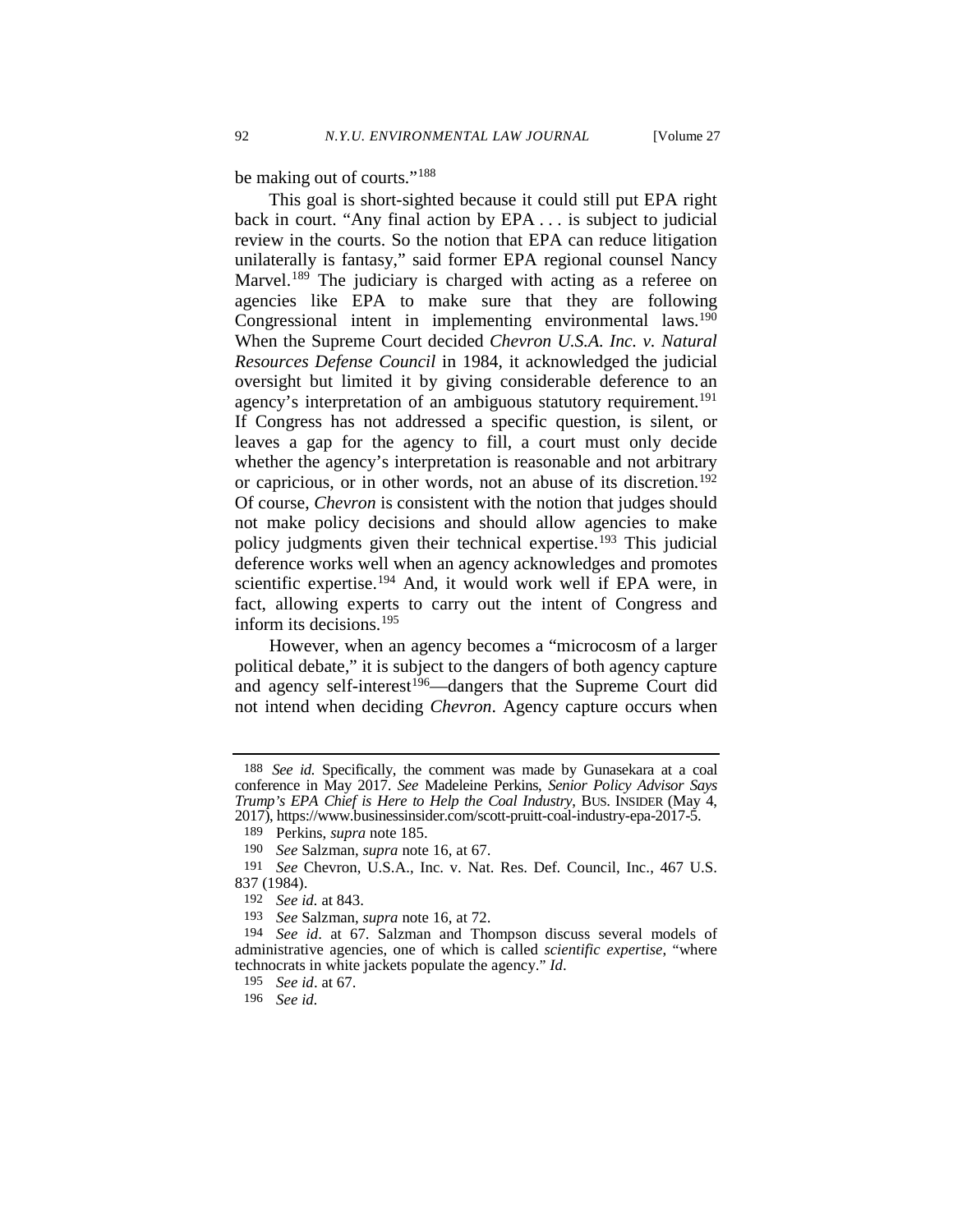be making out of courts."[188]

This goal is short-sighted because it could still put EPA right back in court. "Any final action by EPA . . . is subject to judicial review in the courts. So the notion that EPA can reduce litigation unilaterally is fantasy," said former EPA regional counsel Nancy Marvel.[189] The judiciary is charged with acting as a referee on agencies like EPA to make sure that they are following Congressional intent in implementing environmental laws.[190] When the Supreme Court decided *Chevron U.S.A. Inc. v. Natural Resources Defense Council* in 1984, it acknowledged the judicial oversight but limited it by giving considerable deference to an agency's interpretation of an ambiguous statutory requirement.[191] If Congress has not addressed a specific question, is silent, or leaves a gap for the agency to fill, a court must only decide whether the agency's interpretation is reasonable and not arbitrary or capricious, or in other words, not an abuse of its discretion.[192] Of course, *Chevron* is consistent with the notion that judges should not make policy decisions and should allow agencies to make policy judgments given their technical expertise.[193] This judicial deference works well when an agency acknowledges and promotes scientific expertise.[194] And, it would work well if EPA were, in fact, allowing experts to carry out the intent of Congress and inform its decisions.[195]

However, when an agency becomes a "microcosm of a larger political debate," it is subject to the dangers of both agency capture and agency self-interest[196]—dangers that the Supreme Court did not intend when deciding *Chevron*. Agency capture occurs when

---

188 *See id.* Specifically, the comment was made by Gunasekara at a coal conference in May 2017. *See* Madeleine Perkins, *Senior Policy Advisor Says Trump's EPA Chief is Here to Help the Coal Industry*, BUS. INSIDER (May 4, 2017), https://www.businessinsider.com/scott-pruitt-coal-industry-epa-2017-5.

189 Perkins, *supra* note 185.

190 *See* Salzman, *supra* note 16, at 67.

191 *See* Chevron, U.S.A., Inc. v. Nat. Res. Def. Council, Inc., 467 U.S. 837 (1984).

192 *See id.* at 843.

193 *See* Salzman, *supra* note 16, at 72.

194 *See id*. at 67. Salzman and Thompson discuss several models of administrative agencies, one of which is called *scientific expertise*, "where technocrats in white jackets populate the agency." *Id*.

195 *See id*. at 67.

196 *See id.*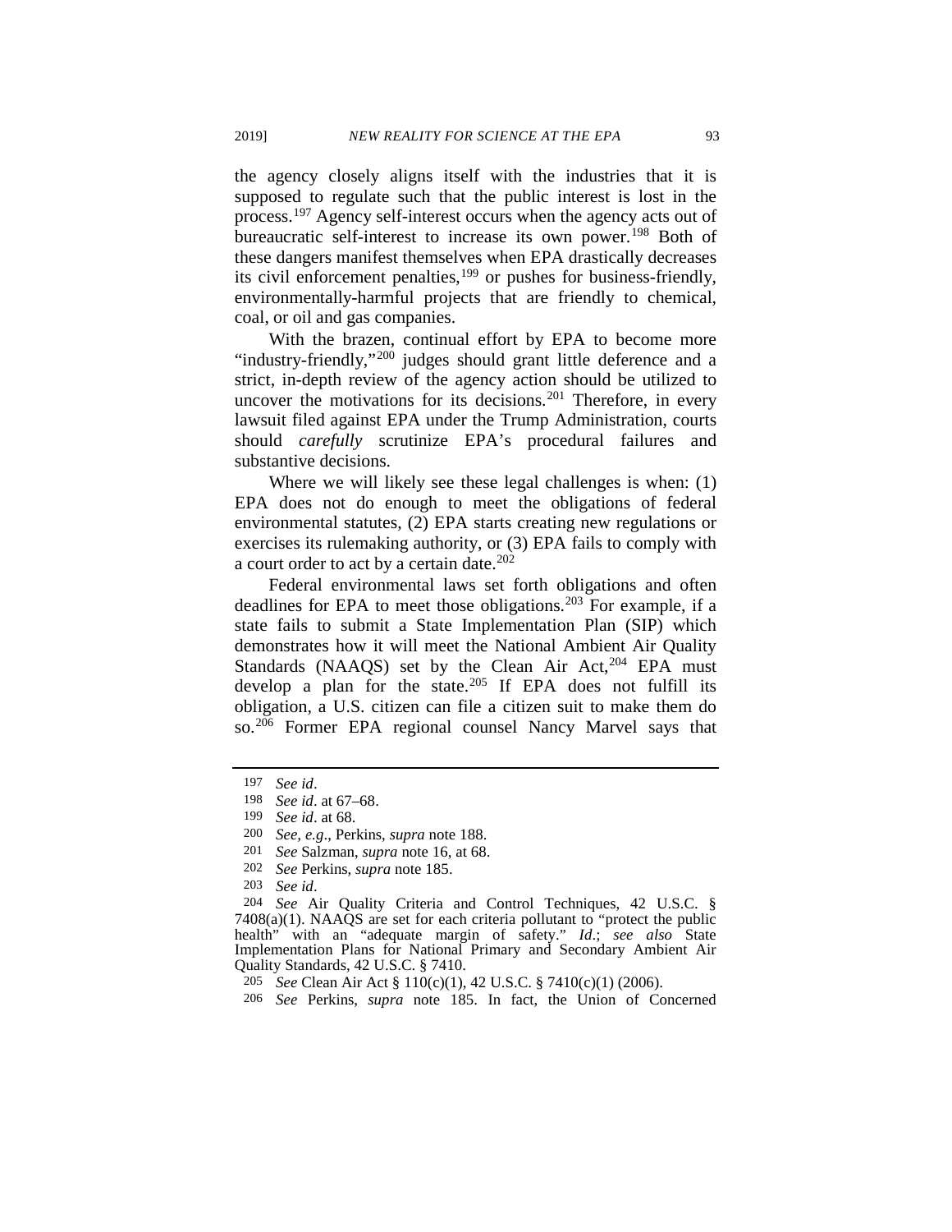the agency closely aligns itself with the industries that it is supposed to regulate such that the public interest is lost in the process.[197] Agency self-interest occurs when the agency acts out of bureaucratic self-interest to increase its own power.[198] Both of these dangers manifest themselves when EPA drastically decreases its civil enforcement penalties,[199] or pushes for business-friendly, environmentally-harmful projects that are friendly to chemical, coal, or oil and gas companies.

With the brazen, continual effort by EPA to become more "industry-friendly,"[200] judges should grant little deference and a strict, in-depth review of the agency action should be utilized to uncover the motivations for its decisions.[201] Therefore, in every lawsuit filed against EPA under the Trump Administration, courts should *carefully* scrutinize EPA's procedural failures and substantive decisions.

Where we will likely see these legal challenges is when: (1) EPA does not do enough to meet the obligations of federal environmental statutes, (2) EPA starts creating new regulations or exercises its rulemaking authority, or (3) EPA fails to comply with a court order to act by a certain date.[202]

Federal environmental laws set forth obligations and often deadlines for EPA to meet those obligations.[203] For example, if a state fails to submit a State Implementation Plan (SIP) which demonstrates how it will meet the National Ambient Air Quality Standards (NAAQS) set by the Clean Air Act,[204] EPA must develop a plan for the state.[205] If EPA does not fulfill its obligation, a U.S. citizen can file a citizen suit to make them do so.[206] Former EPA regional counsel Nancy Marvel says that

---

197 *See id*.

198 *See id*. at 67–68.

199 *See id*. at 68.

200 *See, e.g.*, Perkins, *supra* note 188.

201 *See* Salzman, *supra* note 16, at 68.

202 *See* Perkins, *supra* note 185.

203 *See id*.

204 *See* Air Quality Criteria and Control Techniques, 42 U.S.C. § 7408(a)(1). NAAQS are set for each criteria pollutant to "protect the public health" with an "adequate margin of safety." *Id*.; *see also* State Implementation Plans for National Primary and Secondary Ambient Air Quality Standards, 42 U.S.C. § 7410.

205 *See* Clean Air Act § 110(c)(1), 42 U.S.C. § 7410(c)(1) (2006).

206 *See* Perkins, *supra* note 185. In fact, the Union of Concerned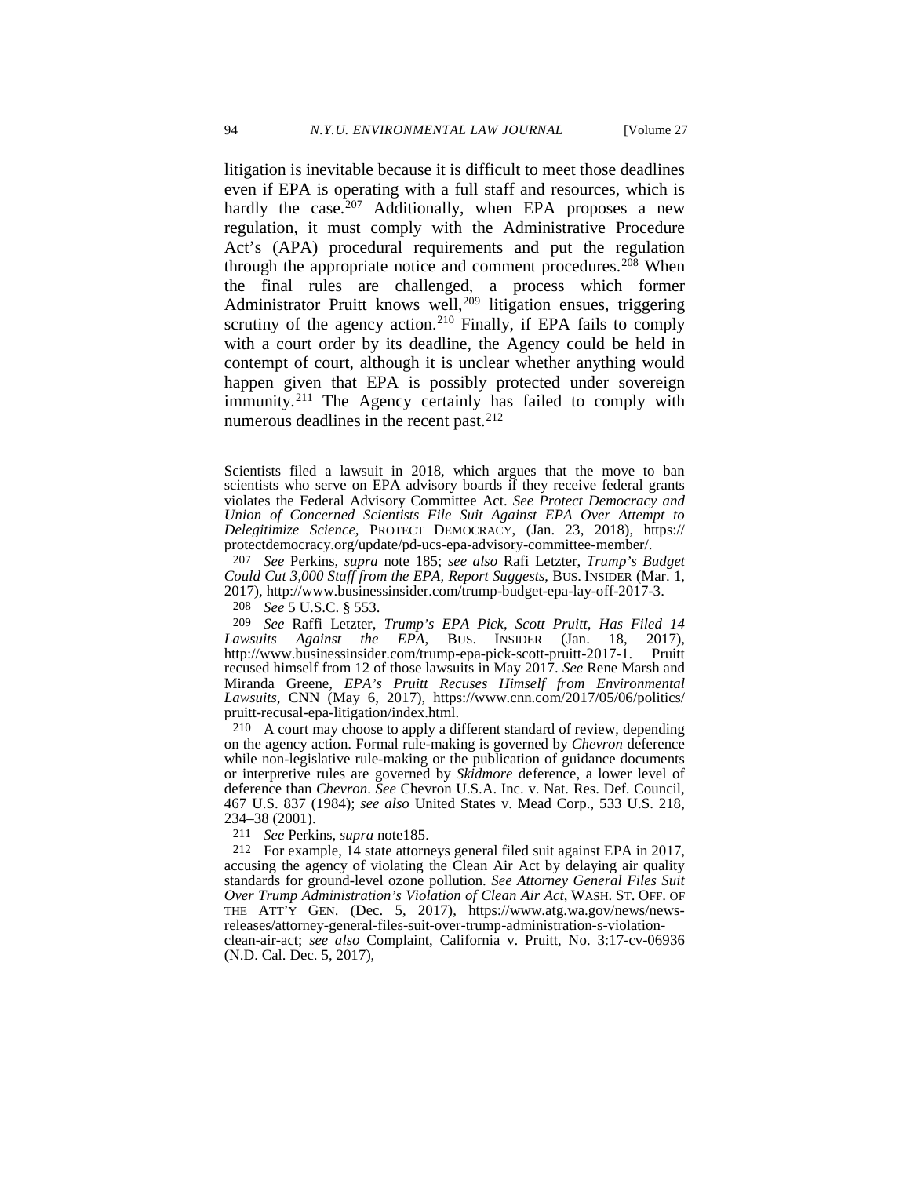litigation is inevitable because it is difficult to meet those deadlines even if EPA is operating with a full staff and resources, which is hardly the case.[207] Additionally, when EPA proposes a new regulation, it must comply with the Administrative Procedure Act's (APA) procedural requirements and put the regulation through the appropriate notice and comment procedures.[208] When the final rules are challenged, a process which former Administrator Pruitt knows well,[209] litigation ensues, triggering scrutiny of the agency action.[210] Finally, if EPA fails to comply with a court order by its deadline, the Agency could be held in contempt of court, although it is unclear whether anything would happen given that EPA is possibly protected under sovereign immunity.[211] The Agency certainly has failed to comply with numerous deadlines in the recent past.[212]

---

Scientists filed a lawsuit in 2018, which argues that the move to ban scientists who serve on EPA advisory boards if they receive federal grants violates the Federal Advisory Committee Act. *See Protect Democracy and Union of Concerned Scientists File Suit Against EPA Over Attempt to Delegitimize Science*, PROTECT DEMOCRACY, (Jan. 23, 2018), https://protectdemocracy.org/update/pd-ucs-epa-advisory-committee-member/.

207 *See* Perkins, *supra* note 185; *see also* Rafi Letzter, *Trump's Budget Could Cut 3,000 Staff from the EPA, Report Suggests*, BUS. INSIDER (Mar. 1, 2017), http://www.businessinsider.com/trump-budget-epa-lay-off-2017-3.

208 *See* 5 U.S.C. § 553.

209 *See* Raffi Letzter, *Trump's EPA Pick, Scott Pruitt, Has Filed 14 Lawsuits Against the EPA*, BUS. INSIDER (Jan. 18, 2017), http://www.businessinsider.com/trump-epa-pick-scott-pruitt-2017-1. Pruitt recused himself from 12 of those lawsuits in May 2017. *See* Rene Marsh and Miranda Greene, *EPA's Pruitt Recuses Himself from Environmental Lawsuits*, CNN (May 6, 2017), https://www.cnn.com/2017/05/06/politics/pruitt-recusal-epa-litigation/index.html.

210 A court may choose to apply a different standard of review, depending on the agency action. Formal rule-making is governed by *Chevron* deference while non-legislative rule-making or the publication of guidance documents or interpretive rules are governed by *Skidmore* deference, a lower level of deference than *Chevron*. *See* Chevron U.S.A. Inc. v. Nat. Res. Def. Council, 467 U.S. 837 (1984); *see also* United States v. Mead Corp., 533 U.S. 218, 234–38 (2001).

211 *See* Perkins, *supra* note185.

212 For example, 14 state attorneys general filed suit against EPA in 2017, accusing the agency of violating the Clean Air Act by delaying air quality standards for ground-level ozone pollution. *See Attorney General Files Suit Over Trump Administration's Violation of Clean Air Act*, WASH. ST. OFF. OF THE ATT'Y GEN. (Dec. 5, 2017), https://www.atg.wa.gov/news/news-releases/attorney-general-files-suit-over-trump-administration-s-violation-clean-air-act; *see also* Complaint, California v. Pruitt, No. 3:17-cv-06936 (N.D. Cal. Dec. 5, 2017),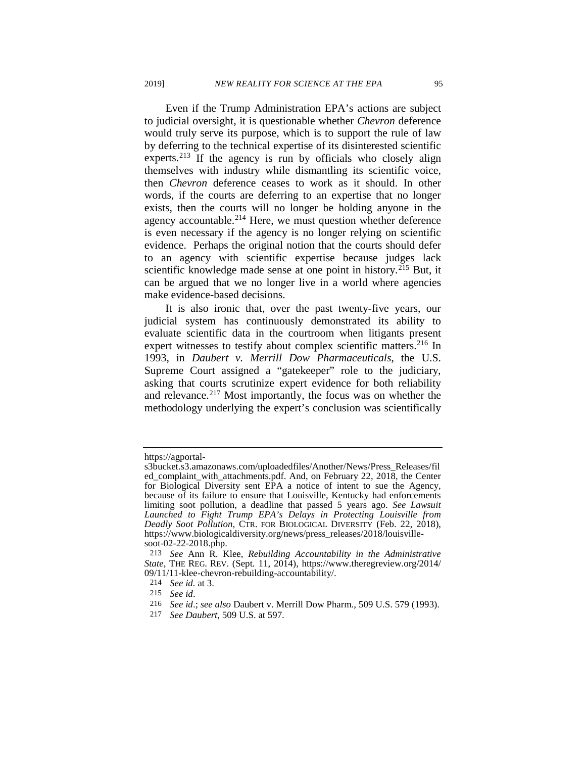Even if the Trump Administration EPA's actions are subject to judicial oversight, it is questionable whether *Chevron* deference would truly serve its purpose, which is to support the rule of law by deferring to the technical expertise of its disinterested scientific experts.[213] If the agency is run by officials who closely align themselves with industry while dismantling its scientific voice, then *Chevron* deference ceases to work as it should. In other words, if the courts are deferring to an expertise that no longer exists, then the courts will no longer be holding anyone in the agency accountable.[214] Here, we must question whether deference is even necessary if the agency is no longer relying on scientific evidence. Perhaps the original notion that the courts should defer to an agency with scientific expertise because judges lack scientific knowledge made sense at one point in history.[215] But, it can be argued that we no longer live in a world where agencies make evidence-based decisions.

It is also ironic that, over the past twenty-five years, our judicial system has continuously demonstrated its ability to evaluate scientific data in the courtroom when litigants present expert witnesses to testify about complex scientific matters.[216] In 1993, in *Daubert v. Merrill Dow Pharmaceuticals*, the U.S. Supreme Court assigned a "gatekeeper" role to the judiciary, asking that courts scrutinize expert evidence for both reliability and relevance.[217] Most importantly, the focus was on whether the methodology underlying the expert's conclusion was scientifically

---

https://agportal-s3bucket.s3.amazonaws.com/uploadedfiles/Another/News/Press_Releases/filed_complaint_with_attachments.pdf. And, on February 22, 2018, the Center for Biological Diversity sent EPA a notice of intent to sue the Agency, because of its failure to ensure that Louisville, Kentucky had enforcements limiting soot pollution, a deadline that passed 5 years ago. *See Lawsuit Launched to Fight Trump EPA's Delays in Protecting Louisville from Deadly Soot Pollution*, CTR. FOR BIOLOGICAL DIVERSITY (Feb. 22, 2018), https://www.biologicaldiversity.org/news/press_releases/2018/louisville-soot-02-22-2018.php.

213 *See* Ann R. Klee, *Rebuilding Accountability in the Administrative State*, THE REG. REV. (Sept. 11, 2014), https://www.theregreview.org/2014/09/11/11-klee-chevron-rebuilding-accountability/.

214 *See id.* at 3.

215 *See id*.

216 *See id*.; *see also* Daubert v. Merrill Dow Pharm., 509 U.S. 579 (1993).

217 *See Daubert*, 509 U.S. at 597.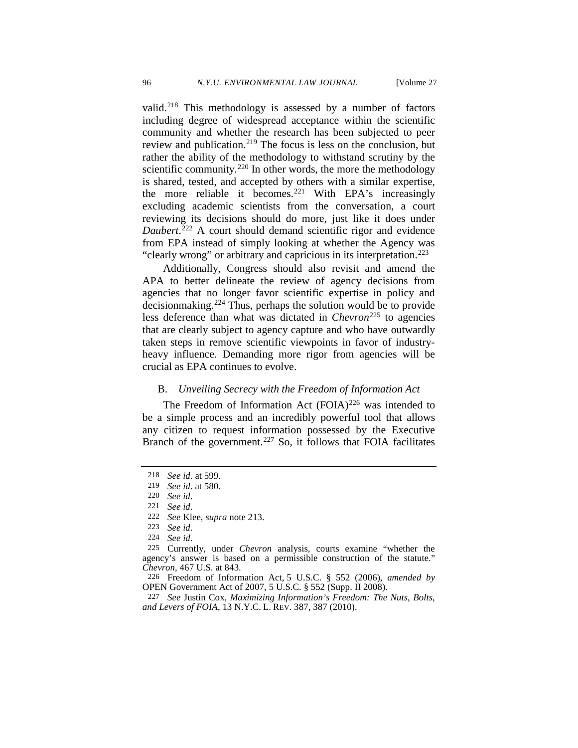valid.[218] This methodology is assessed by a number of factors including degree of widespread acceptance within the scientific community and whether the research has been subjected to peer review and publication.[219] The focus is less on the conclusion, but rather the ability of the methodology to withstand scrutiny by the scientific community.[220] In other words, the more the methodology is shared, tested, and accepted by others with a similar expertise, the more reliable it becomes.[221] With EPA's increasingly excluding academic scientists from the conversation, a court reviewing its decisions should do more, just like it does under *Daubert*.[222] A court should demand scientific rigor and evidence from EPA instead of simply looking at whether the Agency was "clearly wrong" or arbitrary and capricious in its interpretation.[223]

Additionally, Congress should also revisit and amend the APA to better delineate the review of agency decisions from agencies that no longer favor scientific expertise in policy and decisionmaking.[224] Thus, perhaps the solution would be to provide less deference than what was dictated in *Chevron*[225] to agencies that are clearly subject to agency capture and who have outwardly taken steps in remove scientific viewpoints in favor of industry-heavy influence. Demanding more rigor from agencies will be crucial as EPA continues to evolve.

### B. *Unveiling Secrecy with the Freedom of Information Act*

The Freedom of Information Act (FOIA)[226] was intended to be a simple process and an incredibly powerful tool that allows any citizen to request information possessed by the Executive Branch of the government.[227] So, it follows that FOIA facilitates

---

218 *See id*. at 599.

219 *See id*. at 580.

220 *See id*.

221 *See id*.

222 *See* Klee, *supra* note 213.

223 *See id*.

224 *See id*.

225 Currently, under *Chevron* analysis, courts examine "whether the agency's answer is based on a permissible construction of the statute." *Chevron*, 467 U.S. at 843.

226 Freedom of Information Act, 5 U.S.C. § 552 (2006), *amended by* OPEN Government Act of 2007, 5 U.S.C. § 552 (Supp. II 2008).

227 *See* Justin Cox, *Maximizing Information's Freedom: The Nuts, Bolts, and Levers of FOIA*, 13 N.Y.C. L. REV. 387, 387 (2010).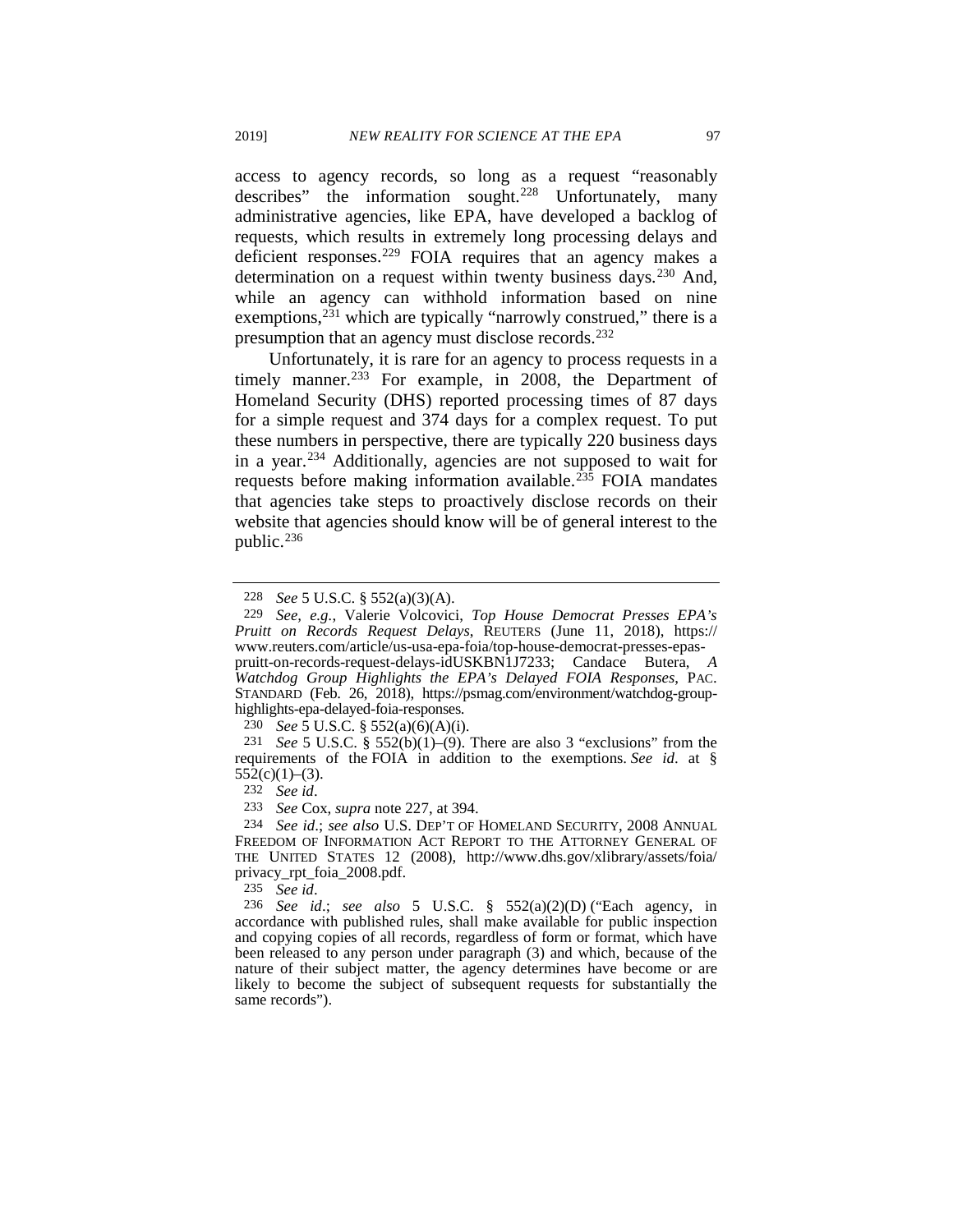access to agency records, so long as a request "reasonably describes" the information sought.[228] Unfortunately, many administrative agencies, like EPA, have developed a backlog of requests, which results in extremely long processing delays and deficient responses.[229] FOIA requires that an agency makes a determination on a request within twenty business days.[230] And, while an agency can withhold information based on nine exemptions,[231] which are typically "narrowly construed," there is a presumption that an agency must disclose records.[232]

Unfortunately, it is rare for an agency to process requests in a timely manner.[233] For example, in 2008, the Department of Homeland Security (DHS) reported processing times of 87 days for a simple request and 374 days for a complex request. To put these numbers in perspective, there are typically 220 business days in a year.[234] Additionally, agencies are not supposed to wait for requests before making information available.[235] FOIA mandates that agencies take steps to proactively disclose records on their website that agencies should know will be of general interest to the public.[236]

---

228 *See* 5 U.S.C. § 552(a)(3)(A).

229 *See, e.g.*, Valerie Volcovici, *Top House Democrat Presses EPA's Pruitt on Records Request Delays*, REUTERS (June 11, 2018), https://www.reuters.com/article/us-usa-epa-foia/top-house-democrat-presses-epas-pruitt-on-records-request-delays-idUSKBN1J7233; Candace Butera, *A Watchdog Group Highlights the EPA's Delayed FOIA Responses*, PAC. STANDARD (Feb. 26, 2018), https://psmag.com/environment/watchdog-group-highlights-epa-delayed-foia-responses.

230 *See* 5 U.S.C. § 552(a)(6)(A)(i).

231 *See* 5 U.S.C. § 552(b)(1)–(9). There are also 3 "exclusions" from the requirements of the FOIA in addition to the exemptions. *See id*. at § 552(c)(1)–(3).

232 *See id*.

233 *See* Cox, *supra* note 227, at 394.

234 *See id*.; *see also* U.S. DEP'T OF HOMELAND SECURITY, 2008 ANNUAL FREEDOM OF INFORMATION ACT REPORT TO THE ATTORNEY GENERAL OF THE UNITED STATES 12 (2008), http://www.dhs.gov/xlibrary/assets/foia/privacy_rpt_foia_2008.pdf.

235 *See id*.

236 *See id*.; *see also* 5 U.S.C. § 552(a)(2)(D) ("Each agency, in accordance with published rules, shall make available for public inspection and copying copies of all records, regardless of form or format, which have been released to any person under paragraph (3) and which, because of the nature of their subject matter, the agency determines have become or are likely to become the subject of subsequent requests for substantially the same records").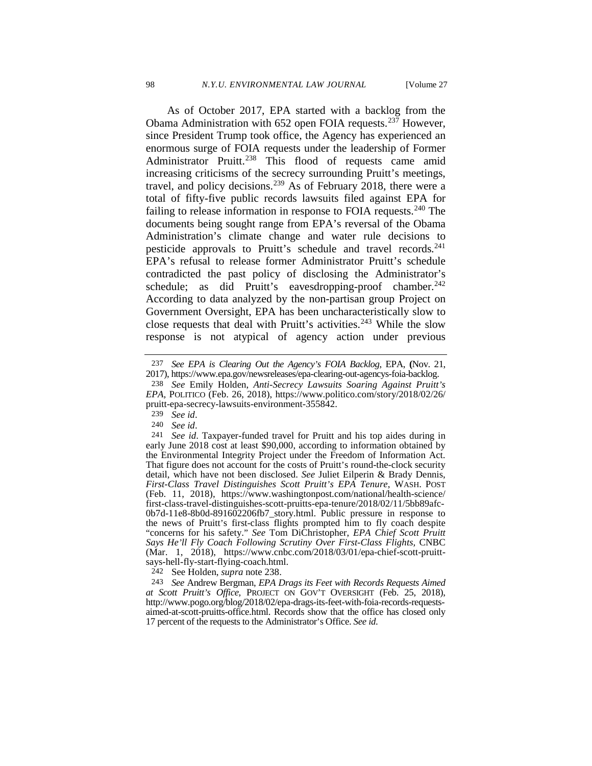As of October 2017, EPA started with a backlog from the Obama Administration with 652 open FOIA requests.[237] However, since President Trump took office, the Agency has experienced an enormous surge of FOIA requests under the leadership of Former Administrator Pruitt.[238] This flood of requests came amid increasing criticisms of the secrecy surrounding Pruitt's meetings, travel, and policy decisions.[239] As of February 2018, there were a total of fifty-five public records lawsuits filed against EPA for failing to release information in response to FOIA requests.[240] The documents being sought range from EPA's reversal of the Obama Administration's climate change and water rule decisions to pesticide approvals to Pruitt's schedule and travel records.[241] EPA's refusal to release former Administrator Pruitt's schedule contradicted the past policy of disclosing the Administrator's schedule; as did Pruitt's eavesdropping-proof chamber.[242] According to data analyzed by the non-partisan group Project on Government Oversight, EPA has been uncharacteristically slow to close requests that deal with Pruitt's activities.[243] While the slow response is not atypical of agency action under previous

---

237 *See EPA is Clearing Out the Agency's FOIA Backlog*, EPA, (Nov. 21, 2017), https://www.epa.gov/newsreleases/epa-clearing-out-agencys-foia-backlog.

238 *See* Emily Holden, *Anti-Secrecy Lawsuits Soaring Against Pruitt's EPA*, POLITICO (Feb. 26, 2018), https://www.politico.com/story/2018/02/26/pruitt-epa-secrecy-lawsuits-environment-355842.

239 *See id*.

240 *See id*.

241 *See id*. Taxpayer-funded travel for Pruitt and his top aides during in early June 2018 cost at least $90,000, according to information obtained by the Environmental Integrity Project under the Freedom of Information Act. That figure does not account for the costs of Pruitt's round-the-clock security detail, which have not been disclosed. *See* Juliet Eilperin & Brady Dennis, *First-Class Travel Distinguishes Scott Pruitt's EPA Tenure*, WASH. POST (Feb. 11, 2018), https://www.washingtonpost.com/national/health-science/first-class-travel-distinguishes-scott-pruitts-epa-tenure/2018/02/11/5bb89afc-0b7d-11e8-8b0d-891602206fb7_story.html. Public pressure in response to the news of Pruitt's first-class flights prompted him to fly coach despite "concerns for his safety." *See* Tom DiChristopher, *EPA Chief Scott Pruitt Says He'll Fly Coach Following Scrutiny Over First-Class Flights*, CNBC (Mar. 1, 2018), https://www.cnbc.com/2018/03/01/epa-chief-scott-pruitt-says-hell-fly-start-flying-coach.html.

242 See Holden, *supra* note 238.

243 *See* Andrew Bergman, *EPA Drags its Feet with Records Requests Aimed at Scott Pruitt's Office*, PROJECT ON GOV'T OVERSIGHT (Feb. 25, 2018), http://www.pogo.org/blog/2018/02/epa-drags-its-feet-with-foia-records-requests-aimed-at-scott-pruitts-office.html. Records show that the office has closed only 17 percent of the requests to the Administrator's Office. *See id.*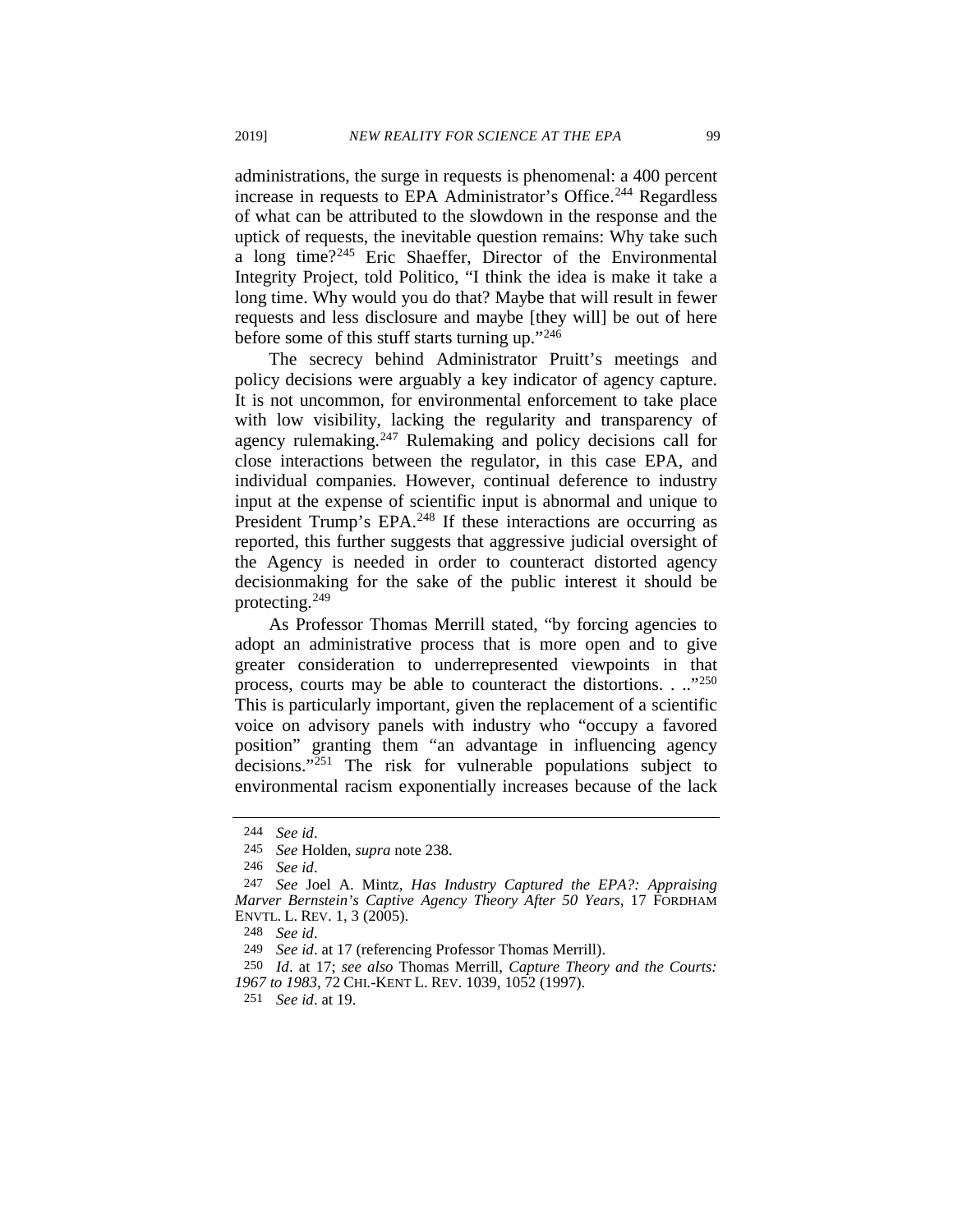administrations, the surge in requests is phenomenal: a 400 percent increase in requests to EPA Administrator's Office.[244] Regardless of what can be attributed to the slowdown in the response and the uptick of requests, the inevitable question remains: Why take such a long time?[245] Eric Shaeffer, Director of the Environmental Integrity Project, told Politico, "I think the idea is make it take a long time. Why would you do that? Maybe that will result in fewer requests and less disclosure and maybe [they will] be out of here before some of this stuff starts turning up."[246]

The secrecy behind Administrator Pruitt's meetings and policy decisions were arguably a key indicator of agency capture. It is not uncommon, for environmental enforcement to take place with low visibility, lacking the regularity and transparency of agency rulemaking.[247] Rulemaking and policy decisions call for close interactions between the regulator, in this case EPA, and individual companies. However, continual deference to industry input at the expense of scientific input is abnormal and unique to President Trump's EPA.[248] If these interactions are occurring as reported, this further suggests that aggressive judicial oversight of the Agency is needed in order to counteract distorted agency decisionmaking for the sake of the public interest it should be protecting.[249]

As Professor Thomas Merrill stated, "by forcing agencies to adopt an administrative process that is more open and to give greater consideration to underrepresented viewpoints in that process, courts may be able to counteract the distortions. . .."[250] This is particularly important, given the replacement of a scientific voice on advisory panels with industry who "occupy a favored position" granting them "an advantage in influencing agency decisions."[251] The risk for vulnerable populations subject to environmental racism exponentially increases because of the lack

---

244 *See id*.

245 *See* Holden, *supra* note 238.

246 *See id*.

247 *See* Joel A. Mintz, *Has Industry Captured the EPA?: Appraising Marver Bernstein's Captive Agency Theory After 50 Years*, 17 FORDHAM ENVTL. L. REV. 1, 3 (2005).

248 *See id*.

249 *See id*. at 17 (referencing Professor Thomas Merrill).

250 *Id*. at 17; *see also* Thomas Merrill, *Capture Theory and the Courts: 1967 to 1983*, 72 CHI.-KENT L. REV. 1039, 1052 (1997).

251 *See id*. at 19.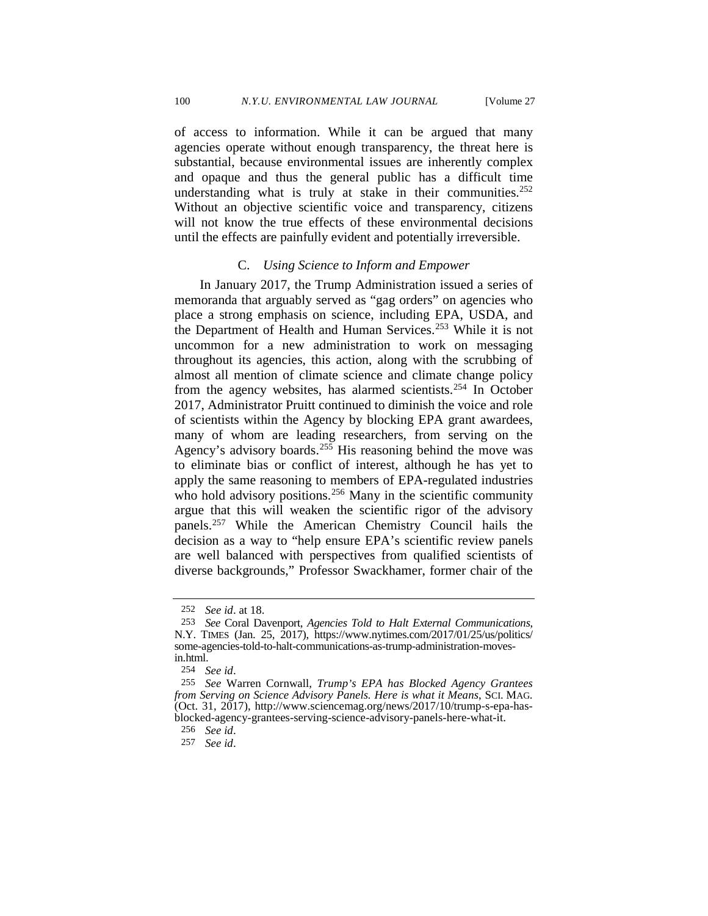of access to information. While it can be argued that many agencies operate without enough transparency, the threat here is substantial, because environmental issues are inherently complex and opaque and thus the general public has a difficult time understanding what is truly at stake in their communities.[252] Without an objective scientific voice and transparency, citizens will not know the true effects of these environmental decisions until the effects are painfully evident and potentially irreversible.

### C. *Using Science to Inform and Empower*

In January 2017, the Trump Administration issued a series of memoranda that arguably served as "gag orders" on agencies who place a strong emphasis on science, including EPA, USDA, and the Department of Health and Human Services.[253] While it is not uncommon for a new administration to work on messaging throughout its agencies, this action, along with the scrubbing of almost all mention of climate science and climate change policy from the agency websites, has alarmed scientists.[254] In October 2017, Administrator Pruitt continued to diminish the voice and role of scientists within the Agency by blocking EPA grant awardees, many of whom are leading researchers, from serving on the Agency's advisory boards.[255] His reasoning behind the move was to eliminate bias or conflict of interest, although he has yet to apply the same reasoning to members of EPA-regulated industries who hold advisory positions.[256] Many in the scientific community argue that this will weaken the scientific rigor of the advisory panels.[257] While the American Chemistry Council hails the decision as a way to "help ensure EPA's scientific review panels are well balanced with perspectives from qualified scientists of diverse backgrounds," Professor Swackhamer, former chair of the

---

252 *See id*. at 18.

253 *See* Coral Davenport, *Agencies Told to Halt External Communications*, N.Y. TIMES (Jan. 25, 2017), https://www.nytimes.com/2017/01/25/us/politics/some-agencies-told-to-halt-communications-as-trump-administration-moves-in.html.

254 *See id*.

255 *See* Warren Cornwall, *Trump's EPA has Blocked Agency Grantees from Serving on Science Advisory Panels. Here is what it Means*, SCI. MAG. (Oct. 31, 2017), http://www.sciencemag.org/news/2017/10/trump-s-epa-has-blocked-agency-grantees-serving-science-advisory-panels-here-what-it.

256 *See id*.

257 *See id*.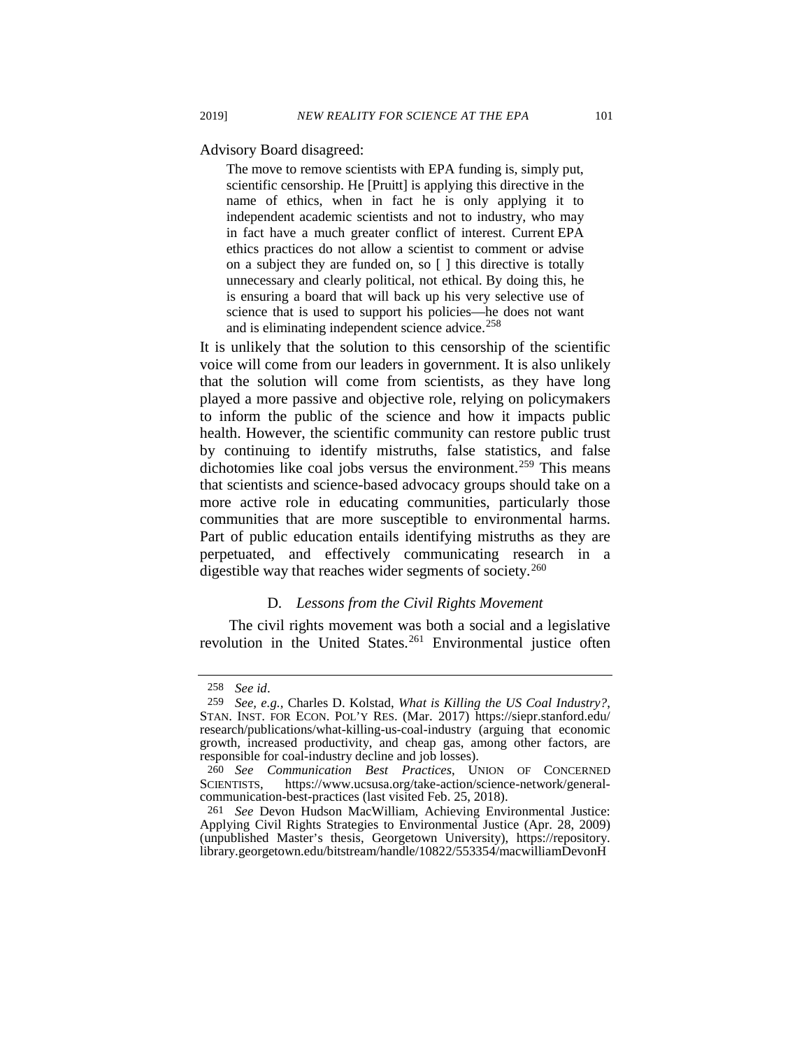Advisory Board disagreed:

> The move to remove scientists with EPA funding is, simply put, scientific censorship. He [Pruitt] is applying this directive in the name of ethics, when in fact he is only applying it to independent academic scientists and not to industry, who may in fact have a much greater conflict of interest. Current EPA ethics practices do not allow a scientist to comment or advise on a subject they are funded on, so [ ] this directive is totally unnecessary and clearly political, not ethical. By doing this, he is ensuring a board that will back up his very selective use of science that is used to support his policies—he does not want and is eliminating independent science advice.[258]

It is unlikely that the solution to this censorship of the scientific voice will come from our leaders in government. It is also unlikely that the solution will come from scientists, as they have long played a more passive and objective role, relying on policymakers to inform the public of the science and how it impacts public health. However, the scientific community can restore public trust by continuing to identify mistruths, false statistics, and false dichotomies like coal jobs versus the environment.[259] This means that scientists and science-based advocacy groups should take on a more active role in educating communities, particularly those communities that are more susceptible to environmental harms. Part of public education entails identifying mistruths as they are perpetuated, and effectively communicating research in a digestible way that reaches wider segments of society.[260]

### D. *Lessons from the Civil Rights Movement*

The civil rights movement was both a social and a legislative revolution in the United States.[261] Environmental justice often

---

258 *See id*.

259 *See, e.g.,* Charles D. Kolstad, *What is Killing the US Coal Industry?*, STAN. INST. FOR ECON. POL'Y RES. (Mar. 2017) https://siepr.stanford.edu/research/publications/what-killing-us-coal-industry (arguing that economic growth, increased productivity, and cheap gas, among other factors, are responsible for coal-industry decline and job losses).

260 *See Communication Best Practices*, UNION OF CONCERNED SCIENTISTS, https://www.ucsusa.org/take-action/science-network/general-communication-best-practices (last visited Feb. 25, 2018).

261 *See* Devon Hudson MacWilliam, Achieving Environmental Justice: Applying Civil Rights Strategies to Environmental Justice (Apr. 28, 2009) (unpublished Master's thesis, Georgetown University), https://repository.library.georgetown.edu/bitstream/handle/10822/553354/macwilliamDevonH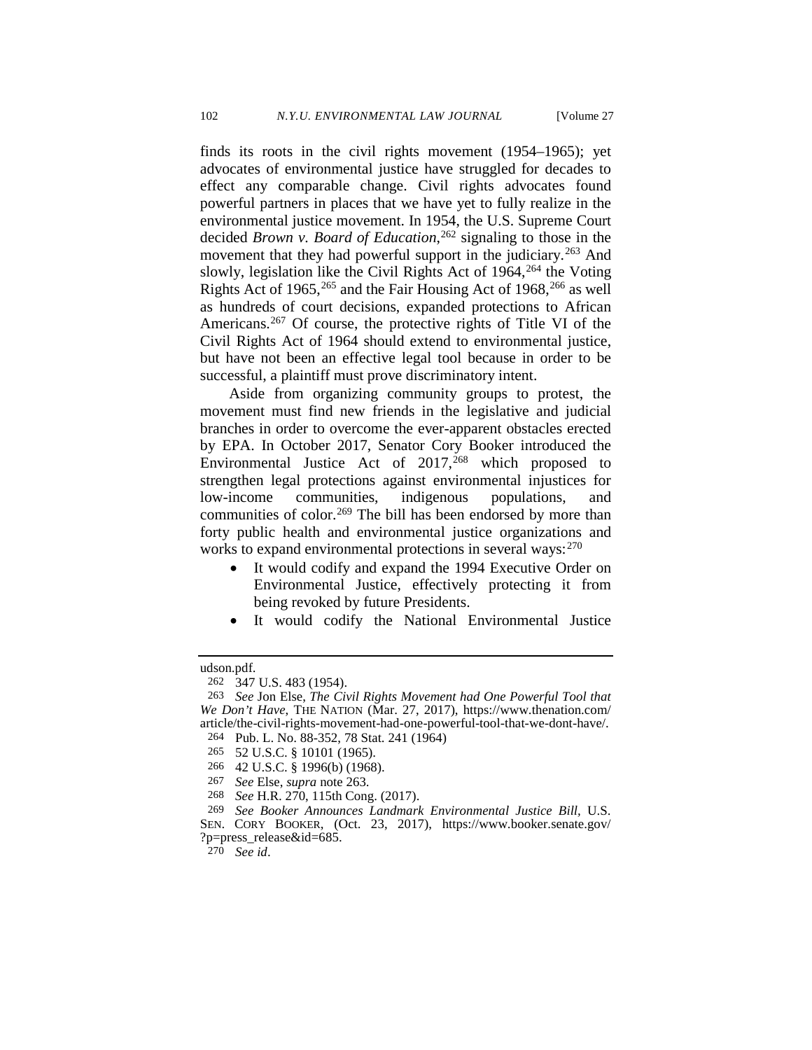finds its roots in the civil rights movement (1954–1965); yet advocates of environmental justice have struggled for decades to effect any comparable change. Civil rights advocates found powerful partners in places that we have yet to fully realize in the environmental justice movement. In 1954, the U.S. Supreme Court decided *Brown v. Board of Education*,[262] signaling to those in the movement that they had powerful support in the judiciary.[263] And slowly, legislation like the Civil Rights Act of 1964,[264] the Voting Rights Act of 1965,[265] and the Fair Housing Act of 1968,[266] as well as hundreds of court decisions, expanded protections to African Americans.[267] Of course, the protective rights of Title VI of the Civil Rights Act of 1964 should extend to environmental justice, but have not been an effective legal tool because in order to be successful, a plaintiff must prove discriminatory intent.

Aside from organizing community groups to protest, the movement must find new friends in the legislative and judicial branches in order to overcome the ever-apparent obstacles erected by EPA. In October 2017, Senator Cory Booker introduced the Environmental Justice Act of 2017,[268] which proposed to strengthen legal protections against environmental injustices for low-income communities, indigenous populations, and communities of color.[269] The bill has been endorsed by more than forty public health and environmental justice organizations and works to expand environmental protections in several ways:[270]

- It would codify and expand the 1994 Executive Order on Environmental Justice, effectively protecting it from being revoked by future Presidents.
- It would codify the National Environmental Justice

---

udson.pdf.

262 347 U.S. 483 (1954).

263 *See* Jon Else, *The Civil Rights Movement had One Powerful Tool that We Don't Have*, THE NATION (Mar. 27, 2017), https://www.thenation.com/article/the-civil-rights-movement-had-one-powerful-tool-that-we-dont-have/.

264 Pub. L. No. 88-352, 78 Stat. 241 (1964)

265 52 U.S.C. § 10101 (1965).

266 42 U.S.C. § 1996(b) (1968).

267 *See* Else, *supra* note 263.

268 *See* H.R. 270, 115th Cong. (2017).

269 *See Booker Announces Landmark Environmental Justice Bill*, U.S. SEN. CORY BOOKER, (Oct. 23, 2017), https://www.booker.senate.gov/?p=press_release&id=685.

270 *See id*.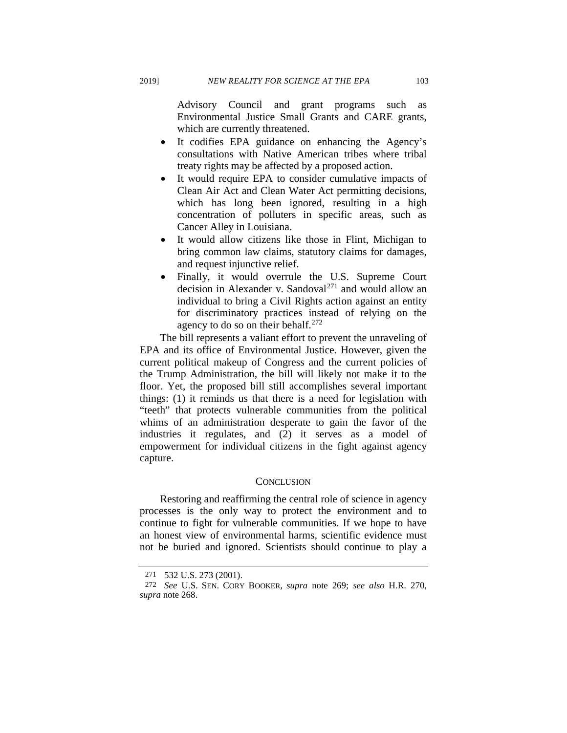Advisory Council and grant programs such as Environmental Justice Small Grants and CARE grants, which are currently threatened.

- It codifies EPA guidance on enhancing the Agency's consultations with Native American tribes where tribal treaty rights may be affected by a proposed action.
- It would require EPA to consider cumulative impacts of Clean Air Act and Clean Water Act permitting decisions, which has long been ignored, resulting in a high concentration of polluters in specific areas, such as Cancer Alley in Louisiana.
- It would allow citizens like those in Flint, Michigan to bring common law claims, statutory claims for damages, and request injunctive relief.
- Finally, it would overrule the U.S. Supreme Court decision in Alexander v. Sandoval[271] and would allow an individual to bring a Civil Rights action against an entity for discriminatory practices instead of relying on the agency to do so on their behalf.[272]

The bill represents a valiant effort to prevent the unraveling of EPA and its office of Environmental Justice. However, given the current political makeup of Congress and the current policies of the Trump Administration, the bill will likely not make it to the floor. Yet, the proposed bill still accomplishes several important things: (1) it reminds us that there is a need for legislation with "teeth" that protects vulnerable communities from the political whims of an administration desperate to gain the favor of the industries it regulates, and (2) it serves as a model of empowerment for individual citizens in the fight against agency capture.

## CONCLUSION

Restoring and reaffirming the central role of science in agency processes is the only way to protect the environment and to continue to fight for vulnerable communities. If we hope to have an honest view of environmental harms, scientific evidence must not be buried and ignored. Scientists should continue to play a

---

271 532 U.S. 273 (2001).

272 *See* U.S. SEN. CORY BOOKER, *supra* note 269; *see also* H.R. 270, *supra* note 268.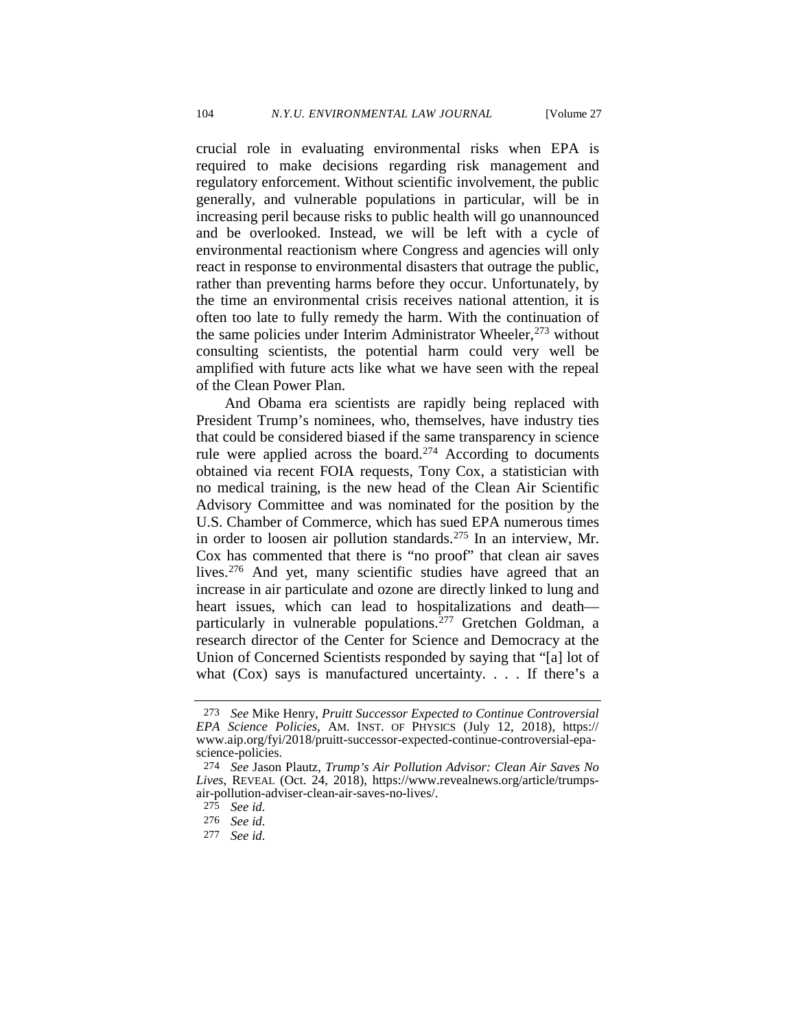crucial role in evaluating environmental risks when EPA is required to make decisions regarding risk management and regulatory enforcement. Without scientific involvement, the public generally, and vulnerable populations in particular, will be in increasing peril because risks to public health will go unannounced and be overlooked. Instead, we will be left with a cycle of environmental reactionism where Congress and agencies will only react in response to environmental disasters that outrage the public, rather than preventing harms before they occur. Unfortunately, by the time an environmental crisis receives national attention, it is often too late to fully remedy the harm. With the continuation of the same policies under Interim Administrator Wheeler,[273] without consulting scientists, the potential harm could very well be amplified with future acts like what we have seen with the repeal of the Clean Power Plan.

And Obama era scientists are rapidly being replaced with President Trump's nominees, who, themselves, have industry ties that could be considered biased if the same transparency in science rule were applied across the board.[274] According to documents obtained via recent FOIA requests, Tony Cox, a statistician with no medical training, is the new head of the Clean Air Scientific Advisory Committee and was nominated for the position by the U.S. Chamber of Commerce, which has sued EPA numerous times in order to loosen air pollution standards.[275] In an interview, Mr. Cox has commented that there is "no proof" that clean air saves lives.[276] And yet, many scientific studies have agreed that an increase in air particulate and ozone are directly linked to lung and heart issues, which can lead to hospitalizations and death—particularly in vulnerable populations.[277] Gretchen Goldman, a research director of the Center for Science and Democracy at the Union of Concerned Scientists responded by saying that "[a] lot of what (Cox) says is manufactured uncertainty. . . . If there's a

---

273 *See* Mike Henry, *Pruitt Successor Expected to Continue Controversial EPA Science Policies*, AM. INST. OF PHYSICS (July 12, 2018), https://www.aip.org/fyi/2018/pruitt-successor-expected-continue-controversial-epa-science-policies.

274 *See* Jason Plautz, *Trump's Air Pollution Advisor: Clean Air Saves No Lives*, REVEAL (Oct. 24, 2018), https://www.revealnews.org/article/trumps-air-pollution-adviser-clean-air-saves-no-lives/.

275 *See id.*

276 *See id.*

277 *See id.*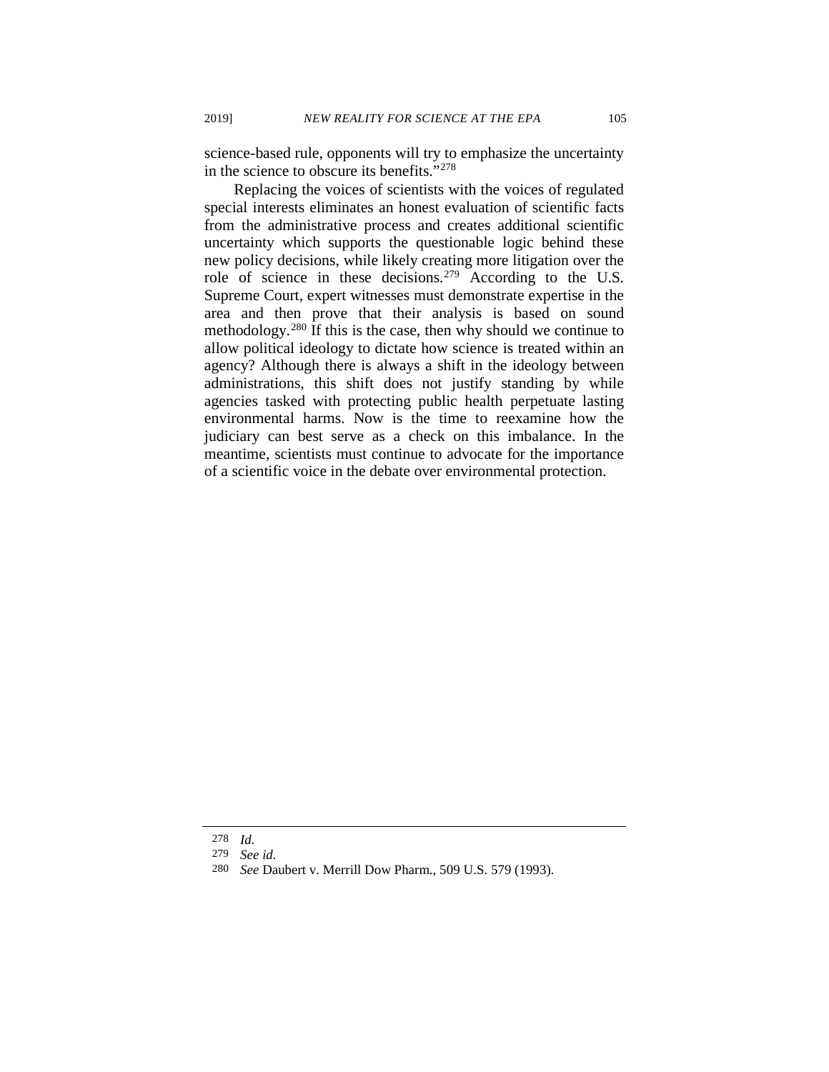science-based rule, opponents will try to emphasize the uncertainty in the science to obscure its benefits."[278]

Replacing the voices of scientists with the voices of regulated special interests eliminates an honest evaluation of scientific facts from the administrative process and creates additional scientific uncertainty which supports the questionable logic behind these new policy decisions, while likely creating more litigation over the role of science in these decisions.[279] According to the U.S. Supreme Court, expert witnesses must demonstrate expertise in the area and then prove that their analysis is based on sound methodology.[280] If this is the case, then why should we continue to allow political ideology to dictate how science is treated within an agency? Although there is always a shift in the ideology between administrations, this shift does not justify standing by while agencies tasked with protecting public health perpetuate lasting environmental harms. Now is the time to reexamine how the judiciary can best serve as a check on this imbalance. In the meantime, scientists must continue to advocate for the importance of a scientific voice in the debate over environmental protection.

---

278 *Id.*

279 *See id.*

280 *See* Daubert v. Merrill Dow Pharm., 509 U.S. 579 (1993).